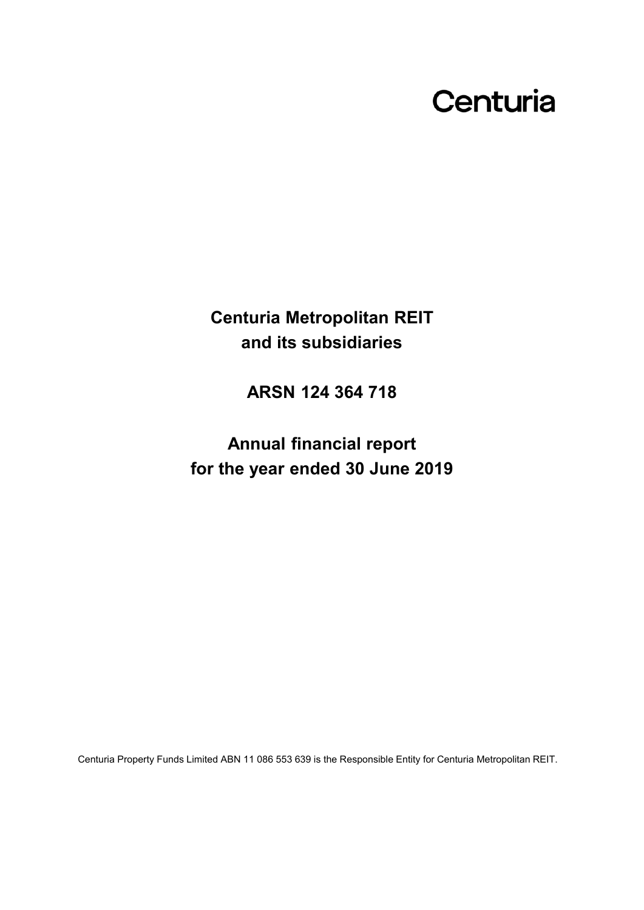Centuria

# Centuria Metropolitan REIT and its subsidiaries

## ARSN 124 364 718

## Annual financial report for the year ended 30 June 2019

Centuria Property Funds Limited ABN 11 086 553 639 is the Responsible Entity for Centuria Metropolitan REIT.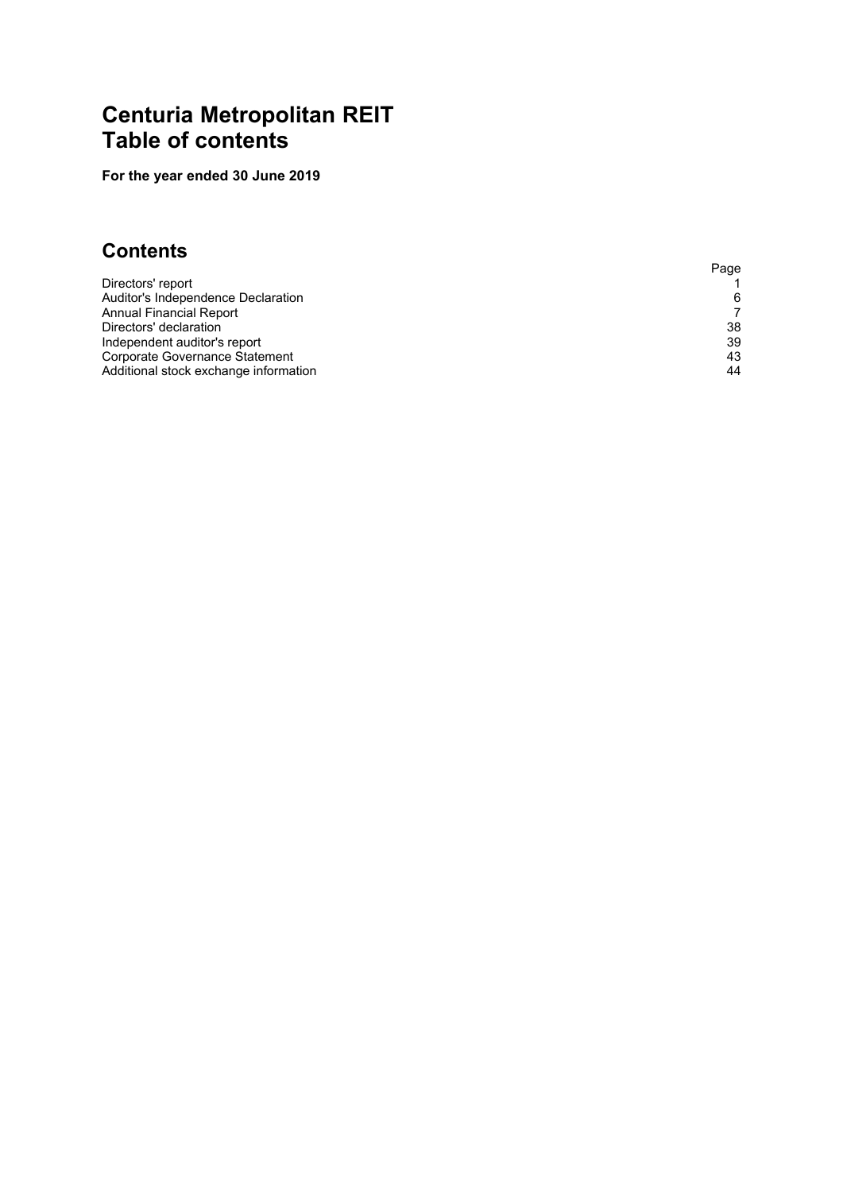# Centuria Metropolitan REIT
# Table of contents

**For the year ended 30 June 2019**

## Contents

| | Page |
|---|---|
| Directors' report | 1 |
| Auditor's Independence Declaration | 6 |
| Annual Financial Report | 7 |
| Directors' declaration | 38 |
| Independent auditor's report | 39 |
| Corporate Governance Statement | 43 |
| Additional stock exchange information | 44 |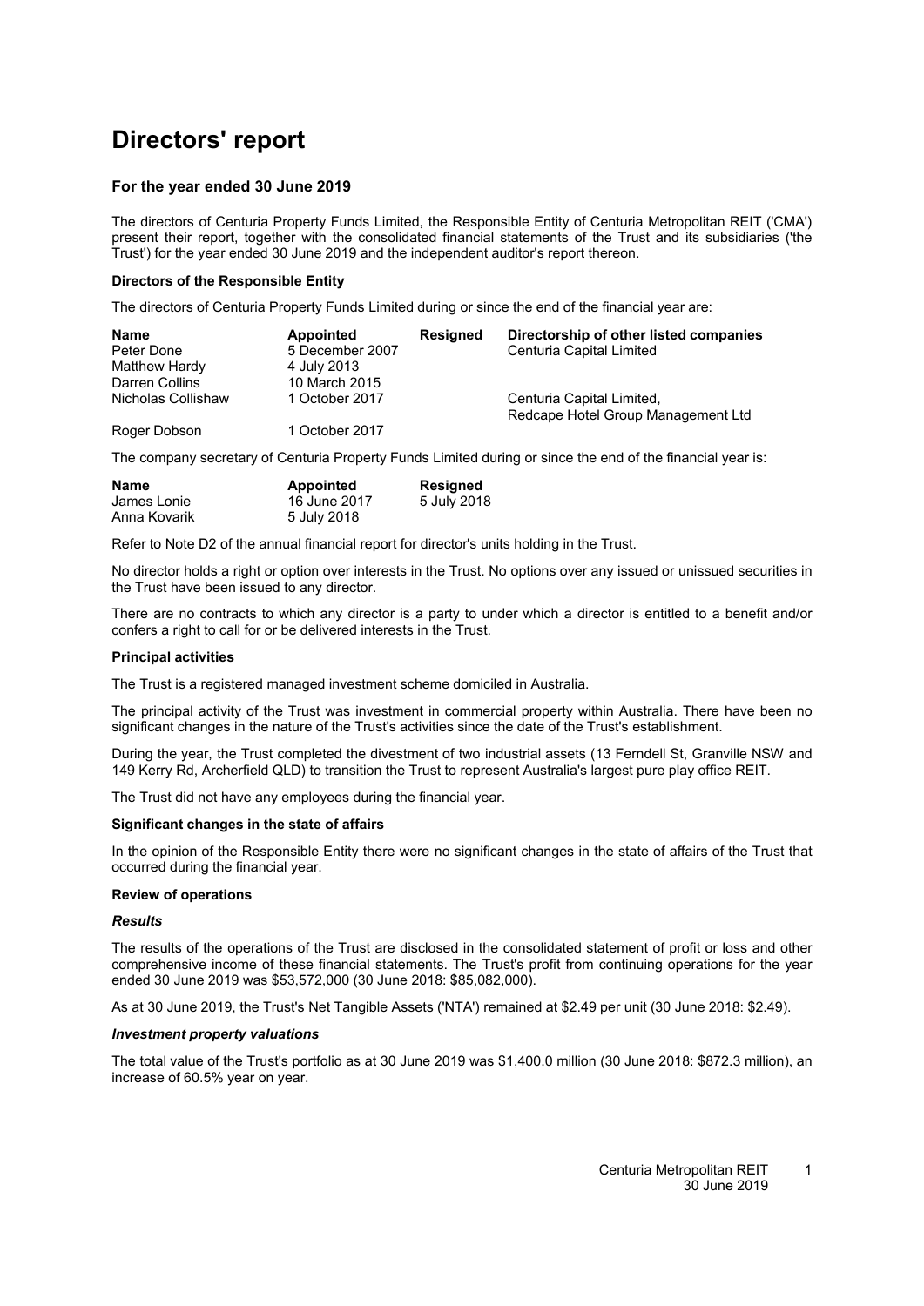# Directors' report

### For the year ended 30 June 2019

The directors of Centuria Property Funds Limited, the Responsible Entity of Centuria Metropolitan REIT ('CMA') present their report, together with the consolidated financial statements of the Trust and its subsidiaries ('the Trust') for the year ended 30 June 2019 and the independent auditor's report thereon.

**Directors of the Responsible Entity**

The directors of Centuria Property Funds Limited during or since the end of the financial year are:

| Name | Appointed | Resigned | Directorship of other listed companies |
|---|---|---|---|
| Peter Done | 5 December 2007 | | Centuria Capital Limited |
| Matthew Hardy | 4 July 2013 | | |
| Darren Collins | 10 March 2015 | | |
| Nicholas Collishaw | 1 October 2017 | | Centuria Capital Limited, Redcape Hotel Group Management Ltd |
| Roger Dobson | 1 October 2017 | | |

The company secretary of Centuria Property Funds Limited during or since the end of the financial year is:

| Name | Appointed | Resigned |
|---|---|---|
| James Lonie | 16 June 2017 | 5 July 2018 |
| Anna Kovarik | 5 July 2018 | |

Refer to Note D2 of the annual financial report for director's units holding in the Trust.

No director holds a right or option over interests in the Trust. No options over any issued or unissued securities in the Trust have been issued to any director.

There are no contracts to which any director is a party to under which a director is entitled to a benefit and/or confers a right to call for or be delivered interests in the Trust.

**Principal activities**

The Trust is a registered managed investment scheme domiciled in Australia.

The principal activity of the Trust was investment in commercial property within Australia. There have been no significant changes in the nature of the Trust's activities since the date of the Trust's establishment.

During the year, the Trust completed the divestment of two industrial assets (13 Ferndell St, Granville NSW and 149 Kerry Rd, Archerfield QLD) to transition the Trust to represent Australia's largest pure play office REIT.

The Trust did not have any employees during the financial year.

**Significant changes in the state of affairs**

In the opinion of the Responsible Entity there were no significant changes in the state of affairs of the Trust that occurred during the financial year.

**Review of operations**

***Results***

The results of the operations of the Trust are disclosed in the consolidated statement of profit or loss and other comprehensive income of these financial statements. The Trust's profit from continuing operations for the year ended 30 June 2019 was $53,572,000 (30 June 2018: $85,082,000).

As at 30 June 2019, the Trust's Net Tangible Assets ('NTA') remained at $2.49 per unit (30 June 2018: $2.49).

***Investment property valuations***

The total value of the Trust's portfolio as at 30 June 2019 was $1,400.0 million (30 June 2018: $872.3 million), an increase of 60.5% year on year.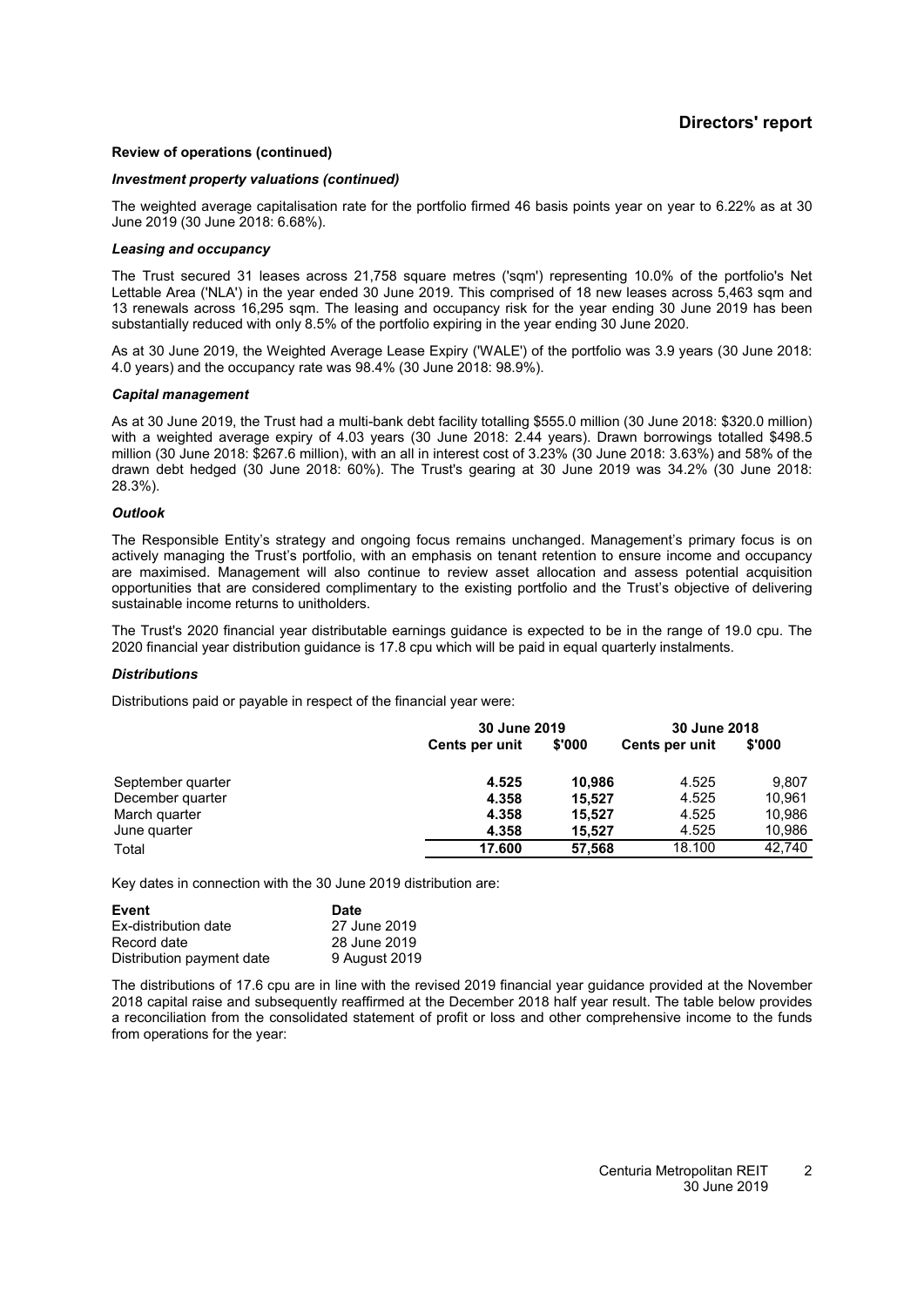## Directors' report

### Review of operations (continued)

#### *Investment property valuations (continued)*

The weighted average capitalisation rate for the portfolio firmed 46 basis points year on year to 6.22% as at 30 June 2019 (30 June 2018: 6.68%).

#### *Leasing and occupancy*

The Trust secured 31 leases across 21,758 square metres ('sqm') representing 10.0% of the portfolio's Net Lettable Area ('NLA') in the year ended 30 June 2019. This comprised of 18 new leases across 5,463 sqm and 13 renewals across 16,295 sqm. The leasing and occupancy risk for the year ending 30 June 2019 has been substantially reduced with only 8.5% of the portfolio expiring in the year ending 30 June 2020.

As at 30 June 2019, the Weighted Average Lease Expiry ('WALE') of the portfolio was 3.9 years (30 June 2018: 4.0 years) and the occupancy rate was 98.4% (30 June 2018: 98.9%).

#### *Capital management*

As at 30 June 2019, the Trust had a multi-bank debt facility totalling $555.0 million (30 June 2018: $320.0 million) with a weighted average expiry of 4.03 years (30 June 2018: 2.44 years). Drawn borrowings totalled $498.5 million (30 June 2018: $267.6 million), with an all in interest cost of 3.23% (30 June 2018: 3.63%) and 58% of the drawn debt hedged (30 June 2018: 60%). The Trust's gearing at 30 June 2019 was 34.2% (30 June 2018: 28.3%).

#### *Outlook*

The Responsible Entity's strategy and ongoing focus remains unchanged. Management's primary focus is on actively managing the Trust's portfolio, with an emphasis on tenant retention to ensure income and occupancy are maximised. Management will also continue to review asset allocation and assess potential acquisition opportunities that are considered complimentary to the existing portfolio and the Trust's objective of delivering sustainable income returns to unitholders.

The Trust's 2020 financial year distributable earnings guidance is expected to be in the range of 19.0 cpu. The 2020 financial year distribution guidance is 17.8 cpu which will be paid in equal quarterly instalments.

#### *Distributions*

Distributions paid or payable in respect of the financial year were:

| | 30 June 2019 | | 30 June 2018 | |
|---|---|---|---|---|
| | Cents per unit | $'000 | Cents per unit | $'000 |
| September quarter | **4.525** | **10,986** | 4.525 | 9,807 |
| December quarter | **4.358** | **15,527** | 4.525 | 10,961 |
| March quarter | **4.358** | **15,527** | 4.525 | 10,986 |
| June quarter | **4.358** | **15,527** | 4.525 | 10,986 |
| Total | **17.600** | **57,568** | 18.100 | 42,740 |

Key dates in connection with the 30 June 2019 distribution are:

| Event | Date |
|---|---|
| Ex-distribution date | 27 June 2019 |
| Record date | 28 June 2019 |
| Distribution payment date | 9 August 2019 |

The distributions of 17.6 cpu are in line with the revised 2019 financial year guidance provided at the November 2018 capital raise and subsequently reaffirmed at the December 2018 half year result. The table below provides a reconciliation from the consolidated statement of profit or loss and other comprehensive income to the funds from operations for the year: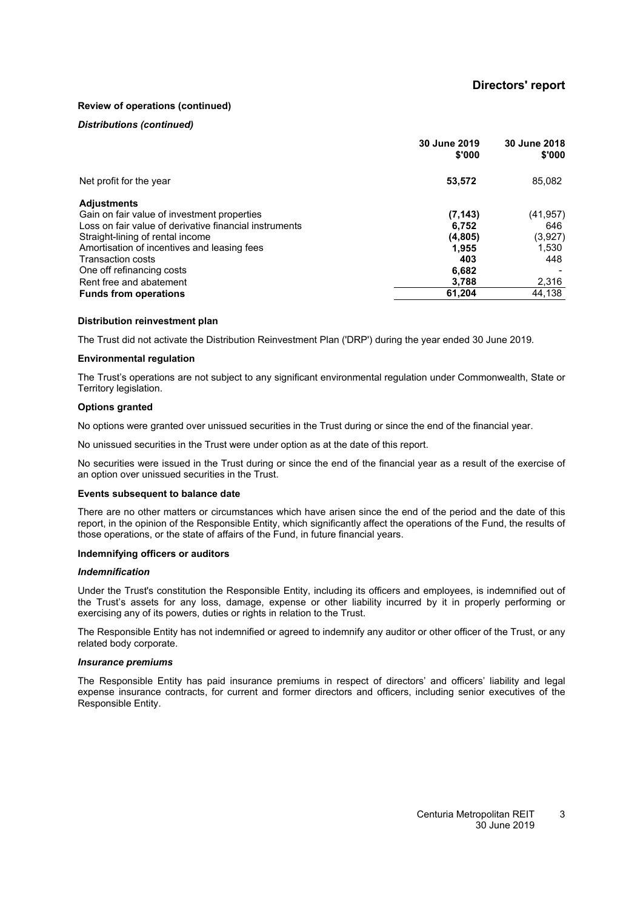## Review of operations (continued)

### *Distributions (continued)*

| | 30 June 2019 $'000 | 30 June 2018 $'000 |
|---|---|---|
| Net profit for the year | **53,572** | 85,082 |
| **Adjustments** | | |
| Gain on fair value of investment properties | **(7,143)** | (41,957) |
| Loss on fair value of derivative financial instruments | **6,752** | 646 |
| Straight-lining of rental income | **(4,805)** | (3,927) |
| Amortisation of incentives and leasing fees | **1,955** | 1,530 |
| Transaction costs | **403** | 448 |
| One off refinancing costs | **6,682** | - |
| Rent free and abatement | **3,788** | 2,316 |
| **Funds from operations** | **61,204** | 44,138 |

### Distribution reinvestment plan

The Trust did not activate the Distribution Reinvestment Plan ('DRP') during the year ended 30 June 2019.

### Environmental regulation

The Trust's operations are not subject to any significant environmental regulation under Commonwealth, State or Territory legislation.

### Options granted

No options were granted over unissued securities in the Trust during or since the end of the financial year.

No unissued securities in the Trust were under option as at the date of this report.

No securities were issued in the Trust during or since the end of the financial year as a result of the exercise of an option over unissued securities in the Trust.

### Events subsequent to balance date

There are no other matters or circumstances which have arisen since the end of the period and the date of this report, in the opinion of the Responsible Entity, which significantly affect the operations of the Fund, the results of those operations, or the state of affairs of the Fund, in future financial years.

### Indemnifying officers or auditors

#### *Indemnification*

Under the Trust's constitution the Responsible Entity, including its officers and employees, is indemnified out of the Trust's assets for any loss, damage, expense or other liability incurred by it in properly performing or exercising any of its powers, duties or rights in relation to the Trust.

The Responsible Entity has not indemnified or agreed to indemnify any auditor or other officer of the Trust, or any related body corporate.

#### *Insurance premiums*

The Responsible Entity has paid insurance premiums in respect of directors' and officers' liability and legal expense insurance contracts, for current and former directors and officers, including senior executives of the Responsible Entity.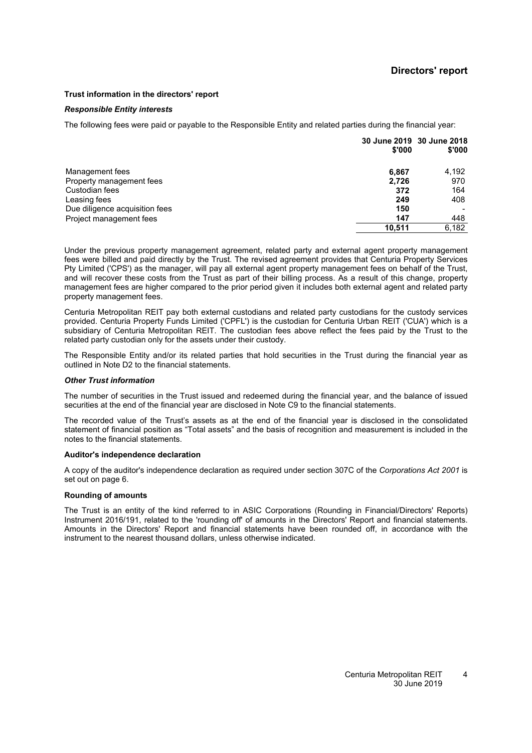## Directors' report

**Trust information in the directors' report**

***Responsible Entity interests***

The following fees were paid or payable to the Responsible Entity and related parties during the financial year:

| | 30 June 2019 $'000 | 30 June 2018 $'000 |
|---|---|---|
| Management fees | **6,867** | 4,192 |
| Property management fees | **2,726** | 970 |
| Custodian fees | **372** | 164 |
| Leasing fees | **249** | 408 |
| Due diligence acquisition fees | **150** | - |
| Project management fees | **147** | 448 |
| | **10,511** | 6,182 |

Under the previous property management agreement, related party and external agent property management fees were billed and paid directly by the Trust. The revised agreement provides that Centuria Property Services Pty Limited ('CPS') as the manager, will pay all external agent property management fees on behalf of the Trust, and will recover these costs from the Trust as part of their billing process. As a result of this change, property management fees are higher compared to the prior period given it includes both external agent and related party property management fees.

Centuria Metropolitan REIT pay both external custodians and related party custodians for the custody services provided. Centuria Property Funds Limited ('CPFL') is the custodian for Centuria Urban REIT ('CUA') which is a subsidiary of Centuria Metropolitan REIT. The custodian fees above reflect the fees paid by the Trust to the related party custodian only for the assets under their custody.

The Responsible Entity and/or its related parties that hold securities in the Trust during the financial year as outlined in Note D2 to the financial statements.

***Other Trust information***

The number of securities in the Trust issued and redeemed during the financial year, and the balance of issued securities at the end of the financial year are disclosed in Note C9 to the financial statements.

The recorded value of the Trust's assets as at the end of the financial year is disclosed in the consolidated statement of financial position as "Total assets" and the basis of recognition and measurement is included in the notes to the financial statements.

**Auditor's independence declaration**

A copy of the auditor's independence declaration as required under section 307C of the *Corporations Act 2001* is set out on page 6.

**Rounding of amounts**

The Trust is an entity of the kind referred to in ASIC Corporations (Rounding in Financial/Directors' Reports) Instrument 2016/191, related to the 'rounding off' of amounts in the Directors' Report and financial statements. Amounts in the Directors' Report and financial statements have been rounded off, in accordance with the instrument to the nearest thousand dollars, unless otherwise indicated.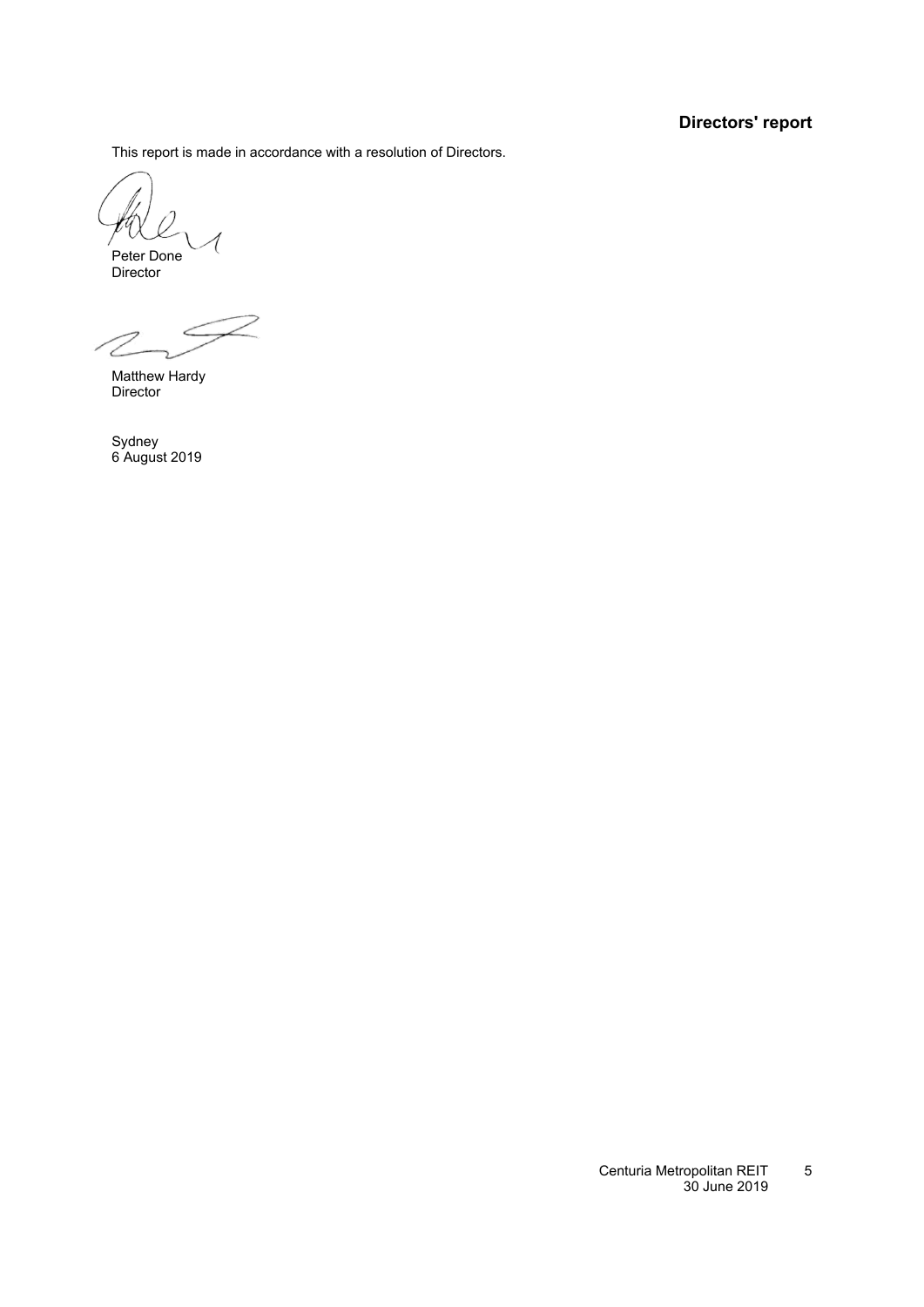## Directors' report

This report is made in accordance with a resolution of Directors.

Peter Done
Director

Matthew Hardy
Director

Sydney
6 August 2019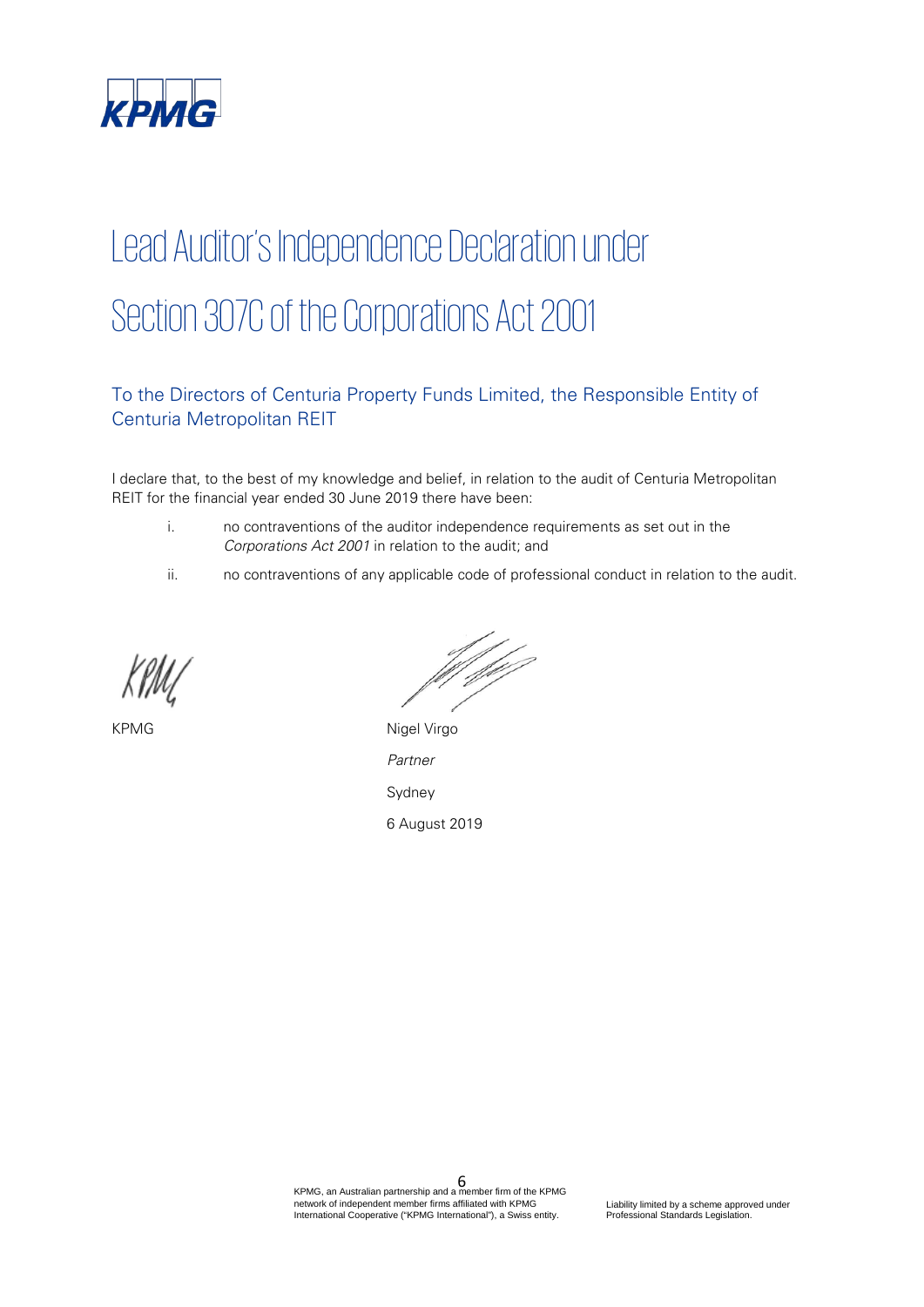# Lead Auditor's Independence Declaration under Section 307C of the Corporations Act 2001

## To the Directors of Centuria Property Funds Limited, the Responsible Entity of Centuria Metropolitan REIT

I declare that, to the best of my knowledge and belief, in relation to the audit of Centuria Metropolitan REIT for the financial year ended 30 June 2019 there have been:

i. no contraventions of the auditor independence requirements as set out in the *Corporations Act 2001* in relation to the audit; and

ii. no contraventions of any applicable code of professional conduct in relation to the audit.

KPMG

Nigel Virgo

*Partner*

Sydney

6 August 2019

KPMG, an Australian partnership and a member firm of the KPMG network of independent member firms affiliated with KPMG International Cooperative ("KPMG International"), a Swiss entity.

Liability limited by a scheme approved under Professional Standards Legislation.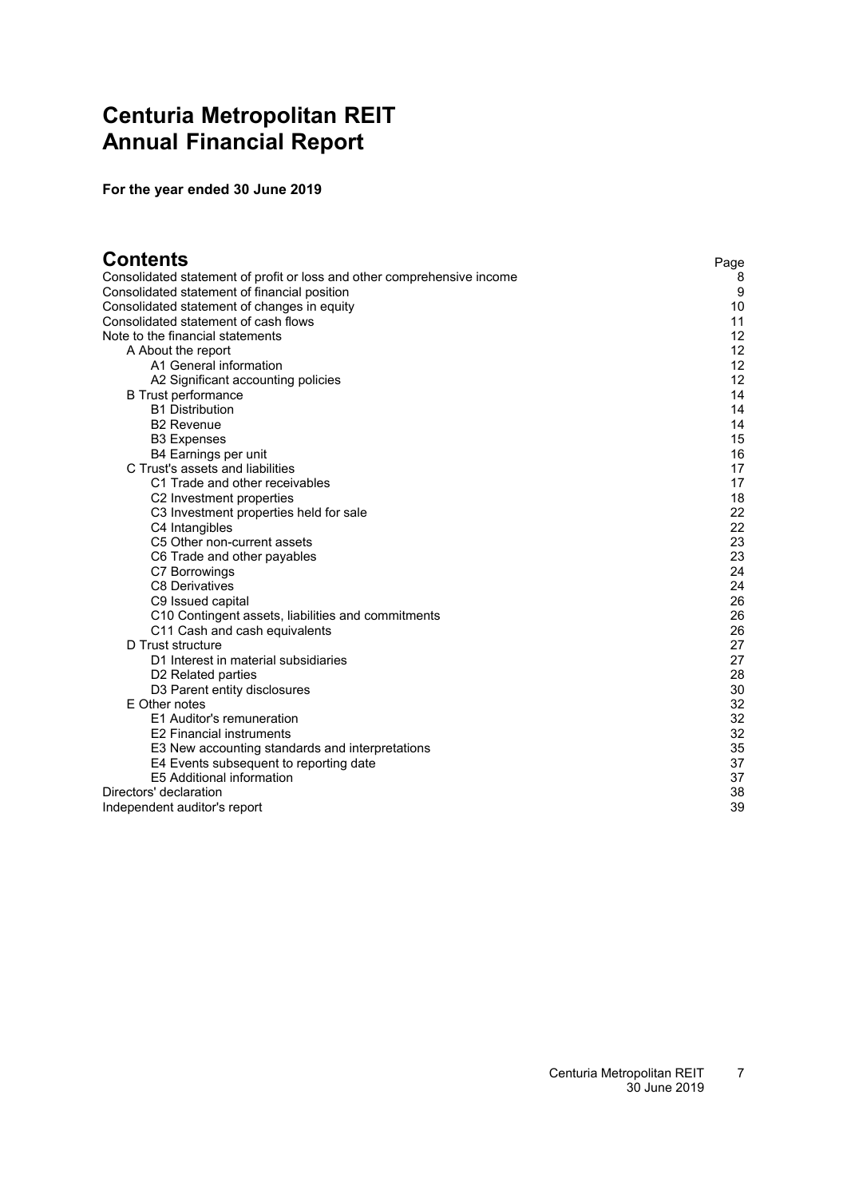# Centuria Metropolitan REIT
# Annual Financial Report

**For the year ended 30 June 2019**

## Contents

| | Page |
|---|---|
| Consolidated statement of profit or loss and other comprehensive income | 8 |
| Consolidated statement of financial position | 9 |
| Consolidated statement of changes in equity | 10 |
| Consolidated statement of cash flows | 11 |
| Note to the financial statements | 12 |
| A About the report | 12 |
| A1 General information | 12 |
| A2 Significant accounting policies | 12 |
| B Trust performance | 14 |
| B1 Distribution | 14 |
| B2 Revenue | 14 |
| B3 Expenses | 15 |
| B4 Earnings per unit | 16 |
| C Trust's assets and liabilities | 17 |
| C1 Trade and other receivables | 17 |
| C2 Investment properties | 18 |
| C3 Investment properties held for sale | 22 |
| C4 Intangibles | 22 |
| C5 Other non-current assets | 23 |
| C6 Trade and other payables | 23 |
| C7 Borrowings | 24 |
| C8 Derivatives | 24 |
| C9 Issued capital | 26 |
| C10 Contingent assets, liabilities and commitments | 26 |
| C11 Cash and cash equivalents | 26 |
| D Trust structure | 27 |
| D1 Interest in material subsidiaries | 27 |
| D2 Related parties | 28 |
| D3 Parent entity disclosures | 30 |
| E Other notes | 32 |
| E1 Auditor's remuneration | 32 |
| E2 Financial instruments | 32 |
| E3 New accounting standards and interpretations | 35 |
| E4 Events subsequent to reporting date | 37 |
| E5 Additional information | 37 |
| Directors' declaration | 38 |
| Independent auditor's report | 39 |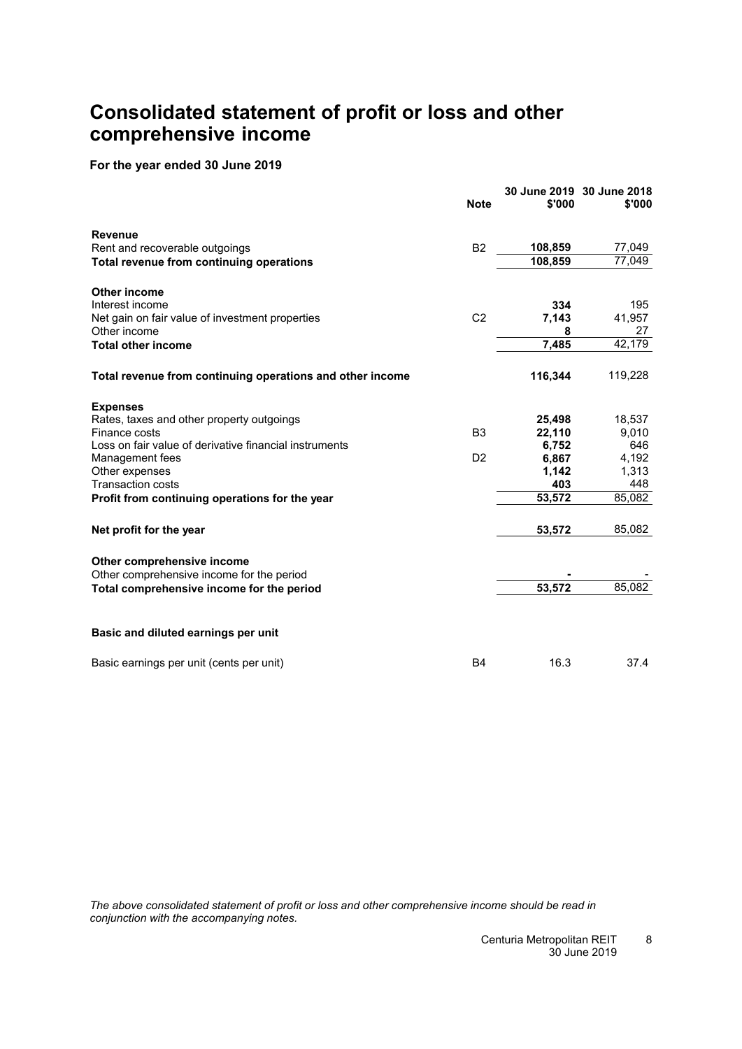# Consolidated statement of profit or loss and other comprehensive income

**For the year ended 30 June 2019**

| | Note | 30 June 2019 $'000 | 30 June 2018 $'000 |
|---|---|---|---|
| **Revenue** | | | |
| Rent and recoverable outgoings | B2 | **108,859** | 77,049 |
| **Total revenue from continuing operations** | | **108,859** | 77,049 |
| | | | |
| **Other income** | | | |
| Interest income | | **334** | 195 |
| Net gain on fair value of investment properties | C2 | **7,143** | 41,957 |
| Other income | | **8** | 27 |
| **Total other income** | | **7,485** | 42,179 |
| | | | |
| **Total revenue from continuing operations and other income** | | **116,344** | 119,228 |
| | | | |
| **Expenses** | | | |
| Rates, taxes and other property outgoings | | **25,498** | 18,537 |
| Finance costs | B3 | **22,110** | 9,010 |
| Loss on fair value of derivative financial instruments | | **6,752** | 646 |
| Management fees | D2 | **6,867** | 4,192 |
| Other expenses | | **1,142** | 1,313 |
| Transaction costs | | **403** | 448 |
| **Profit from continuing operations for the year** | | **53,572** | 85,082 |
| | | | |
| **Net profit for the year** | | **53,572** | 85,082 |
| | | | |
| **Other comprehensive income** | | | |
| Other comprehensive income for the period | | **-** | - |
| **Total comprehensive income for the period** | | **53,572** | 85,082 |
| | | | |
| **Basic and diluted earnings per unit** | | | |
| | | | |
| Basic earnings per unit (cents per unit) | B4 | 16.3 | 37.4 |

*The above consolidated statement of profit or loss and other comprehensive income should be read in conjunction with the accompanying notes.*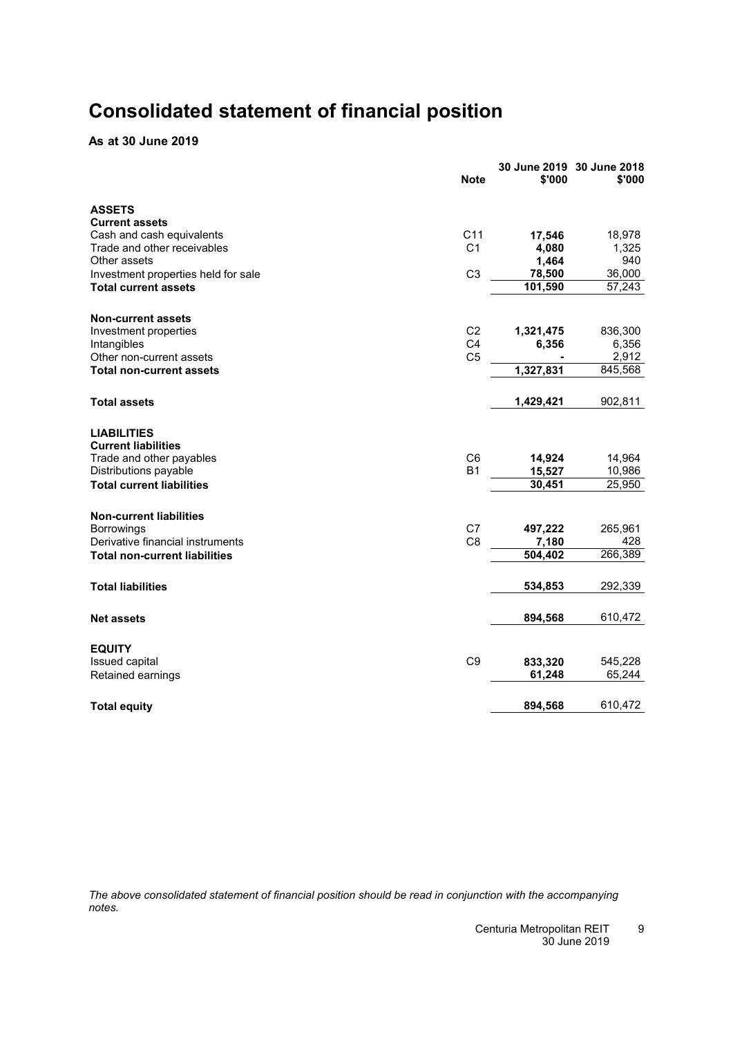# Consolidated statement of financial position

**As at 30 June 2019**

| | Note | 30 June 2019 $'000 | 30 June 2018 $'000 |
|---|---|---|---|
| **ASSETS** | | | |
| **Current assets** | | | |
| Cash and cash equivalents | C11 | **17,546** | 18,978 |
| Trade and other receivables | C1 | **4,080** | 1,325 |
| Other assets | | **1,464** | 940 |
| Investment properties held for sale | C3 | **78,500** | 36,000 |
| **Total current assets** | | **101,590** | 57,243 |
| | | | |
| **Non-current assets** | | | |
| Investment properties | C2 | **1,321,475** | 836,300 |
| Intangibles | C4 | **6,356** | 6,356 |
| Other non-current assets | C5 | **-** | 2,912 |
| **Total non-current assets** | | **1,327,831** | 845,568 |
| | | | |
| **Total assets** | | **1,429,421** | 902,811 |
| | | | |
| **LIABILITIES** | | | |
| **Current liabilities** | | | |
| Trade and other payables | C6 | **14,924** | 14,964 |
| Distributions payable | B1 | **15,527** | 10,986 |
| **Total current liabilities** | | **30,451** | 25,950 |
| | | | |
| **Non-current liabilities** | | | |
| Borrowings | C7 | **497,222** | 265,961 |
| Derivative financial instruments | C8 | **7,180** | 428 |
| **Total non-current liabilities** | | **504,402** | 266,389 |
| | | | |
| **Total liabilities** | | **534,853** | 292,339 |
| | | | |
| **Net assets** | | **894,568** | 610,472 |
| | | | |
| **EQUITY** | | | |
| Issued capital | C9 | **833,320** | 545,228 |
| Retained earnings | | **61,248** | 65,244 |
| | | | |
| **Total equity** | | **894,568** | 610,472 |

*The above consolidated statement of financial position should be read in conjunction with the accompanying notes.*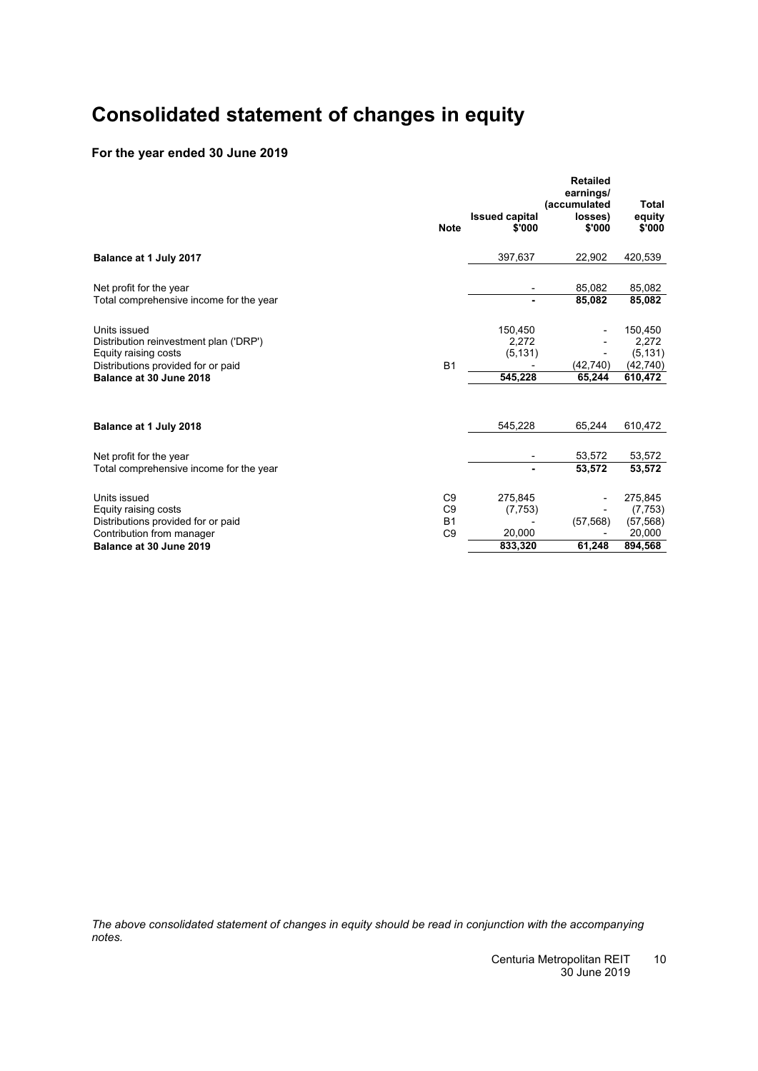# Consolidated statement of changes in equity

### For the year ended 30 June 2019

| | Note | Issued capital $'000 | Retailed earnings/ (accumulated losses) $'000 | Total equity $'000 |
|---|---|---|---|---|
| **Balance at 1 July 2017** | | 397,637 | 22,902 | 420,539 |
| Net profit for the year | | - | 85,082 | 85,082 |
| Total comprehensive income for the year | | **-** | **85,082** | **85,082** |
| Units issued | | 150,450 | - | 150,450 |
| Distribution reinvestment plan ('DRP') | | 2,272 | - | 2,272 |
| Equity raising costs | | (5,131) | - | (5,131) |
| Distributions provided for or paid | B1 | - | (42,740) | (42,740) |
| **Balance at 30 June 2018** | | **545,228** | **65,244** | **610,472** |
| | | | | |
| **Balance at 1 July 2018** | | 545,228 | 65,244 | 610,472 |
| Net profit for the year | | - | 53,572 | 53,572 |
| Total comprehensive income for the year | | **-** | **53,572** | **53,572** |
| Units issued | C9 | 275,845 | - | 275,845 |
| Equity raising costs | C9 | (7,753) | - | (7,753) |
| Distributions provided for or paid | B1 | - | (57,568) | (57,568) |
| Contribution from manager | C9 | 20,000 | - | 20,000 |
| **Balance at 30 June 2019** | | **833,320** | **61,248** | **894,568** |

*The above consolidated statement of changes in equity should be read in conjunction with the accompanying notes.*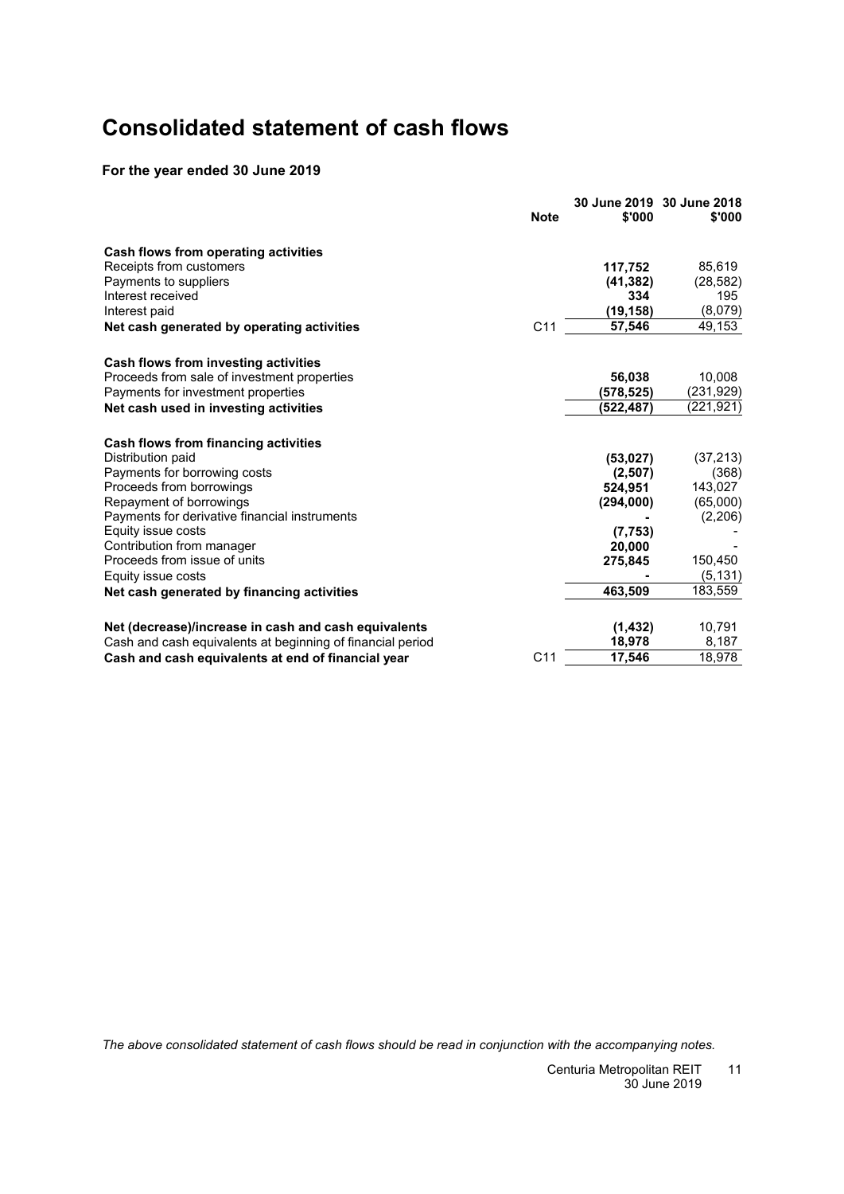# Consolidated statement of cash flows

**For the year ended 30 June 2019**

| | Note | 30 June 2019 $'000 | 30 June 2018 $'000 |
|---|---|---|---|
| **Cash flows from operating activities** | | | |
| Receipts from customers | | **117,752** | 85,619 |
| Payments to suppliers | | **(41,382)** | (28,582) |
| Interest received | | **334** | 195 |
| Interest paid | | **(19,158)** | (8,079) |
| **Net cash generated by operating activities** | C11 | **57,546** | 49,153 |
| | | | |
| **Cash flows from investing activities** | | | |
| Proceeds from sale of investment properties | | **56,038** | 10,008 |
| Payments for investment properties | | **(578,525)** | (231,929) |
| **Net cash used in investing activities** | | **(522,487)** | (221,921) |
| | | | |
| **Cash flows from financing activities** | | | |
| Distribution paid | | **(53,027)** | (37,213) |
| Payments for borrowing costs | | **(2,507)** | (368) |
| Proceeds from borrowings | | **524,951** | 143,027 |
| Repayment of borrowings | | **(294,000)** | (65,000) |
| Payments for derivative financial instruments | | **-** | (2,206) |
| Equity issue costs | | **(7,753)** | - |
| Contribution from manager | | **20,000** | - |
| Proceeds from issue of units | | **275,845** | 150,450 |
| Equity issue costs | | **-** | (5,131) |
| **Net cash generated by financing activities** | | **463,509** | 183,559 |
| | | | |
| **Net (decrease)/increase in cash and cash equivalents** | | **(1,432)** | 10,791 |
| Cash and cash equivalents at beginning of financial period | | **18,978** | 8,187 |
| **Cash and cash equivalents at end of financial year** | C11 | **17,546** | 18,978 |

*The above consolidated statement of cash flows should be read in conjunction with the accompanying notes.*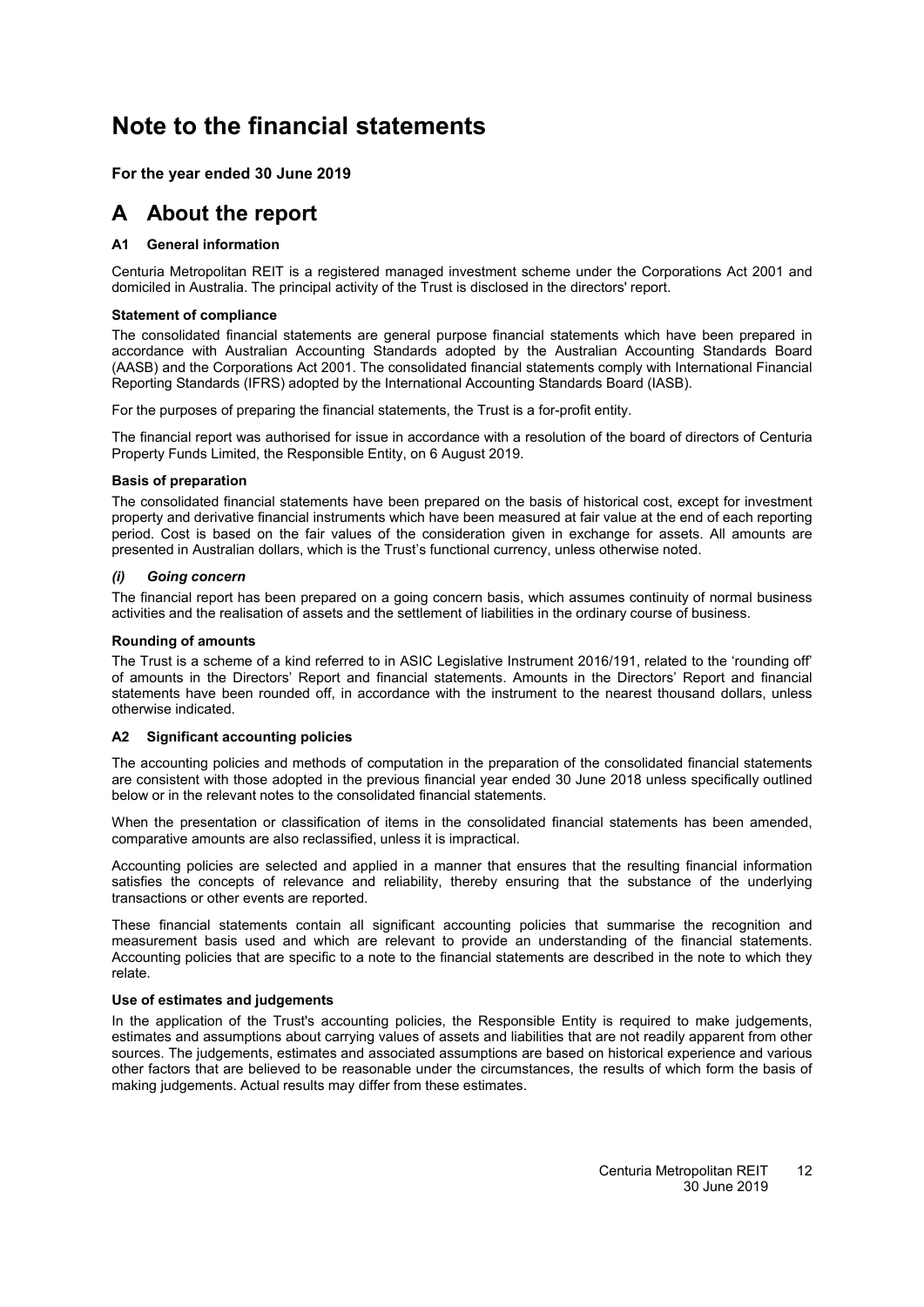# Note to the financial statements

**For the year ended 30 June 2019**

# A About the report

### A1 General information

Centuria Metropolitan REIT is a registered managed investment scheme under the Corporations Act 2001 and domiciled in Australia. The principal activity of the Trust is disclosed in the directors' report.

**Statement of compliance**

The consolidated financial statements are general purpose financial statements which have been prepared in accordance with Australian Accounting Standards adopted by the Australian Accounting Standards Board (AASB) and the Corporations Act 2001. The consolidated financial statements comply with International Financial Reporting Standards (IFRS) adopted by the International Accounting Standards Board (IASB).

For the purposes of preparing the financial statements, the Trust is a for-profit entity.

The financial report was authorised for issue in accordance with a resolution of the board of directors of Centuria Property Funds Limited, the Responsible Entity, on 6 August 2019.

**Basis of preparation**

The consolidated financial statements have been prepared on the basis of historical cost, except for investment property and derivative financial instruments which have been measured at fair value at the end of each reporting period. Cost is based on the fair values of the consideration given in exchange for assets. All amounts are presented in Australian dollars, which is the Trust's functional currency, unless otherwise noted.

***(i) Going concern***

The financial report has been prepared on a going concern basis, which assumes continuity of normal business activities and the realisation of assets and the settlement of liabilities in the ordinary course of business.

**Rounding of amounts**

The Trust is a scheme of a kind referred to in ASIC Legislative Instrument 2016/191, related to the 'rounding off' of amounts in the Directors' Report and financial statements. Amounts in the Directors' Report and financial statements have been rounded off, in accordance with the instrument to the nearest thousand dollars, unless otherwise indicated.

### A2 Significant accounting policies

The accounting policies and methods of computation in the preparation of the consolidated financial statements are consistent with those adopted in the previous financial year ended 30 June 2018 unless specifically outlined below or in the relevant notes to the consolidated financial statements.

When the presentation or classification of items in the consolidated financial statements has been amended, comparative amounts are also reclassified, unless it is impractical.

Accounting policies are selected and applied in a manner that ensures that the resulting financial information satisfies the concepts of relevance and reliability, thereby ensuring that the substance of the underlying transactions or other events are reported.

These financial statements contain all significant accounting policies that summarise the recognition and measurement basis used and which are relevant to provide an understanding of the financial statements. Accounting policies that are specific to a note to the financial statements are described in the note to which they relate.

**Use of estimates and judgements**

In the application of the Trust's accounting policies, the Responsible Entity is required to make judgements, estimates and assumptions about carrying values of assets and liabilities that are not readily apparent from other sources. The judgements, estimates and associated assumptions are based on historical experience and various other factors that are believed to be reasonable under the circumstances, the results of which form the basis of making judgements. Actual results may differ from these estimates.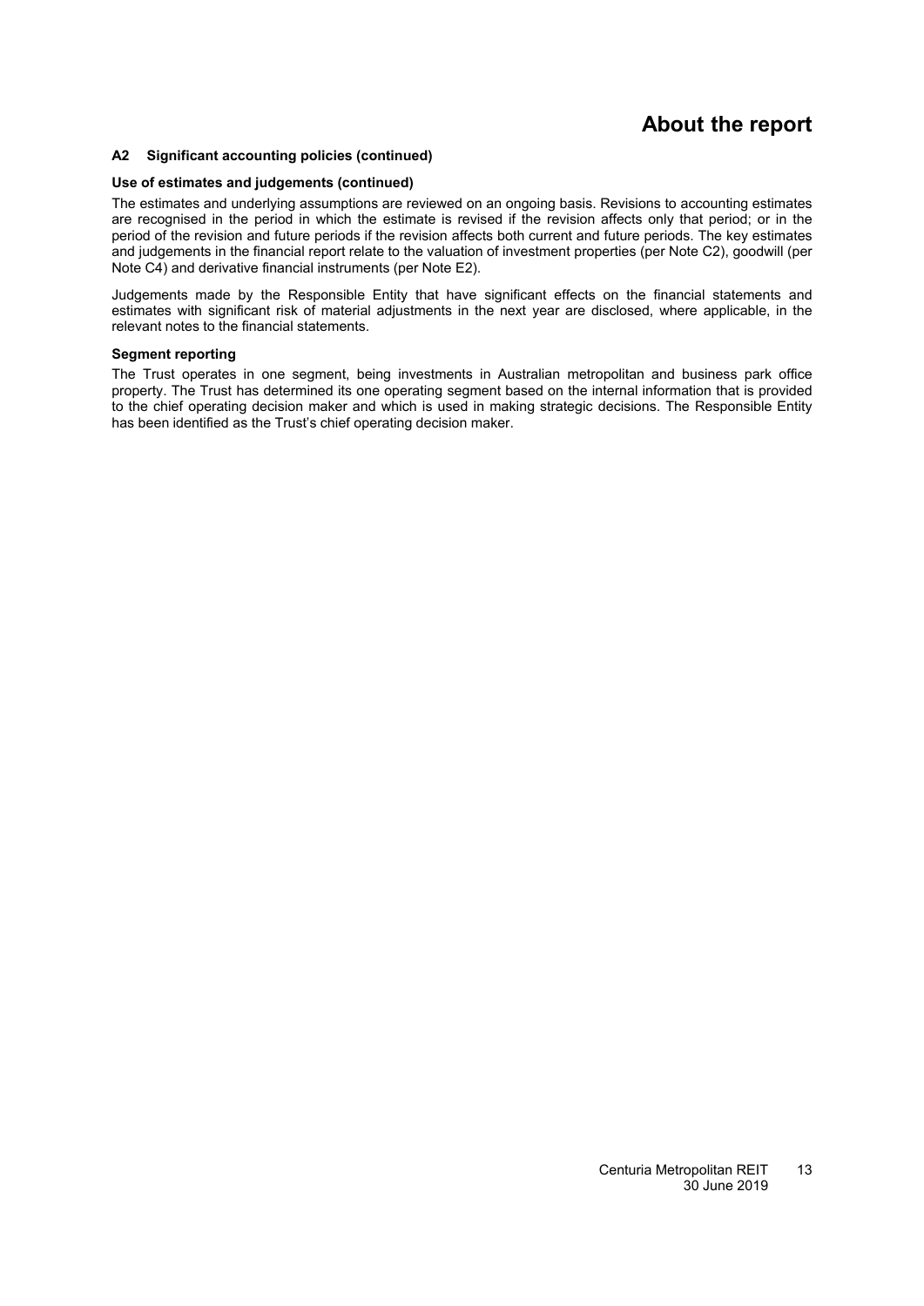## A2 Significant accounting policies (continued)

### Use of estimates and judgements (continued)

The estimates and underlying assumptions are reviewed on an ongoing basis. Revisions to accounting estimates are recognised in the period in which the estimate is revised if the revision affects only that period; or in the period of the revision and future periods if the revision affects both current and future periods. The key estimates and judgements in the financial report relate to the valuation of investment properties (per Note C2), goodwill (per Note C4) and derivative financial instruments (per Note E2).

Judgements made by the Responsible Entity that have significant effects on the financial statements and estimates with significant risk of material adjustments in the next year are disclosed, where applicable, in the relevant notes to the financial statements.

### Segment reporting

The Trust operates in one segment, being investments in Australian metropolitan and business park office property. The Trust has determined its one operating segment based on the internal information that is provided to the chief operating decision maker and which is used in making strategic decisions. The Responsible Entity has been identified as the Trust's chief operating decision maker.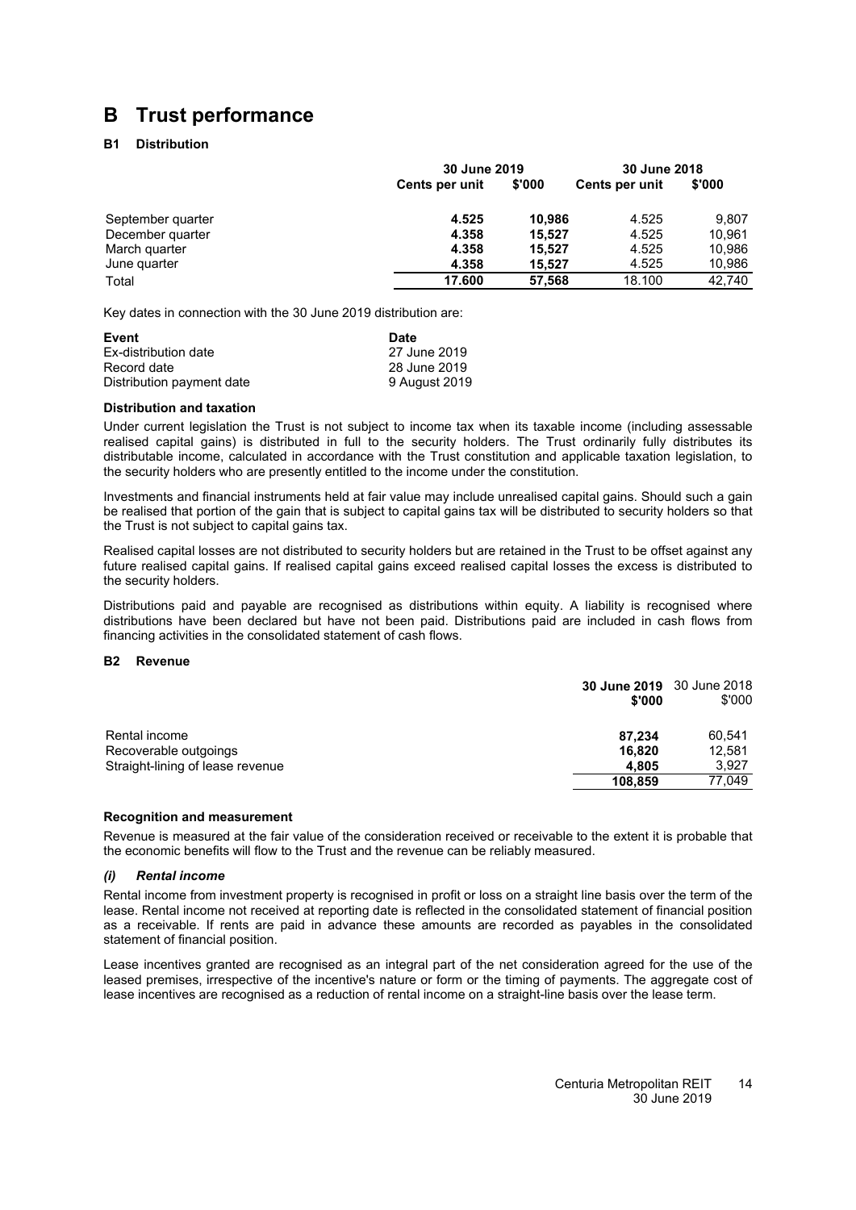# B Trust performance

### B1 Distribution

| | 30 June 2019 | | 30 June 2018 | |
|---|---|---|---|---|
| | **Cents per unit** | **$'000** | **Cents per unit** | **$'000** |
| September quarter | **4.525** | **10,986** | 4.525 | 9,807 |
| December quarter | **4.358** | **15,527** | 4.525 | 10,961 |
| March quarter | **4.358** | **15,527** | 4.525 | 10,986 |
| June quarter | **4.358** | **15,527** | 4.525 | 10,986 |
| Total | **17.600** | **57,568** | 18.100 | 42,740 |

Key dates in connection with the 30 June 2019 distribution are:

| Event | Date |
|---|---|
| Ex-distribution date | 27 June 2019 |
| Record date | 28 June 2019 |
| Distribution payment date | 9 August 2019 |

**Distribution and taxation**

Under current legislation the Trust is not subject to income tax when its taxable income (including assessable realised capital gains) is distributed in full to the security holders. The Trust ordinarily fully distributes its distributable income, calculated in accordance with the Trust constitution and applicable taxation legislation, to the security holders who are presently entitled to the income under the constitution.

Investments and financial instruments held at fair value may include unrealised capital gains. Should such a gain be realised that portion of the gain that is subject to capital gains tax will be distributed to security holders so that the Trust is not subject to capital gains tax.

Realised capital losses are not distributed to security holders but are retained in the Trust to be offset against any future realised capital gains. If realised capital gains exceed realised capital losses the excess is distributed to the security holders.

Distributions paid and payable are recognised as distributions within equity. A liability is recognised where distributions have been declared but have not been paid. Distributions paid are included in cash flows from financing activities in the consolidated statement of cash flows.

### B2 Revenue

| | **30 June 2019** | 30 June 2018 |
|---|---|---|
| | **$'000** | $'000 |
| Rental income | **87,234** | 60,541 |
| Recoverable outgoings | **16,820** | 12,581 |
| Straight-lining of lease revenue | **4,805** | 3,927 |
| | **108,859** | 77,049 |

**Recognition and measurement**

Revenue is measured at the fair value of the consideration received or receivable to the extent it is probable that the economic benefits will flow to the Trust and the revenue can be reliably measured.

***(i) Rental income***

Rental income from investment property is recognised in profit or loss on a straight line basis over the term of the lease. Rental income not received at reporting date is reflected in the consolidated statement of financial position as a receivable. If rents are paid in advance these amounts are recorded as payables in the consolidated statement of financial position.

Lease incentives granted are recognised as an integral part of the net consideration agreed for the use of the leased premises, irrespective of the incentive's nature or form or the timing of payments. The aggregate cost of lease incentives are recognised as a reduction of rental income on a straight-line basis over the lease term.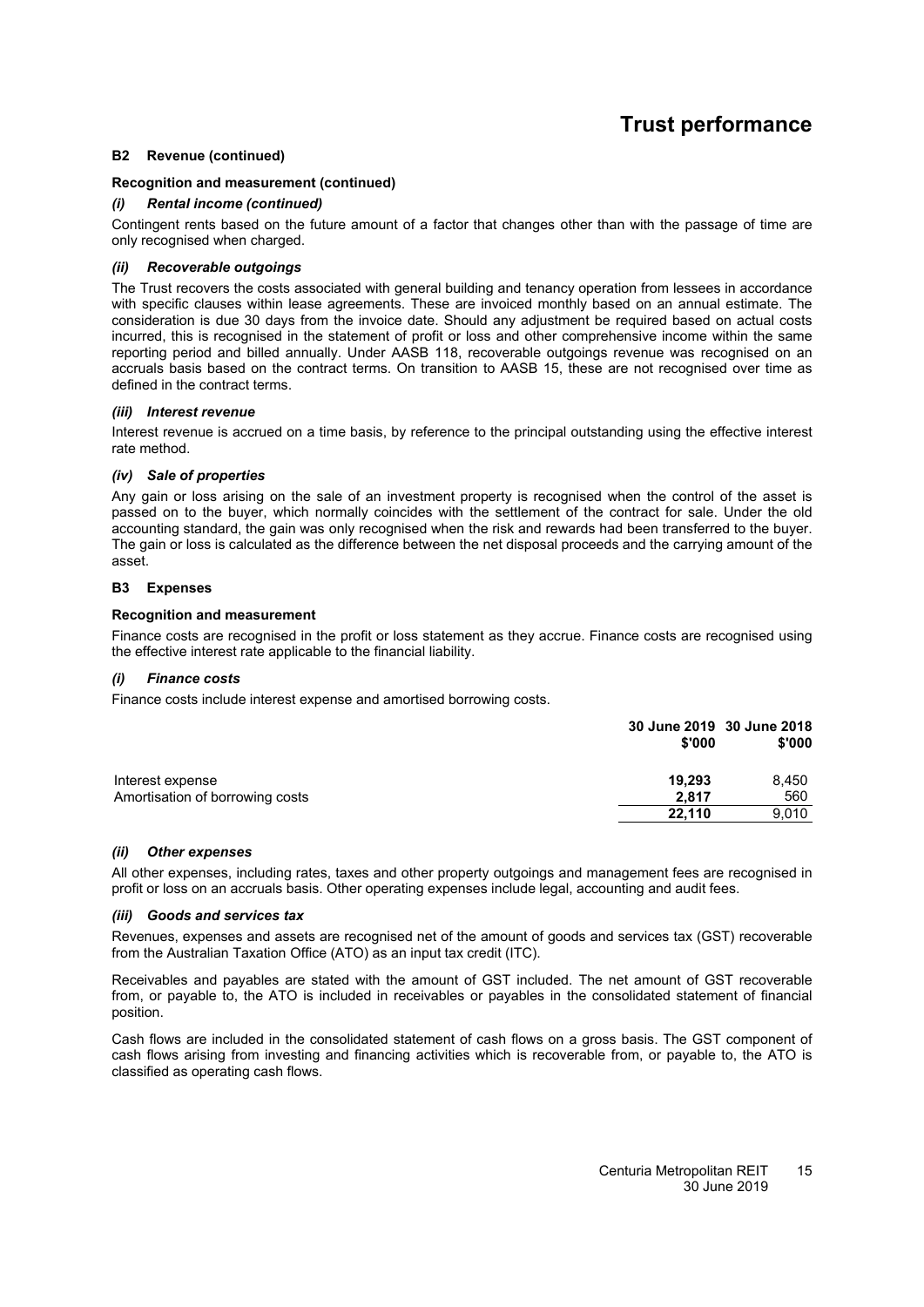# Trust performance

### B2 Revenue (continued)

#### Recognition and measurement (continued)

#### *(i) Rental income (continued)*

Contingent rents based on the future amount of a factor that changes other than with the passage of time are only recognised when charged.

#### *(ii) Recoverable outgoings*

The Trust recovers the costs associated with general building and tenancy operation from lessees in accordance with specific clauses within lease agreements. These are invoiced monthly based on an annual estimate. The consideration is due 30 days from the invoice date. Should any adjustment be required based on actual costs incurred, this is recognised in the statement of profit or loss and other comprehensive income within the same reporting period and billed annually. Under AASB 118, recoverable outgoings revenue was recognised on an accruals basis based on the contract terms. On transition to AASB 15, these are not recognised over time as defined in the contract terms.

#### *(iii) Interest revenue*

Interest revenue is accrued on a time basis, by reference to the principal outstanding using the effective interest rate method.

#### *(iv) Sale of properties*

Any gain or loss arising on the sale of an investment property is recognised when the control of the asset is passed on to the buyer, which normally coincides with the settlement of the contract for sale. Under the old accounting standard, the gain was only recognised when the risk and rewards had been transferred to the buyer. The gain or loss is calculated as the difference between the net disposal proceeds and the carrying amount of the asset.

### B3 Expenses

#### Recognition and measurement

Finance costs are recognised in the profit or loss statement as they accrue. Finance costs are recognised using the effective interest rate applicable to the financial liability.

#### *(i) Finance costs*

Finance costs include interest expense and amortised borrowing costs.

| | 30 June 2019 $'000 | 30 June 2018 $'000 |
|---|---|---|
| Interest expense | **19,293** | 8,450 |
| Amortisation of borrowing costs | **2,817** | 560 |
| | **22,110** | 9,010 |

#### *(ii) Other expenses*

All other expenses, including rates, taxes and other property outgoings and management fees are recognised in profit or loss on an accruals basis. Other operating expenses include legal, accounting and audit fees.

#### *(iii) Goods and services tax*

Revenues, expenses and assets are recognised net of the amount of goods and services tax (GST) recoverable from the Australian Taxation Office (ATO) as an input tax credit (ITC).

Receivables and payables are stated with the amount of GST included. The net amount of GST recoverable from, or payable to, the ATO is included in receivables or payables in the consolidated statement of financial position.

Cash flows are included in the consolidated statement of cash flows on a gross basis. The GST component of cash flows arising from investing and financing activities which is recoverable from, or payable to, the ATO is classified as operating cash flows.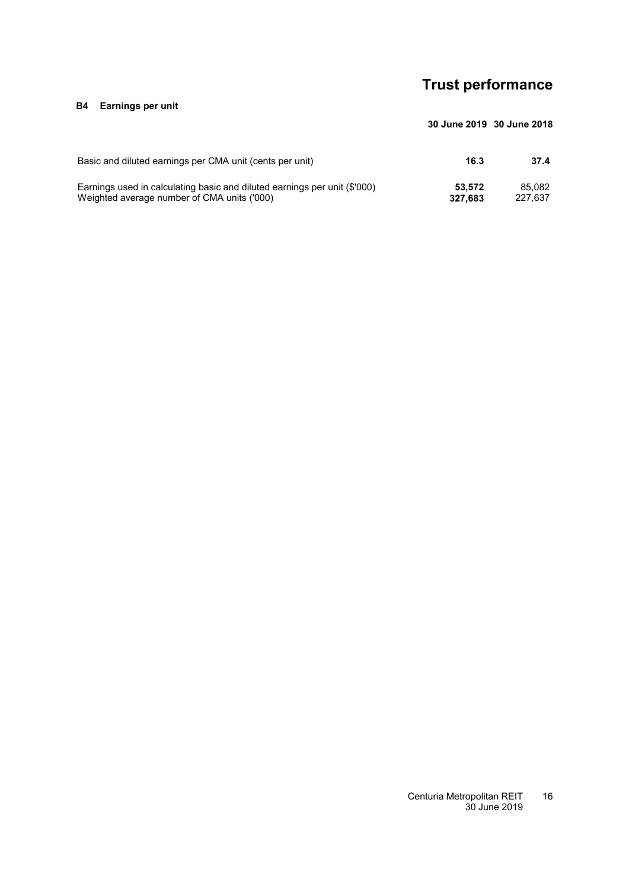# Trust performance

## B4 Earnings per unit

| | 30 June 2019 | 30 June 2018 |
|---|---|---|
| Basic and diluted earnings per CMA unit (cents per unit) | **16.3** | **37.4** |
| Earnings used in calculating basic and diluted earnings per unit ($'000) | **53,572** | 85,082 |
| Weighted average number of CMA units ('000) | **327,683** | 227,637 |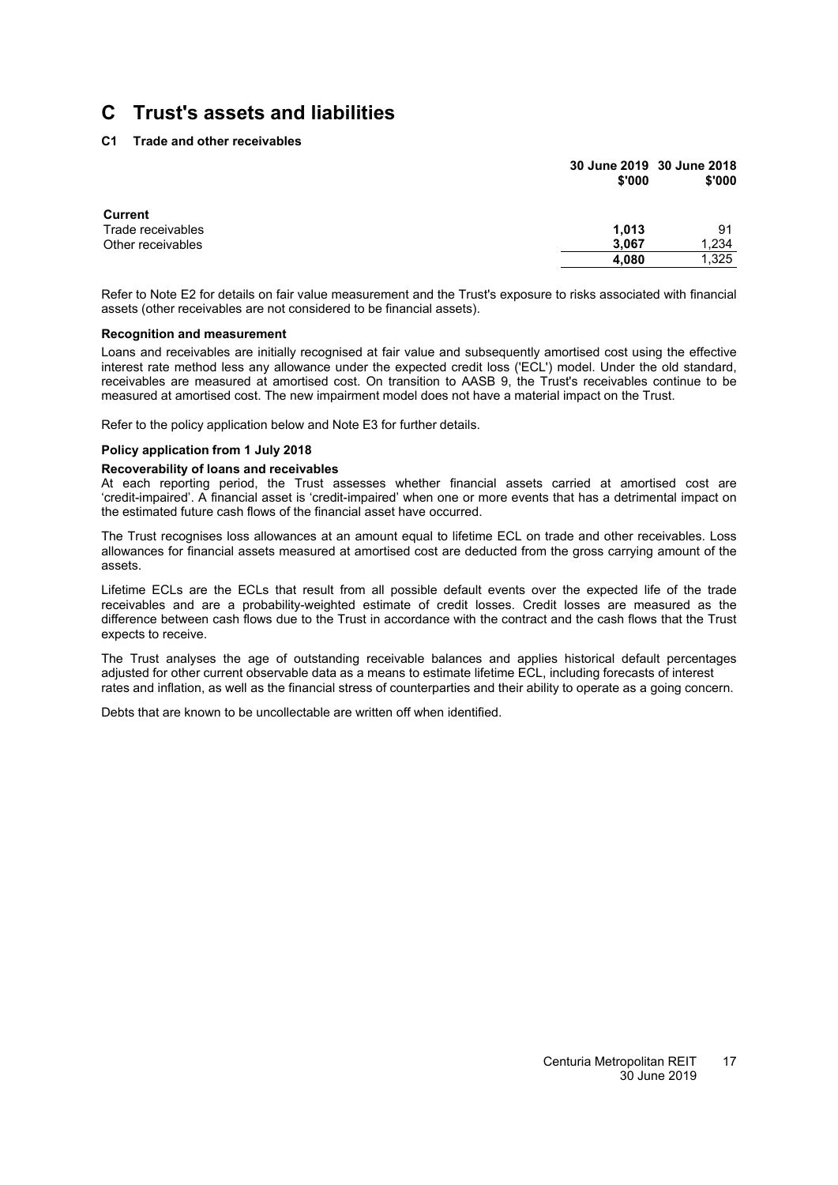# C Trust's assets and liabilities

### C1 Trade and other receivables

| | 30 June 2019 $'000 | 30 June 2018 $'000 |
|---|---|---|
| **Current** | | |
| Trade receivables | **1,013** | 91 |
| Other receivables | **3,067** | 1,234 |
| | **4,080** | 1,325 |

Refer to Note E2 for details on fair value measurement and the Trust's exposure to risks associated with financial assets (other receivables are not considered to be financial assets).

**Recognition and measurement**

Loans and receivables are initially recognised at fair value and subsequently amortised cost using the effective interest rate method less any allowance under the expected credit loss ('ECL') model. Under the old standard, receivables are measured at amortised cost. On transition to AASB 9, the Trust's receivables continue to be measured at amortised cost. The new impairment model does not have a material impact on the Trust.

Refer to the policy application below and Note E3 for further details.

**Policy application from 1 July 2018**

**Recoverability of loans and receivables**

At each reporting period, the Trust assesses whether financial assets carried at amortised cost are 'credit-impaired'. A financial asset is 'credit-impaired' when one or more events that has a detrimental impact on the estimated future cash flows of the financial asset have occurred.

The Trust recognises loss allowances at an amount equal to lifetime ECL on trade and other receivables. Loss allowances for financial assets measured at amortised cost are deducted from the gross carrying amount of the assets.

Lifetime ECLs are the ECLs that result from all possible default events over the expected life of the trade receivables and are a probability-weighted estimate of credit losses. Credit losses are measured as the difference between cash flows due to the Trust in accordance with the contract and the cash flows that the Trust expects to receive.

The Trust analyses the age of outstanding receivable balances and applies historical default percentages adjusted for other current observable data as a means to estimate lifetime ECL, including forecasts of interest rates and inflation, as well as the financial stress of counterparties and their ability to operate as a going concern.

Debts that are known to be uncollectable are written off when identified.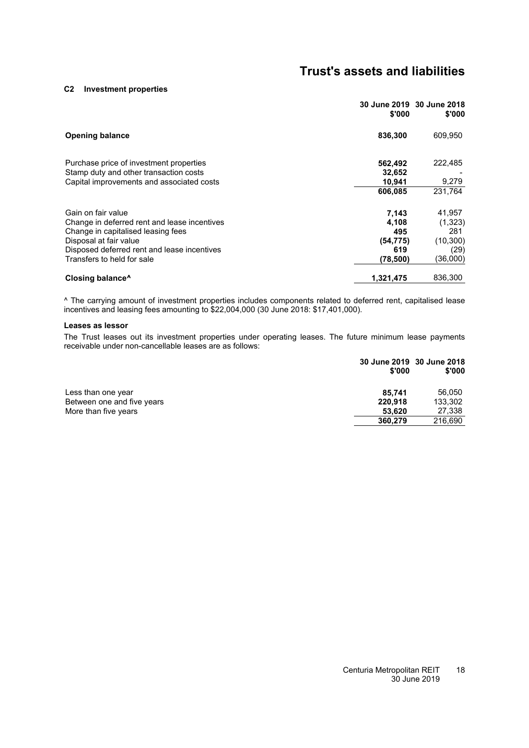# Trust's assets and liabilities

## C2 Investment properties

| | 30 June 2019 $'000 | 30 June 2018 $'000 |
|---|---|---|
| **Opening balance** | **836,300** | 609,950 |
| | | |
| Purchase price of investment properties | **562,492** | 222,485 |
| Stamp duty and other transaction costs | **32,652** | - |
| Capital improvements and associated costs | **10,941** | 9,279 |
| | **606,085** | 231,764 |
| | | |
| Gain on fair value | **7,143** | 41,957 |
| Change in deferred rent and lease incentives | **4,108** | (1,323) |
| Change in capitalised leasing fees | **495** | 281 |
| Disposal at fair value | **(54,775)** | (10,300) |
| Disposed deferred rent and lease incentives | **619** | (29) |
| Transfers to held for sale | **(78,500)** | (36,000) |
| | | |
| **Closing balance^** | **1,321,475** | 836,300 |

^ The carrying amount of investment properties includes components related to deferred rent, capitalised lease incentives and leasing fees amounting to $22,004,000 (30 June 2018: $17,401,000).

### Leases as lessor

The Trust leases out its investment properties under operating leases. The future minimum lease payments receivable under non-cancellable leases are as follows:

| | 30 June 2019 $'000 | 30 June 2018 $'000 |
|---|---|---|
| Less than one year | **85,741** | 56,050 |
| Between one and five years | **220,918** | 133,302 |
| More than five years | **53,620** | 27,338 |
| | **360,279** | 216,690 |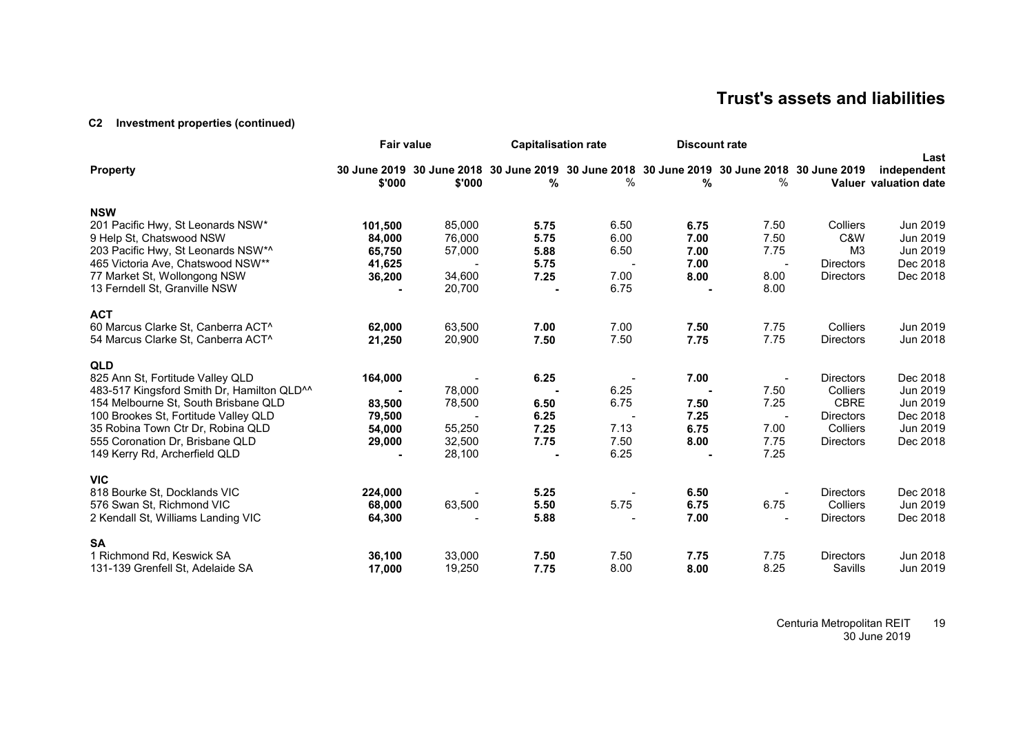# Trust's assets and liabilities

**C2 Investment properties (continued)**

| Property | Fair value | | Capitalisation rate | | Discount rate | | | |
|---|---|---|---|---|---|---|---|---|
| | 30 June 2019 $'000 | 30 June 2018 $'000 | 30 June 2019 % | 30 June 2018 % | 30 June 2019 % | 30 June 2018 % | 30 June 2019 Valuer | Last independent valuation date |
| **NSW** | | | | | | | | |
| 201 Pacific Hwy, St Leonards NSW* | **101,500** | 85,000 | **5.75** | 6.50 | **6.75** | 7.50 | Colliers | Jun 2019 |
| 9 Help St, Chatswood NSW | **84,000** | 76,000 | **5.75** | 6.00 | **7.00** | 7.50 | C&W | Jun 2019 |
| 203 Pacific Hwy, St Leonards NSW*^ | **65,750** | 57,000 | **5.88** | 6.50 | **7.00** | 7.75 | M3 | Jun 2019 |
| 465 Victoria Ave, Chatswood NSW** | **41,625** | - | **5.75** | - | **7.00** | - | Directors | Dec 2018 |
| 77 Market St, Wollongong NSW | **36,200** | 34,600 | **7.25** | 7.00 | **8.00** | 8.00 | Directors | Dec 2018 |
| 13 Ferndell St, Granville NSW | **-** | 20,700 | **-** | 6.75 | **-** | 8.00 | | |
| **ACT** | | | | | | | | |
| 60 Marcus Clarke St, Canberra ACT^ | **62,000** | 63,500 | **7.00** | 7.00 | **7.50** | 7.75 | Colliers | Jun 2019 |
| 54 Marcus Clarke St, Canberra ACT^ | **21,250** | 20,900 | **7.50** | 7.50 | **7.75** | 7.75 | Directors | Jun 2018 |
| **QLD** | | | | | | | | |
| 825 Ann St, Fortitude Valley QLD | **164,000** | - | **6.25** | - | **7.00** | - | Directors | Dec 2018 |
| 483-517 Kingsford Smith Dr, Hamilton QLD^^ | **-** | 78,000 | **-** | 6.25 | **-** | 7.50 | Colliers | Jun 2019 |
| 154 Melbourne St, South Brisbane QLD | **83,500** | 78,500 | **6.50** | 6.75 | **7.50** | 7.25 | CBRE | Jun 2019 |
| 100 Brookes St, Fortitude Valley QLD | **79,500** | - | **6.25** | - | **7.25** | - | Directors | Dec 2018 |
| 35 Robina Town Ctr Dr, Robina QLD | **54,000** | 55,250 | **7.25** | 7.13 | **6.75** | 7.00 | Colliers | Jun 2019 |
| 555 Coronation Dr, Brisbane QLD | **29,000** | 32,500 | **7.75** | 7.50 | **8.00** | 7.75 | Directors | Dec 2018 |
| 149 Kerry Rd, Archerfield QLD | **-** | 28,100 | **-** | 6.25 | **-** | 7.25 | | |
| **VIC** | | | | | | | | |
| 818 Bourke St, Docklands VIC | **224,000** | - | **5.25** | - | **6.50** | - | Directors | Dec 2018 |
| 576 Swan St, Richmond VIC | **68,000** | 63,500 | **5.50** | 5.75 | **6.75** | 6.75 | Colliers | Jun 2019 |
| 2 Kendall St, Williams Landing VIC | **64,300** | - | **5.88** | - | **7.00** | - | Directors | Dec 2018 |
| **SA** | | | | | | | | |
| 1 Richmond Rd, Keswick SA | **36,100** | 33,000 | **7.50** | 7.50 | **7.75** | 7.75 | Directors | Jun 2018 |
| 131-139 Grenfell St, Adelaide SA | **17,000** | 19,250 | **7.75** | 8.00 | **8.00** | 8.25 | Savills | Jun 2019 |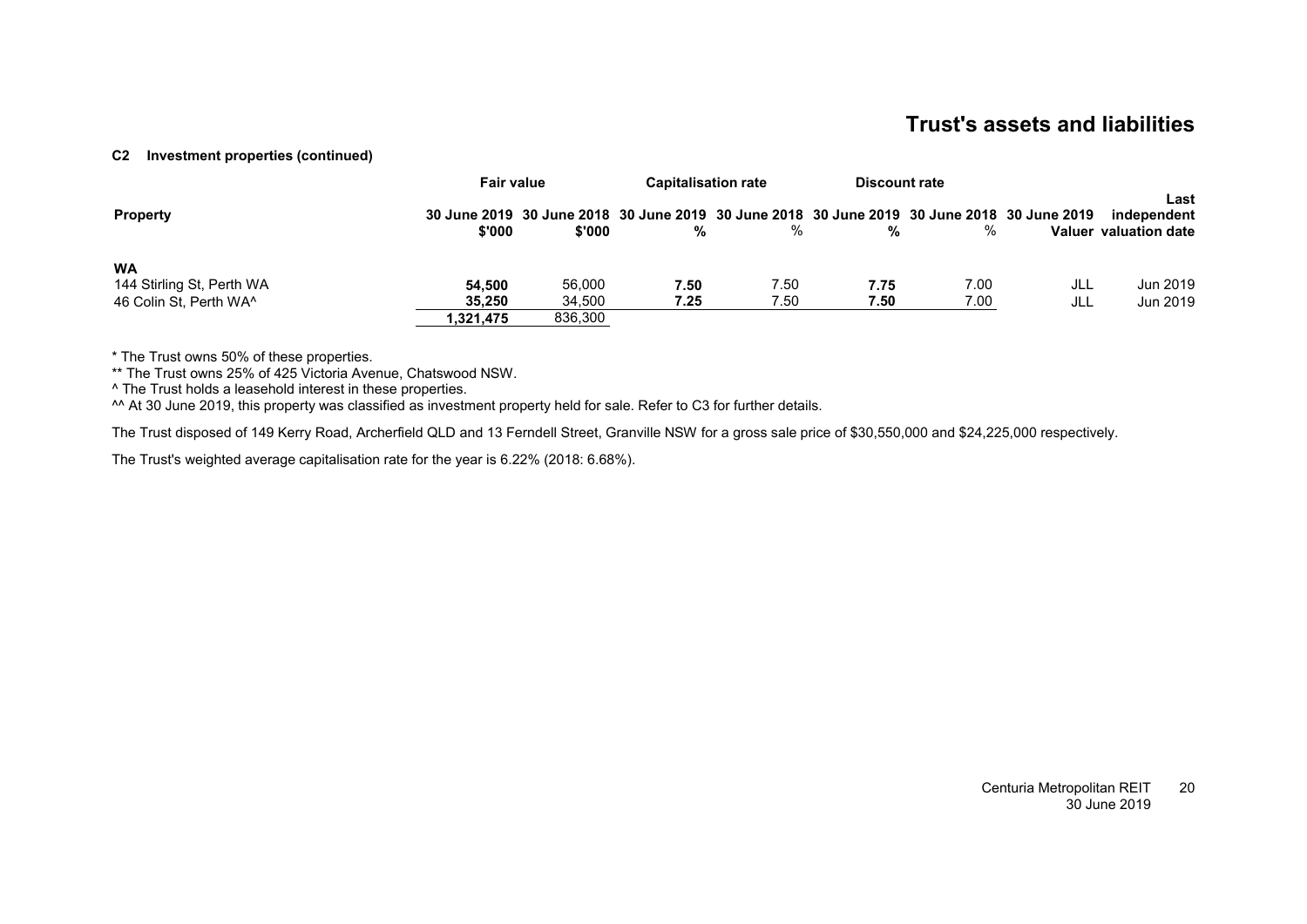# Trust's assets and liabilities

**C2 Investment properties (continued)**

| Property | Fair value | | Capitalisation rate | | Discount rate | | | |
|---|---|---|---|---|---|---|---|---|
| | 30 June 2019 $'000 | 30 June 2018 $'000 | 30 June 2019 % | 30 June 2018 % | 30 June 2019 % | 30 June 2018 % | 30 June 2019 Valuer | Last independent valuation date |
| **WA** | | | | | | | | |
| 144 Stirling St, Perth WA | **54,500** | 56,000 | **7.50** | 7.50 | **7.75** | 7.00 | JLL | Jun 2019 |
| 46 Colin St, Perth WA^ | **35,250** | 34,500 | **7.25** | 7.50 | **7.50** | 7.00 | JLL | Jun 2019 |
| | **1,321,475** | 836,300 | | | | | | |

* The Trust owns 50% of these properties.

** The Trust owns 25% of 425 Victoria Avenue, Chatswood NSW.

^ The Trust holds a leasehold interest in these properties.

^^ At 30 June 2019, this property was classified as investment property held for sale. Refer to C3 for further details.

The Trust disposed of 149 Kerry Road, Archerfield QLD and 13 Ferndell Street, Granville NSW for a gross sale price of $30,550,000 and $24,225,000 respectively.

The Trust's weighted average capitalisation rate for the year is 6.22% (2018: 6.68%).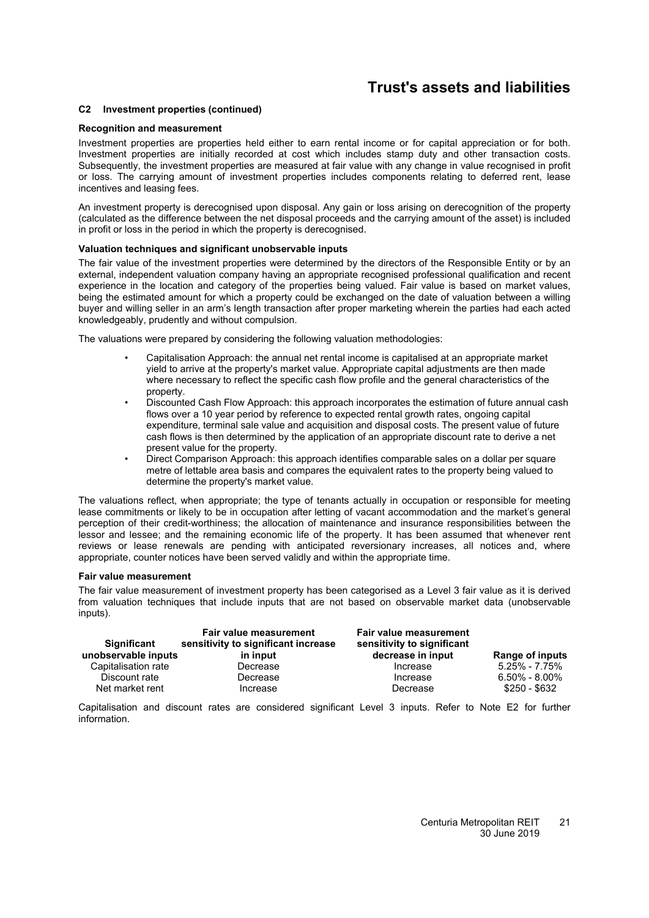# Trust's assets and liabilities

### C2 Investment properties (continued)

**Recognition and measurement**

Investment properties are properties held either to earn rental income or for capital appreciation or for both. Investment properties are initially recorded at cost which includes stamp duty and other transaction costs. Subsequently, the investment properties are measured at fair value with any change in value recognised in profit or loss. The carrying amount of investment properties includes components relating to deferred rent, lease incentives and leasing fees.

An investment property is derecognised upon disposal. Any gain or loss arising on derecognition of the property (calculated as the difference between the net disposal proceeds and the carrying amount of the asset) is included in profit or loss in the period in which the property is derecognised.

**Valuation techniques and significant unobservable inputs**

The fair value of the investment properties were determined by the directors of the Responsible Entity or by an external, independent valuation company having an appropriate recognised professional qualification and recent experience in the location and category of the properties being valued. Fair value is based on market values, being the estimated amount for which a property could be exchanged on the date of valuation between a willing buyer and willing seller in an arm's length transaction after proper marketing wherein the parties had each acted knowledgeably, prudently and without compulsion.

The valuations were prepared by considering the following valuation methodologies:

- Capitalisation Approach: the annual net rental income is capitalised at an appropriate market yield to arrive at the property's market value. Appropriate capital adjustments are then made where necessary to reflect the specific cash flow profile and the general characteristics of the property.
- Discounted Cash Flow Approach: this approach incorporates the estimation of future annual cash flows over a 10 year period by reference to expected rental growth rates, ongoing capital expenditure, terminal sale value and acquisition and disposal costs. The present value of future cash flows is then determined by the application of an appropriate discount rate to derive a net present value for the property.
- Direct Comparison Approach: this approach identifies comparable sales on a dollar per square metre of lettable area basis and compares the equivalent rates to the property being valued to determine the property's market value.

The valuations reflect, when appropriate; the type of tenants actually in occupation or responsible for meeting lease commitments or likely to be in occupation after letting of vacant accommodation and the market's general perception of their credit-worthiness; the allocation of maintenance and insurance responsibilities between the lessor and lessee; and the remaining economic life of the property. It has been assumed that whenever rent reviews or lease renewals are pending with anticipated reversionary increases, all notices and, where appropriate, counter notices have been served validly and within the appropriate time.

**Fair value measurement**

The fair value measurement of investment property has been categorised as a Level 3 fair value as it is derived from valuation techniques that include inputs that are not based on observable market data (unobservable inputs).

| Significant unobservable inputs | Fair value measurement sensitivity to significant increase in input | Fair value measurement sensitivity to significant decrease in input | Range of inputs |
|---|---|---|---|
| Capitalisation rate | Decrease | Increase | 5.25% - 7.75% |
| Discount rate | Decrease | Increase | 6.50% - 8.00% |
| Net market rent | Increase | Decrease | $250 - $632 |

Capitalisation and discount rates are considered significant Level 3 inputs. Refer to Note E2 for further information.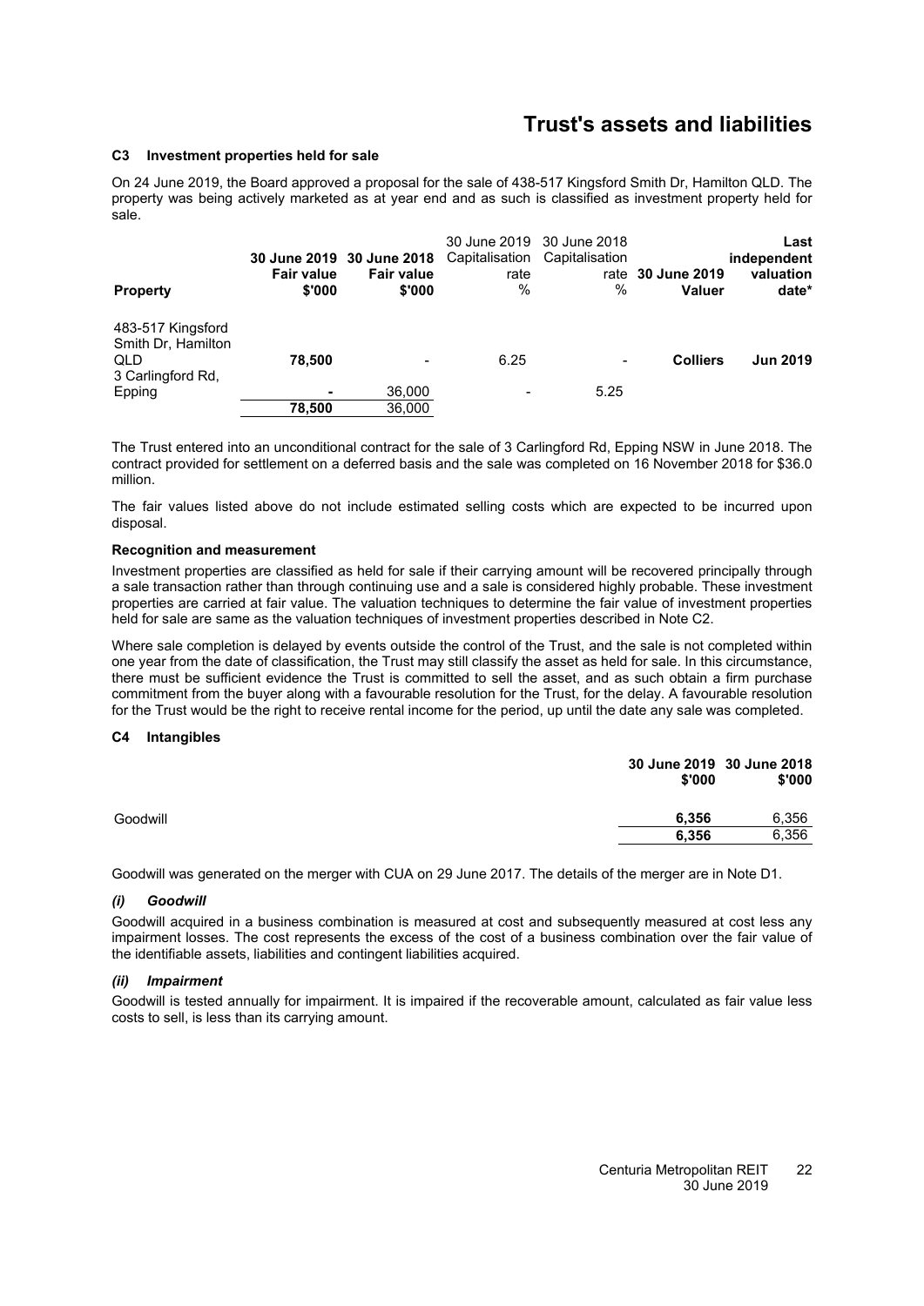# Trust's assets and liabilities

### C3 Investment properties held for sale

On 24 June 2019, the Board approved a proposal for the sale of 438-517 Kingsford Smith Dr, Hamilton QLD. The property was being actively marketed as at year end and as such is classified as investment property held for sale.

| Property | 30 June 2019 Fair value $'000 | 30 June 2018 Fair value $'000 | 30 June 2019 Capitalisation rate % | 30 June 2018 Capitalisation rate % | 30 June 2019 Valuer | Last independent valuation date* |
|---|---|---|---|---|---|---|
| 483-517 Kingsford Smith Dr, Hamilton QLD | **78,500** | - | 6.25 | - | **Colliers** | **Jun 2019** |
| 3 Carlingford Rd, Epping | **-** | 36,000 | - | 5.25 | | |
| | **78,500** | 36,000 | | | | |

The Trust entered into an unconditional contract for the sale of 3 Carlingford Rd, Epping NSW in June 2018. The contract provided for settlement on a deferred basis and the sale was completed on 16 November 2018 for $36.0 million.

The fair values listed above do not include estimated selling costs which are expected to be incurred upon disposal.

**Recognition and measurement**

Investment properties are classified as held for sale if their carrying amount will be recovered principally through a sale transaction rather than through continuing use and a sale is considered highly probable. These investment properties are carried at fair value. The valuation techniques to determine the fair value of investment properties held for sale are same as the valuation techniques of investment properties described in Note C2.

Where sale completion is delayed by events outside the control of the Trust, and the sale is not completed within one year from the date of classification, the Trust may still classify the asset as held for sale. In this circumstance, there must be sufficient evidence the Trust is committed to sell the asset, and as such obtain a firm purchase commitment from the buyer along with a favourable resolution for the Trust, for the delay. A favourable resolution for the Trust would be the right to receive rental income for the period, up until the date any sale was completed.

### C4 Intangibles

| | 30 June 2019 $'000 | 30 June 2018 $'000 |
|---|---|---|
| Goodwill | **6,356** | 6,356 |
| | **6,356** | 6,356 |

Goodwill was generated on the merger with CUA on 29 June 2017. The details of the merger are in Note D1.

#### *(i) Goodwill*

Goodwill acquired in a business combination is measured at cost and subsequently measured at cost less any impairment losses. The cost represents the excess of the cost of a business combination over the fair value of the identifiable assets, liabilities and contingent liabilities acquired.

#### *(ii) Impairment*

Goodwill is tested annually for impairment. It is impaired if the recoverable amount, calculated as fair value less costs to sell, is less than its carrying amount.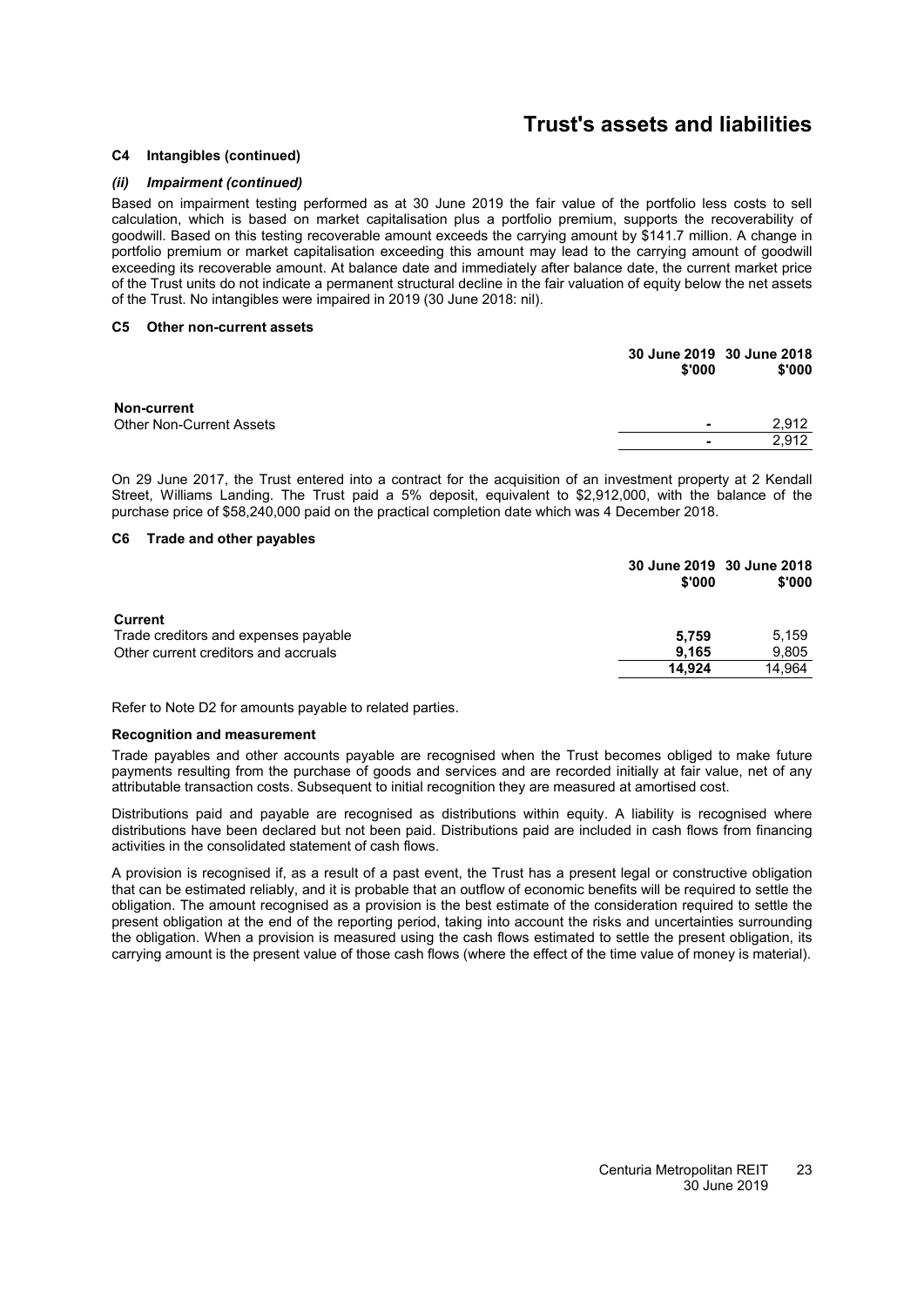# Trust's assets and liabilities

### C4 Intangibles (continued)

#### *(ii) Impairment (continued)*

Based on impairment testing performed as at 30 June 2019 the fair value of the portfolio less costs to sell calculation, which is based on market capitalisation plus a portfolio premium, supports the recoverability of goodwill. Based on this testing recoverable amount exceeds the carrying amount by $141.7 million. A change in portfolio premium or market capitalisation exceeding this amount may lead to the carrying amount of goodwill exceeding its recoverable amount. At balance date and immediately after balance date, the current market price of the Trust units do not indicate a permanent structural decline in the fair valuation of equity below the net assets of the Trust. No intangibles were impaired in 2019 (30 June 2018: nil).

### C5 Other non-current assets

| | 30 June 2019 $'000 | 30 June 2018 $'000 |
|---|---|---|
| **Non-current** | | |
| Other Non-Current Assets | - | 2,912 |
| | - | 2,912 |

On 29 June 2017, the Trust entered into a contract for the acquisition of an investment property at 2 Kendall Street, Williams Landing. The Trust paid a 5% deposit, equivalent to $2,912,000, with the balance of the purchase price of $58,240,000 paid on the practical completion date which was 4 December 2018.

### C6 Trade and other payables

| | 30 June 2019 $'000 | 30 June 2018 $'000 |
|---|---|---|
| **Current** | | |
| Trade creditors and expenses payable | **5,759** | 5,159 |
| Other current creditors and accruals | **9,165** | 9,805 |
| | **14,924** | 14,964 |

Refer to Note D2 for amounts payable to related parties.

**Recognition and measurement**

Trade payables and other accounts payable are recognised when the Trust becomes obliged to make future payments resulting from the purchase of goods and services and are recorded initially at fair value, net of any attributable transaction costs. Subsequent to initial recognition they are measured at amortised cost.

Distributions paid and payable are recognised as distributions within equity. A liability is recognised where distributions have been declared but not been paid. Distributions paid are included in cash flows from financing activities in the consolidated statement of cash flows.

A provision is recognised if, as a result of a past event, the Trust has a present legal or constructive obligation that can be estimated reliably, and it is probable that an outflow of economic benefits will be required to settle the obligation. The amount recognised as a provision is the best estimate of the consideration required to settle the present obligation at the end of the reporting period, taking into account the risks and uncertainties surrounding the obligation. When a provision is measured using the cash flows estimated to settle the present obligation, its carrying amount is the present value of those cash flows (where the effect of the time value of money is material).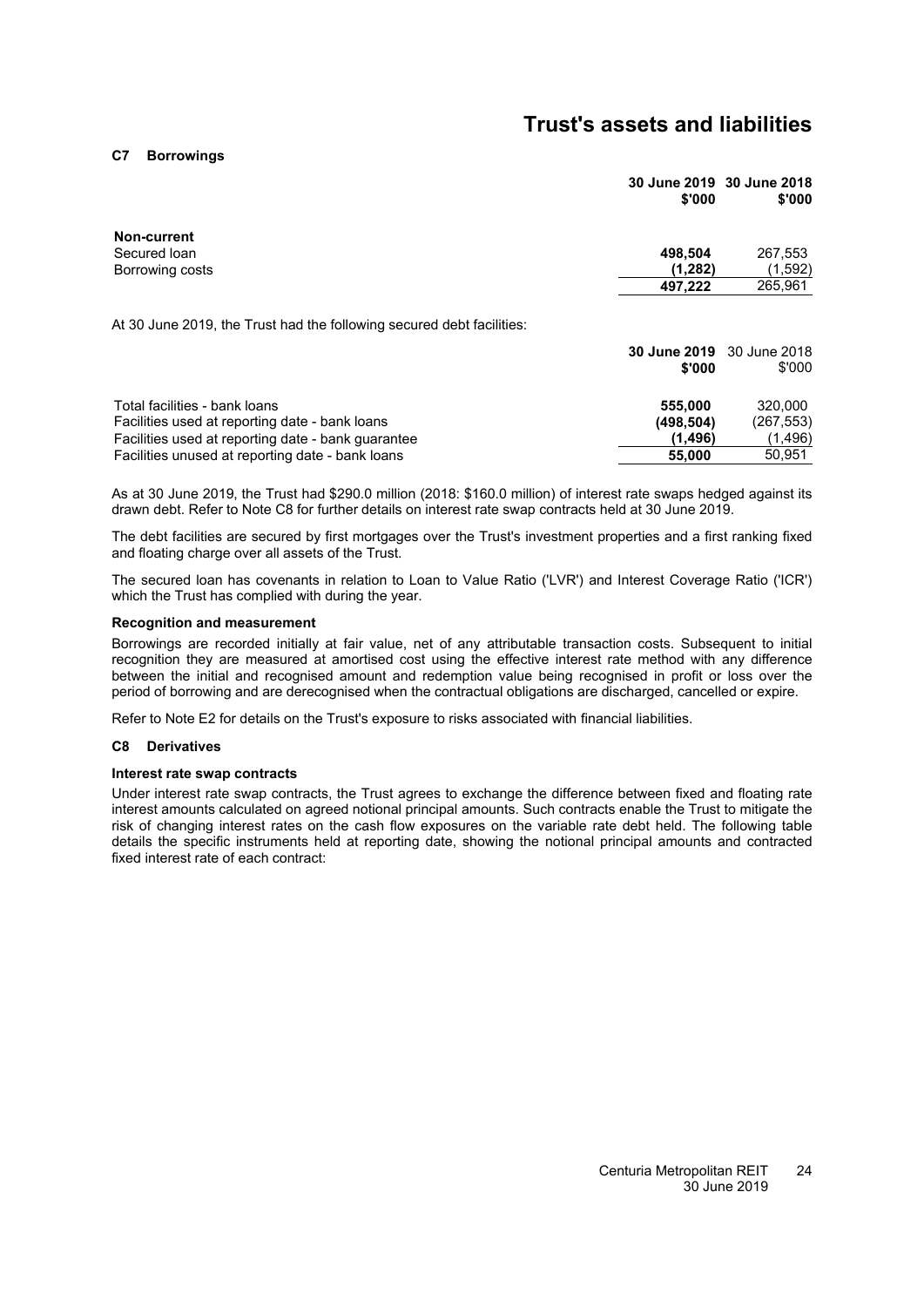# Trust's assets and liabilities

## C7 Borrowings

| | 30 June 2019 $'000 | 30 June 2018 $'000 |
|---|---|---|
| **Non-current** | | |
| Secured loan | **498,504** | 267,553 |
| Borrowing costs | **(1,282)** | (1,592) |
| | **497,222** | 265,961 |

At 30 June 2019, the Trust had the following secured debt facilities:

| | 30 June 2019 $'000 | 30 June 2018 $'000 |
|---|---|---|
| Total facilities - bank loans | **555,000** | 320,000 |
| Facilities used at reporting date - bank loans | **(498,504)** | (267,553) |
| Facilities used at reporting date - bank guarantee | **(1,496)** | (1,496) |
| Facilities unused at reporting date - bank loans | **55,000** | 50,951 |

As at 30 June 2019, the Trust had $290.0 million (2018: $160.0 million) of interest rate swaps hedged against its drawn debt. Refer to Note C8 for further details on interest rate swap contracts held at 30 June 2019.

The debt facilities are secured by first mortgages over the Trust's investment properties and a first ranking fixed and floating charge over all assets of the Trust.

The secured loan has covenants in relation to Loan to Value Ratio ('LVR') and Interest Coverage Ratio ('ICR') which the Trust has complied with during the year.

### Recognition and measurement

Borrowings are recorded initially at fair value, net of any attributable transaction costs. Subsequent to initial recognition they are measured at amortised cost using the effective interest rate method with any difference between the initial and recognised amount and redemption value being recognised in profit or loss over the period of borrowing and are derecognised when the contractual obligations are discharged, cancelled or expire.

Refer to Note E2 for details on the Trust's exposure to risks associated with financial liabilities.

## C8 Derivatives

### Interest rate swap contracts

Under interest rate swap contracts, the Trust agrees to exchange the difference between fixed and floating rate interest amounts calculated on agreed notional principal amounts. Such contracts enable the Trust to mitigate the risk of changing interest rates on the cash flow exposures on the variable rate debt held. The following table details the specific instruments held at reporting date, showing the notional principal amounts and contracted fixed interest rate of each contract: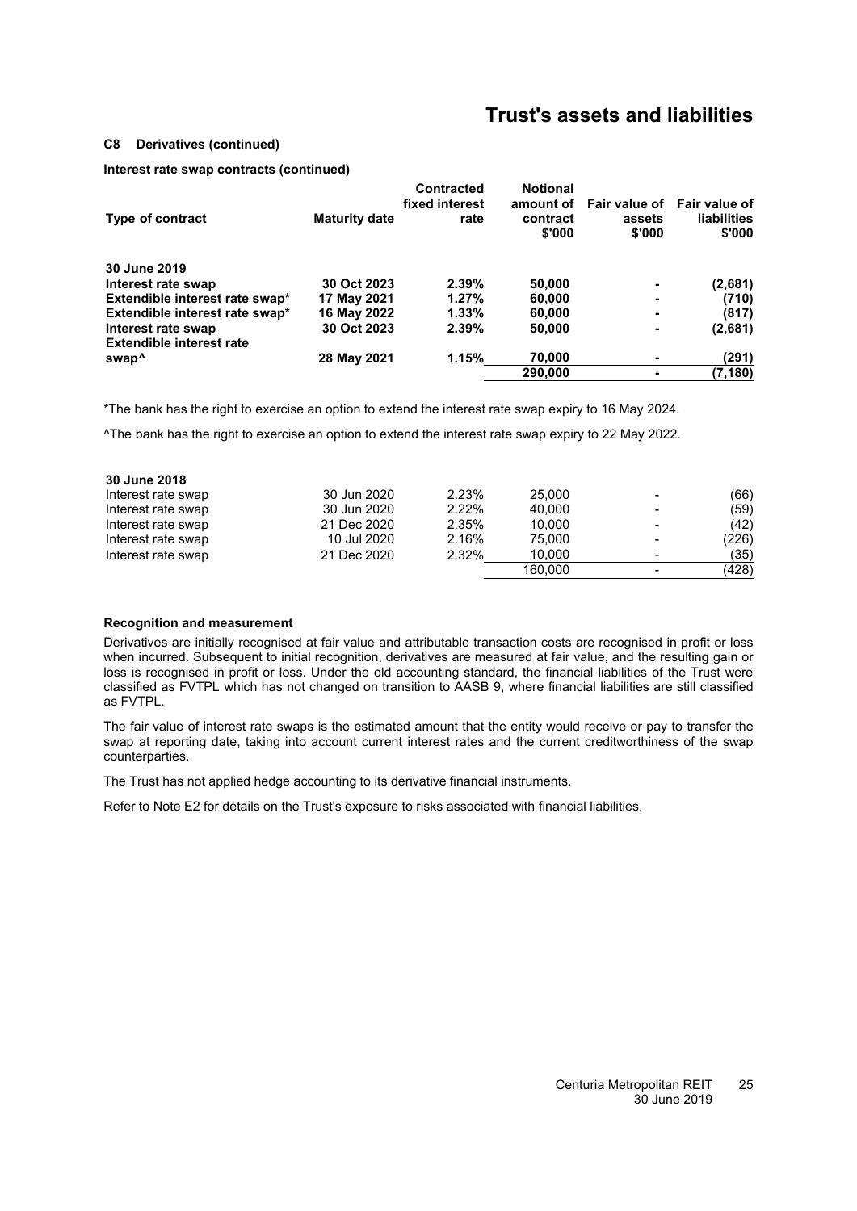# Trust's assets and liabilities

### C8 Derivatives (continued)

**Interest rate swap contracts (continued)**

| Type of contract | Maturity date | Contracted fixed interest rate | Notional amount of contract $'000 | Fair value of assets $'000 | Fair value of liabilities $'000 |
|---|---|---|---|---|---|
| **30 June 2019** | | | | | |
| **Interest rate swap** | **30 Oct 2023** | **2.39%** | **50,000** | **-** | **(2,681)** |
| **Extendible interest rate swap*** | **17 May 2021** | **1.27%** | **60,000** | **-** | **(710)** |
| **Extendible interest rate swap*** | **16 May 2022** | **1.33%** | **60,000** | **-** | **(817)** |
| **Interest rate swap** | **30 Oct 2023** | **2.39%** | **50,000** | **-** | **(2,681)** |
| **Extendible interest rate swap^** | **28 May 2021** | **1.15%** | **70,000** | **-** | **(291)** |
| | | | **290,000** | **-** | **(7,180)** |

*The bank has the right to exercise an option to extend the interest rate swap expiry to 16 May 2024.

^The bank has the right to exercise an option to extend the interest rate swap expiry to 22 May 2022.

| Type of contract | Maturity date | Contracted fixed interest rate | Notional amount of contract $'000 | Fair value of assets $'000 | Fair value of liabilities $'000 |
|---|---|---|---|---|---|
| **30 June 2018** | | | | | |
| Interest rate swap | 30 Jun 2020 | 2.23% | 25,000 | - | (66) |
| Interest rate swap | 30 Jun 2020 | 2.22% | 40,000 | - | (59) |
| Interest rate swap | 21 Dec 2020 | 2.35% | 10,000 | - | (42) |
| Interest rate swap | 10 Jul 2020 | 2.16% | 75,000 | - | (226) |
| Interest rate swap | 21 Dec 2020 | 2.32% | 10,000 | - | (35) |
| | | | 160,000 | - | (428) |

**Recognition and measurement**

Derivatives are initially recognised at fair value and attributable transaction costs are recognised in profit or loss when incurred. Subsequent to initial recognition, derivatives are measured at fair value, and the resulting gain or loss is recognised in profit or loss. Under the old accounting standard, the financial liabilities of the Trust were classified as FVTPL which has not changed on transition to AASB 9, where financial liabilities are still classified as FVTPL.

The fair value of interest rate swaps is the estimated amount that the entity would receive or pay to transfer the swap at reporting date, taking into account current interest rates and the current creditworthiness of the swap counterparties.

The Trust has not applied hedge accounting to its derivative financial instruments.

Refer to Note E2 for details on the Trust's exposure to risks associated with financial liabilities.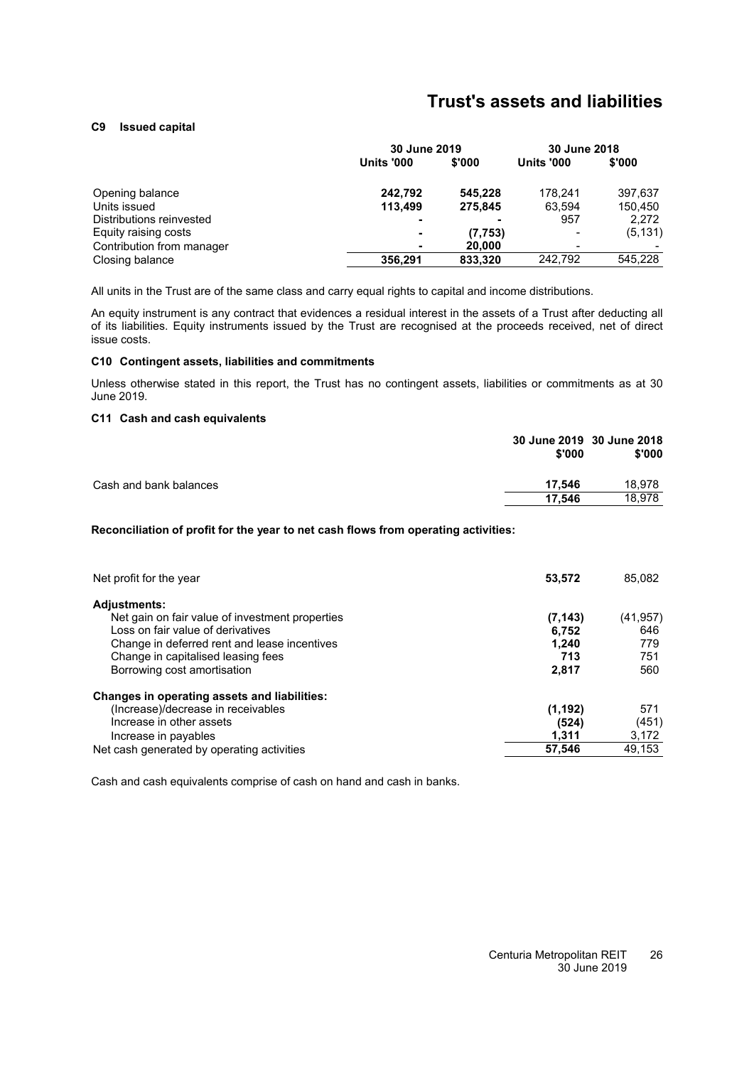# Trust's assets and liabilities

### C9 Issued capital

| | 30 June 2019 | | 30 June 2018 | |
|---|---|---|---|---|
| | **Units '000** | **$'000** | **Units '000** | **$'000** |
| Opening balance | **242,792** | **545,228** | 178,241 | 397,637 |
| Units issued | **113,499** | **275,845** | 63,594 | 150,450 |
| Distributions reinvested | **-** | **-** | 957 | 2,272 |
| Equity raising costs | **-** | **(7,753)** | - | (5,131) |
| Contribution from manager | **-** | **20,000** | - | - |
| Closing balance | **356,291** | **833,320** | 242,792 | 545,228 |

All units in the Trust are of the same class and carry equal rights to capital and income distributions.

An equity instrument is any contract that evidences a residual interest in the assets of a Trust after deducting all of its liabilities. Equity instruments issued by the Trust are recognised at the proceeds received, net of direct issue costs.

### C10 Contingent assets, liabilities and commitments

Unless otherwise stated in this report, the Trust has no contingent assets, liabilities or commitments as at 30 June 2019.

### C11 Cash and cash equivalents

| | 30 June 2019 $'000 | 30 June 2018 $'000 |
|---|---|---|
| Cash and bank balances | **17,546** | 18,978 |
| | **17,546** | 18,978 |

**Reconciliation of profit for the year to net cash flows from operating activities:**

| | | |
|---|---|---|
| Net profit for the year | **53,572** | 85,082 |
| **Adjustments:** | | |
| Net gain on fair value of investment properties | **(7,143)** | (41,957) |
| Loss on fair value of derivatives | **6,752** | 646 |
| Change in deferred rent and lease incentives | **1,240** | 779 |
| Change in capitalised leasing fees | **713** | 751 |
| Borrowing cost amortisation | **2,817** | 560 |
| **Changes in operating assets and liabilities:** | | |
| (Increase)/decrease in receivables | **(1,192)** | 571 |
| Increase in other assets | **(524)** | (451) |
| Increase in payables | **1,311** | 3,172 |
| Net cash generated by operating activities | **57,546** | 49,153 |

Cash and cash equivalents comprise of cash on hand and cash in banks.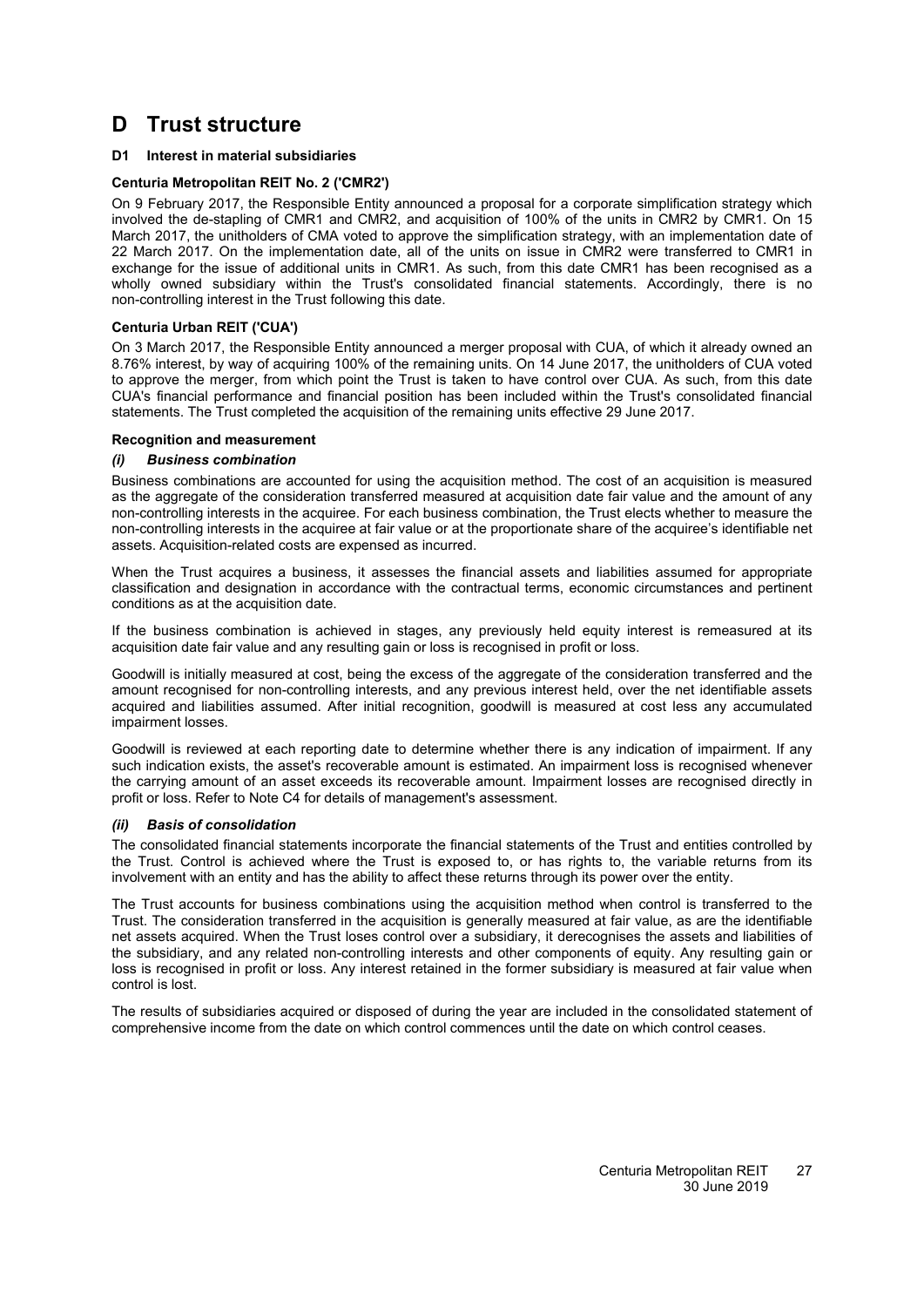# D Trust structure

## D1 Interest in material subsidiaries

### Centuria Metropolitan REIT No. 2 ('CMR2')

On 9 February 2017, the Responsible Entity announced a proposal for a corporate simplification strategy which involved the de-stapling of CMR1 and CMR2, and acquisition of 100% of the units in CMR2 by CMR1. On 15 March 2017, the unitholders of CMA voted to approve the simplification strategy, with an implementation date of 22 March 2017. On the implementation date, all of the units on issue in CMR2 were transferred to CMR1 in exchange for the issue of additional units in CMR1. As such, from this date CMR1 has been recognised as a wholly owned subsidiary within the Trust's consolidated financial statements. Accordingly, there is no non-controlling interest in the Trust following this date.

### Centuria Urban REIT ('CUA')

On 3 March 2017, the Responsible Entity announced a merger proposal with CUA, of which it already owned an 8.76% interest, by way of acquiring 100% of the remaining units. On 14 June 2017, the unitholders of CUA voted to approve the merger, from which point the Trust is taken to have control over CUA. As such, from this date CUA's financial performance and financial position has been included within the Trust's consolidated financial statements. The Trust completed the acquisition of the remaining units effective 29 June 2017.

### Recognition and measurement

#### *(i) Business combination*

Business combinations are accounted for using the acquisition method. The cost of an acquisition is measured as the aggregate of the consideration transferred measured at acquisition date fair value and the amount of any non-controlling interests in the acquiree. For each business combination, the Trust elects whether to measure the non-controlling interests in the acquiree at fair value or at the proportionate share of the acquiree's identifiable net assets. Acquisition-related costs are expensed as incurred.

When the Trust acquires a business, it assesses the financial assets and liabilities assumed for appropriate classification and designation in accordance with the contractual terms, economic circumstances and pertinent conditions as at the acquisition date.

If the business combination is achieved in stages, any previously held equity interest is remeasured at its acquisition date fair value and any resulting gain or loss is recognised in profit or loss.

Goodwill is initially measured at cost, being the excess of the aggregate of the consideration transferred and the amount recognised for non-controlling interests, and any previous interest held, over the net identifiable assets acquired and liabilities assumed. After initial recognition, goodwill is measured at cost less any accumulated impairment losses.

Goodwill is reviewed at each reporting date to determine whether there is any indication of impairment. If any such indication exists, the asset's recoverable amount is estimated. An impairment loss is recognised whenever the carrying amount of an asset exceeds its recoverable amount. Impairment losses are recognised directly in profit or loss. Refer to Note C4 for details of management's assessment.

#### *(ii) Basis of consolidation*

The consolidated financial statements incorporate the financial statements of the Trust and entities controlled by the Trust. Control is achieved where the Trust is exposed to, or has rights to, the variable returns from its involvement with an entity and has the ability to affect these returns through its power over the entity.

The Trust accounts for business combinations using the acquisition method when control is transferred to the Trust. The consideration transferred in the acquisition is generally measured at fair value, as are the identifiable net assets acquired. When the Trust loses control over a subsidiary, it derecognises the assets and liabilities of the subsidiary, and any related non-controlling interests and other components of equity. Any resulting gain or loss is recognised in profit or loss. Any interest retained in the former subsidiary is measured at fair value when control is lost.

The results of subsidiaries acquired or disposed of during the year are included in the consolidated statement of comprehensive income from the date on which control commences until the date on which control ceases.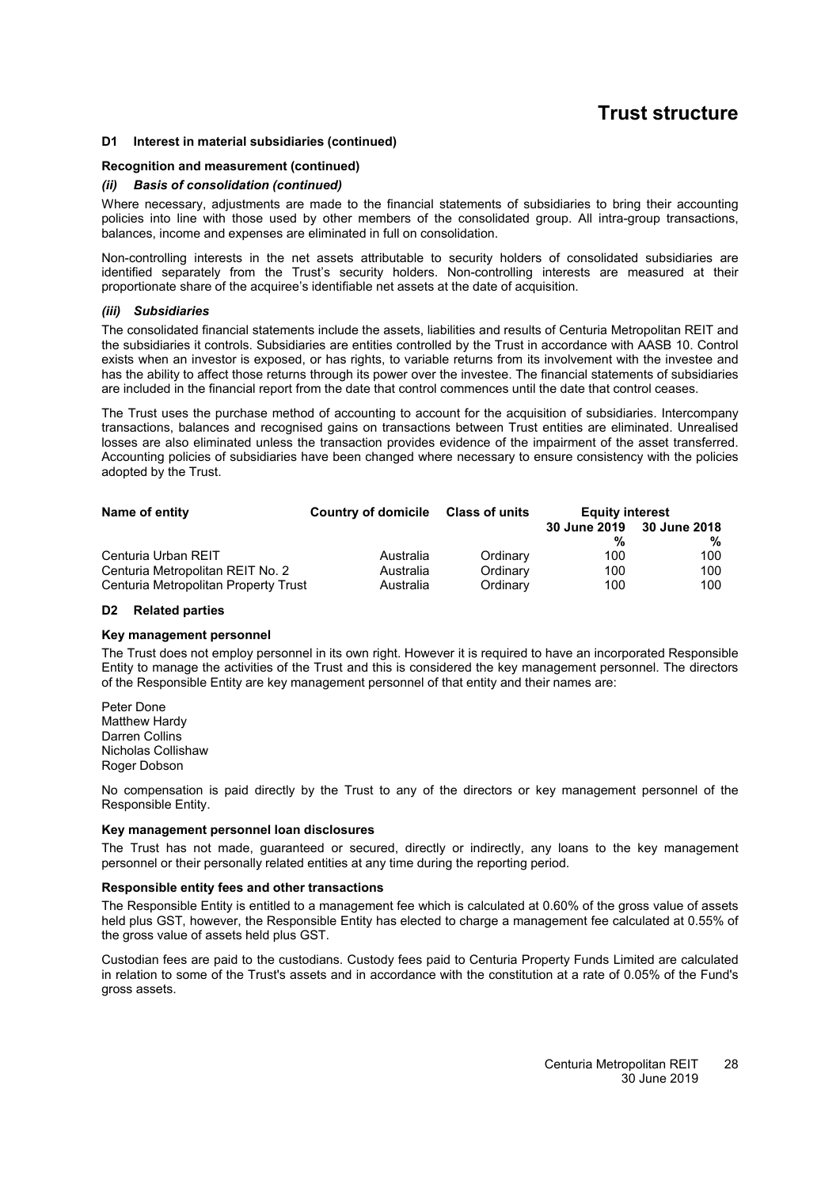# Trust structure

### D1 Interest in material subsidiaries (continued)

**Recognition and measurement (continued)**

***(ii) Basis of consolidation (continued)***

Where necessary, adjustments are made to the financial statements of subsidiaries to bring their accounting policies into line with those used by other members of the consolidated group. All intra-group transactions, balances, income and expenses are eliminated in full on consolidation.

Non-controlling interests in the net assets attributable to security holders of consolidated subsidiaries are identified separately from the Trust's security holders. Non-controlling interests are measured at their proportionate share of the acquiree's identifiable net assets at the date of acquisition.

***(iii) Subsidiaries***

The consolidated financial statements include the assets, liabilities and results of Centuria Metropolitan REIT and the subsidiaries it controls. Subsidiaries are entities controlled by the Trust in accordance with AASB 10. Control exists when an investor is exposed, or has rights, to variable returns from its involvement with the investee and has the ability to affect those returns through its power over the investee. The financial statements of subsidiaries are included in the financial report from the date that control commences until the date that control ceases.

The Trust uses the purchase method of accounting to account for the acquisition of subsidiaries. Intercompany transactions, balances and recognised gains on transactions between Trust entities are eliminated. Unrealised losses are also eliminated unless the transaction provides evidence of the impairment of the asset transferred. Accounting policies of subsidiaries have been changed where necessary to ensure consistency with the policies adopted by the Trust.

| Name of entity | Country of domicile | Class of units | Equity interest | |
|---|---|---|---|---|
| | | | 30 June 2019 | 30 June 2018 |
| | | | % | % |
| Centuria Urban REIT | Australia | Ordinary | 100 | 100 |
| Centuria Metropolitan REIT No. 2 | Australia | Ordinary | 100 | 100 |
| Centuria Metropolitan Property Trust | Australia | Ordinary | 100 | 100 |

### D2 Related parties

**Key management personnel**

The Trust does not employ personnel in its own right. However it is required to have an incorporated Responsible Entity to manage the activities of the Trust and this is considered the key management personnel. The directors of the Responsible Entity are key management personnel of that entity and their names are:

Peter Done
Matthew Hardy
Darren Collins
Nicholas Collishaw
Roger Dobson

No compensation is paid directly by the Trust to any of the directors or key management personnel of the Responsible Entity.

**Key management personnel loan disclosures**

The Trust has not made, guaranteed or secured, directly or indirectly, any loans to the key management personnel or their personally related entities at any time during the reporting period.

**Responsible entity fees and other transactions**

The Responsible Entity is entitled to a management fee which is calculated at 0.60% of the gross value of assets held plus GST, however, the Responsible Entity has elected to charge a management fee calculated at 0.55% of the gross value of assets held plus GST.

Custodian fees are paid to the custodians. Custody fees paid to Centuria Property Funds Limited are calculated in relation to some of the Trust's assets and in accordance with the constitution at a rate of 0.05% of the Fund's gross assets.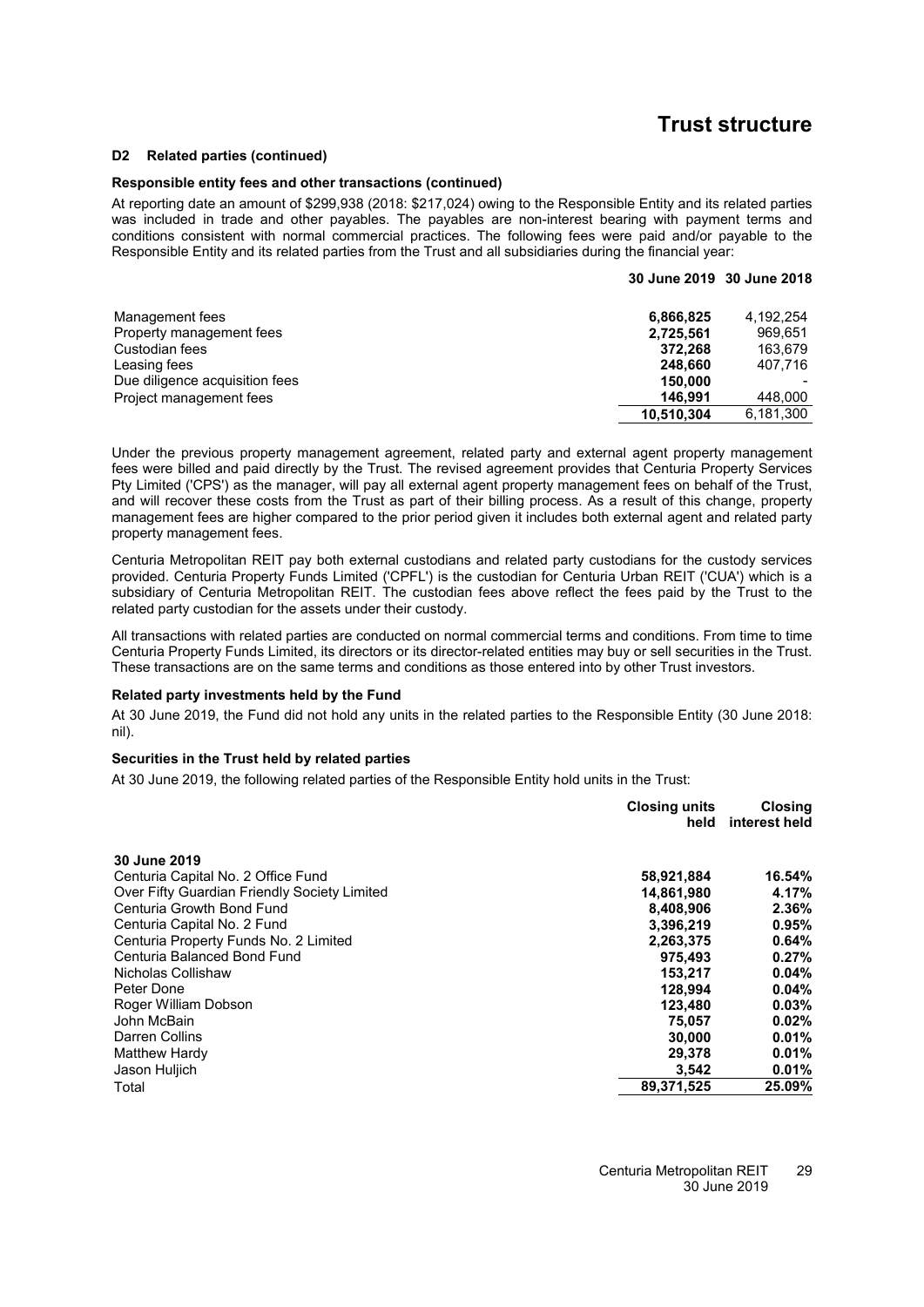# Trust structure

### D2 Related parties (continued)

**Responsible entity fees and other transactions (continued)**

At reporting date an amount of $299,938 (2018: $217,024) owing to the Responsible Entity and its related parties was included in trade and other payables. The payables are non-interest bearing with payment terms and conditions consistent with normal commercial practices. The following fees were paid and/or payable to the Responsible Entity and its related parties from the Trust and all subsidiaries during the financial year:

| | 30 June 2019 | 30 June 2018 |
|---|---|---|
| Management fees | **6,866,825** | 4,192,254 |
| Property management fees | **2,725,561** | 969,651 |
| Custodian fees | **372,268** | 163,679 |
| Leasing fees | **248,660** | 407,716 |
| Due diligence acquisition fees | **150,000** | - |
| Project management fees | **146,991** | 448,000 |
| | **10,510,304** | 6,181,300 |

Under the previous property management agreement, related party and external agent property management fees were billed and paid directly by the Trust. The revised agreement provides that Centuria Property Services Pty Limited ('CPS') as the manager, will pay all external agent property management fees on behalf of the Trust, and will recover these costs from the Trust as part of their billing process. As a result of this change, property management fees are higher compared to the prior period given it includes both external agent and related party property management fees.

Centuria Metropolitan REIT pay both external custodians and related party custodians for the custody services provided. Centuria Property Funds Limited ('CPFL') is the custodian for Centuria Urban REIT ('CUA') which is a subsidiary of Centuria Metropolitan REIT. The custodian fees above reflect the fees paid by the Trust to the related party custodian for the assets under their custody.

All transactions with related parties are conducted on normal commercial terms and conditions. From time to time Centuria Property Funds Limited, its directors or its director-related entities may buy or sell securities in the Trust. These transactions are on the same terms and conditions as those entered into by other Trust investors.

**Related party investments held by the Fund**

At 30 June 2019, the Fund did not hold any units in the related parties to the Responsible Entity (30 June 2018: nil).

**Securities in the Trust held by related parties**

At 30 June 2019, the following related parties of the Responsible Entity hold units in the Trust:

| | Closing units held | Closing interest held |
|---|---|---|
| **30 June 2019** | | |
| Centuria Capital No. 2 Office Fund | **58,921,884** | **16.54%** |
| Over Fifty Guardian Friendly Society Limited | **14,861,980** | **4.17%** |
| Centuria Growth Bond Fund | **8,408,906** | **2.36%** |
| Centuria Capital No. 2 Fund | **3,396,219** | **0.95%** |
| Centuria Property Funds No. 2 Limited | **2,263,375** | **0.64%** |
| Centuria Balanced Bond Fund | **975,493** | **0.27%** |
| Nicholas Collishaw | **153,217** | **0.04%** |
| Peter Done | **128,994** | **0.04%** |
| Roger William Dobson | **123,480** | **0.03%** |
| John McBain | **75,057** | **0.02%** |
| Darren Collins | **30,000** | **0.01%** |
| Matthew Hardy | **29,378** | **0.01%** |
| Jason Huljich | **3,542** | **0.01%** |
| Total | **89,371,525** | **25.09%** |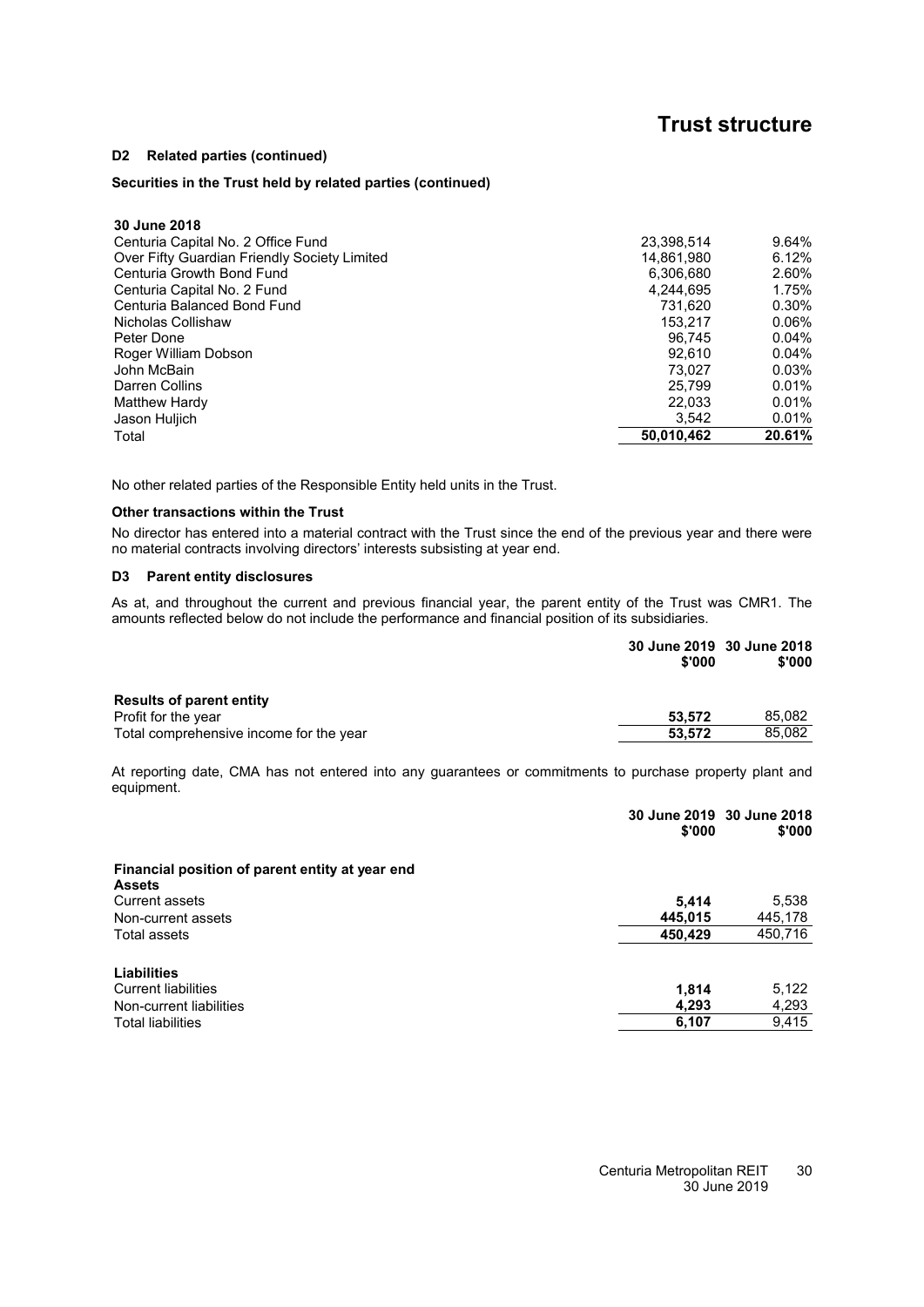# Trust structure

### D2 Related parties (continued)

**Securities in the Trust held by related parties (continued)**

| 30 June 2018 | | |
|---|---|---|
| Centuria Capital No. 2 Office Fund | 23,398,514 | 9.64% |
| Over Fifty Guardian Friendly Society Limited | 14,861,980 | 6.12% |
| Centuria Growth Bond Fund | 6,306,680 | 2.60% |
| Centuria Capital No. 2 Fund | 4,244,695 | 1.75% |
| Centuria Balanced Bond Fund | 731,620 | 0.30% |
| Nicholas Collishaw | 153,217 | 0.06% |
| Peter Done | 96,745 | 0.04% |
| Roger William Dobson | 92,610 | 0.04% |
| John McBain | 73,027 | 0.03% |
| Darren Collins | 25,799 | 0.01% |
| Matthew Hardy | 22,033 | 0.01% |
| Jason Huljich | 3,542 | 0.01% |
| Total | **50,010,462** | **20.61%** |

No other related parties of the Responsible Entity held units in the Trust.

**Other transactions within the Trust**

No director has entered into a material contract with the Trust since the end of the previous year and there were no material contracts involving directors' interests subsisting at year end.

### D3 Parent entity disclosures

As at, and throughout the current and previous financial year, the parent entity of the Trust was CMR1. The amounts reflected below do not include the performance and financial position of its subsidiaries.

| | 30 June 2019 $'000 | 30 June 2018 $'000 |
|---|---|---|
| **Results of parent entity** | | |
| Profit for the year | **53,572** | 85,082 |
| Total comprehensive income for the year | **53,572** | 85,082 |

At reporting date, CMA has not entered into any guarantees or commitments to purchase property plant and equipment.

| | 30 June 2019 $'000 | 30 June 2018 $'000 |
|---|---|---|
| **Financial position of parent entity at year end** | | |
| **Assets** | | |
| Current assets | **5,414** | 5,538 |
| Non-current assets | **445,015** | 445,178 |
| Total assets | **450,429** | 450,716 |
| | | |
| **Liabilities** | | |
| Current liabilities | **1,814** | 5,122 |
| Non-current liabilities | **4,293** | 4,293 |
| Total liabilities | **6,107** | 9,415 |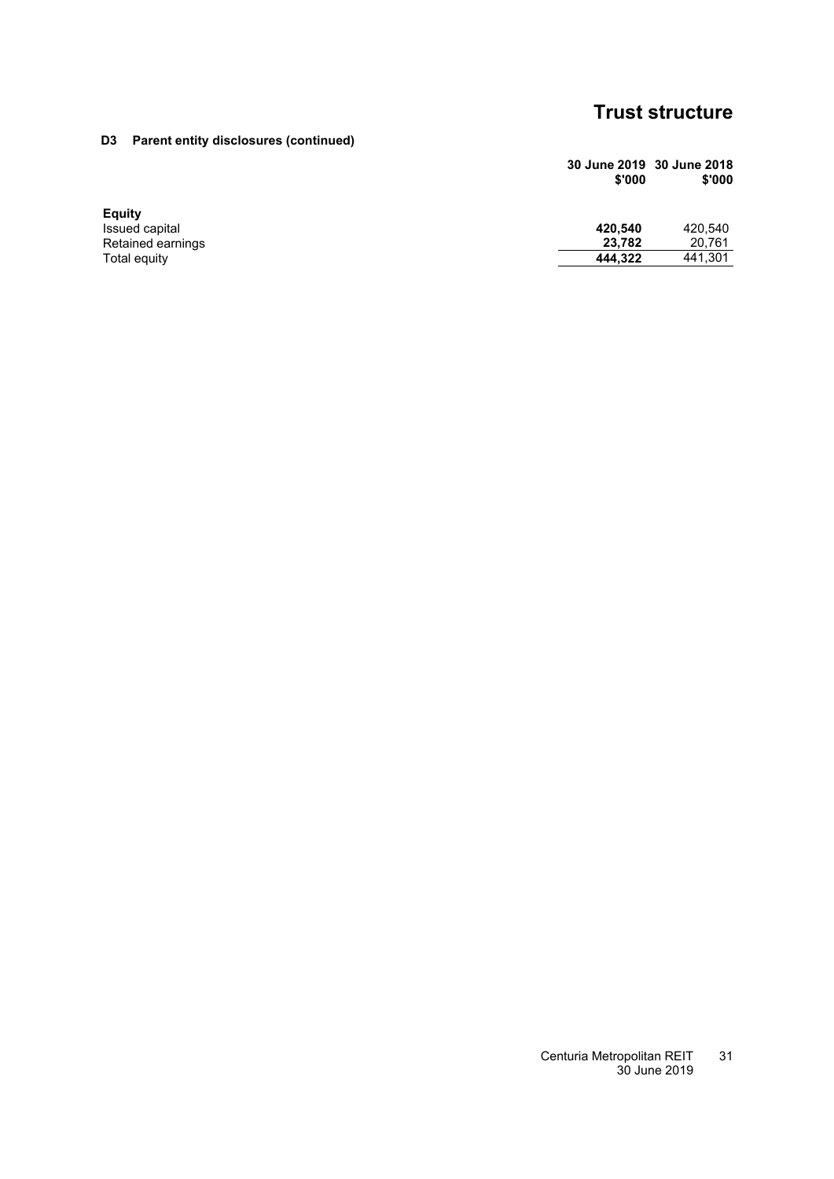### D3 Parent entity disclosures (continued)

| | 30 June 2019 $'000 | 30 June 2018 $'000 |
|---|---|---|
| **Equity** | | |
| Issued capital | **420,540** | 420,540 |
| Retained earnings | **23,782** | 20,761 |
| Total equity | **444,322** | 441,301 |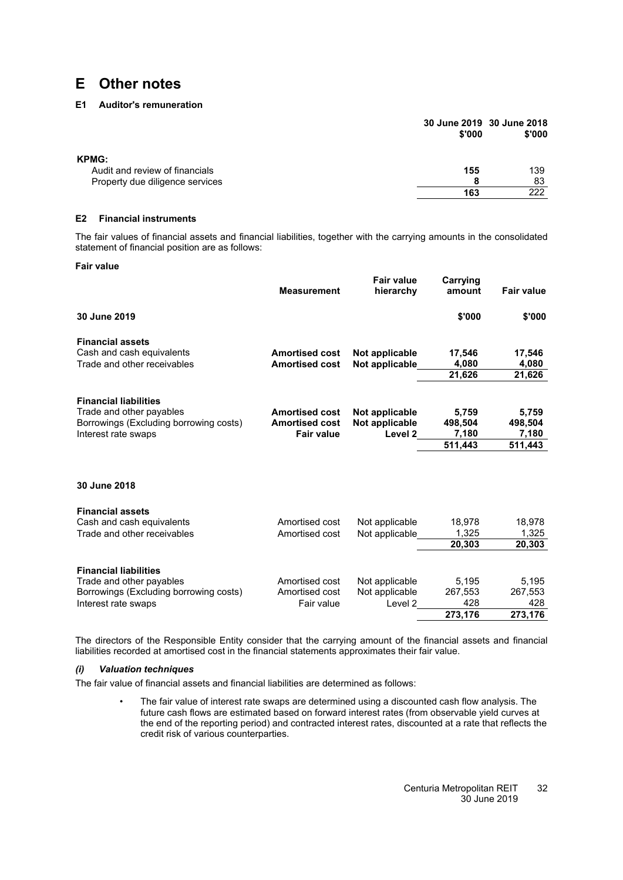# E Other notes

### E1 Auditor's remuneration

| | 30 June 2019 $'000 | 30 June 2018 $'000 |
|---|---|---|
| **KPMG:** | | |
| Audit and review of financials | **155** | 139 |
| Property due diligence services | **8** | 83 |
| | **163** | 222 |

### E2 Financial instruments

The fair values of financial assets and financial liabilities, together with the carrying amounts in the consolidated statement of financial position are as follows:

**Fair value**

| | Measurement | Fair value hierarchy | Carrying amount | Fair value |
|---|---|---|---|---|
| **30 June 2019** | | | **$'000** | **$'000** |
| **Financial assets** | | | | |
| Cash and cash equivalents | **Amortised cost** | **Not applicable** | **17,546** | **17,546** |
| Trade and other receivables | **Amortised cost** | **Not applicable** | **4,080** | **4,080** |
| | | | **21,626** | **21,626** |
| **Financial liabilities** | | | | |
| Trade and other payables | **Amortised cost** | **Not applicable** | **5,759** | **5,759** |
| Borrowings (Excluding borrowing costs) | **Amortised cost** | **Not applicable** | **498,504** | **498,504** |
| Interest rate swaps | **Fair value** | **Level 2** | **7,180** | **7,180** |
| | | | **511,443** | **511,443** |
| **30 June 2018** | | | | |
| **Financial assets** | | | | |
| Cash and cash equivalents | Amortised cost | Not applicable | 18,978 | 18,978 |
| Trade and other receivables | Amortised cost | Not applicable | 1,325 | 1,325 |
| | | | **20,303** | **20,303** |
| **Financial liabilities** | | | | |
| Trade and other payables | Amortised cost | Not applicable | 5,195 | 5,195 |
| Borrowings (Excluding borrowing costs) | Amortised cost | Not applicable | 267,553 | 267,553 |
| Interest rate swaps | Fair value | Level 2 | 428 | 428 |
| | | | **273,176** | **273,176** |

The directors of the Responsible Entity consider that the carrying amount of the financial assets and financial liabilities recorded at amortised cost in the financial statements approximates their fair value.

***(i) Valuation techniques***

The fair value of financial assets and financial liabilities are determined as follows:

- The fair value of interest rate swaps are determined using a discounted cash flow analysis. The future cash flows are estimated based on forward interest rates (from observable yield curves at the end of the reporting period) and contracted interest rates, discounted at a rate that reflects the credit risk of various counterparties.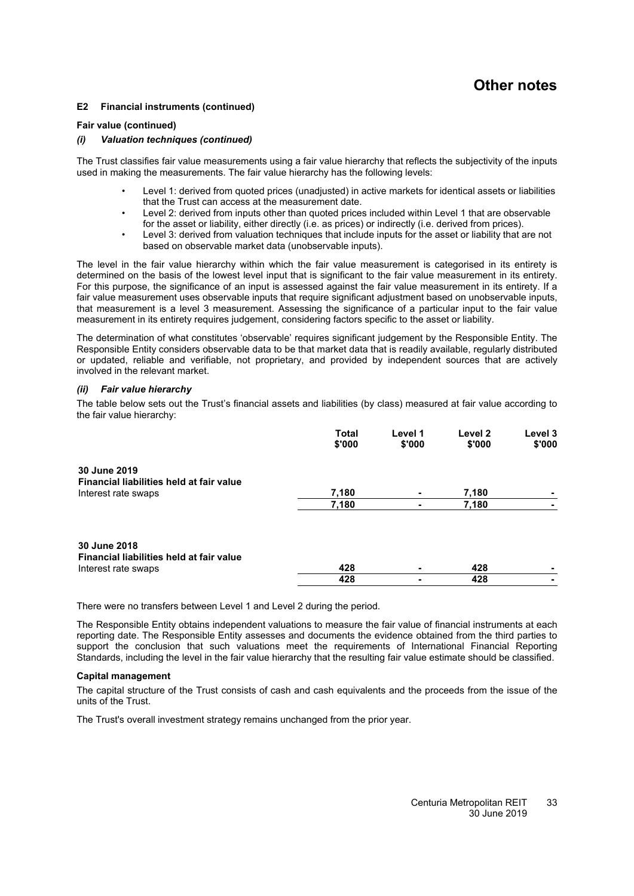# Other notes

### E2 Financial instruments (continued)

**Fair value (continued)**

***(i) Valuation techniques (continued)***

The Trust classifies fair value measurements using a fair value hierarchy that reflects the subjectivity of the inputs used in making the measurements. The fair value hierarchy has the following levels:

- Level 1: derived from quoted prices (unadjusted) in active markets for identical assets or liabilities that the Trust can access at the measurement date.
- Level 2: derived from inputs other than quoted prices included within Level 1 that are observable for the asset or liability, either directly (i.e. as prices) or indirectly (i.e. derived from prices).
- Level 3: derived from valuation techniques that include inputs for the asset or liability that are not based on observable market data (unobservable inputs).

The level in the fair value hierarchy within which the fair value measurement is categorised in its entirety is determined on the basis of the lowest level input that is significant to the fair value measurement in its entirety. For this purpose, the significance of an input is assessed against the fair value measurement in its entirety. If a fair value measurement uses observable inputs that require significant adjustment based on unobservable inputs, that measurement is a level 3 measurement. Assessing the significance of a particular input to the fair value measurement in its entirety requires judgement, considering factors specific to the asset or liability.

The determination of what constitutes 'observable' requires significant judgement by the Responsible Entity. The Responsible Entity considers observable data to be that market data that is readily available, regularly distributed or updated, reliable and verifiable, not proprietary, and provided by independent sources that are actively involved in the relevant market.

***(ii) Fair value hierarchy***

The table below sets out the Trust's financial assets and liabilities (by class) measured at fair value according to the fair value hierarchy:

| | Total $'000 | Level 1 $'000 | Level 2 $'000 | Level 3 $'000 |
|---|---|---|---|---|
| **30 June 2019** | | | | |
| **Financial liabilities held at fair value** | | | | |
| Interest rate swaps | 7,180 | - | 7,180 | - |
| | 7,180 | - | 7,180 | - |
| **30 June 2018** | | | | |
| **Financial liabilities held at fair value** | | | | |
| Interest rate swaps | 428 | - | 428 | - |
| | 428 | - | 428 | - |

There were no transfers between Level 1 and Level 2 during the period.

The Responsible Entity obtains independent valuations to measure the fair value of financial instruments at each reporting date. The Responsible Entity assesses and documents the evidence obtained from the third parties to support the conclusion that such valuations meet the requirements of International Financial Reporting Standards, including the level in the fair value hierarchy that the resulting fair value estimate should be classified.

**Capital management**

The capital structure of the Trust consists of cash and cash equivalents and the proceeds from the issue of the units of the Trust.

The Trust's overall investment strategy remains unchanged from the prior year.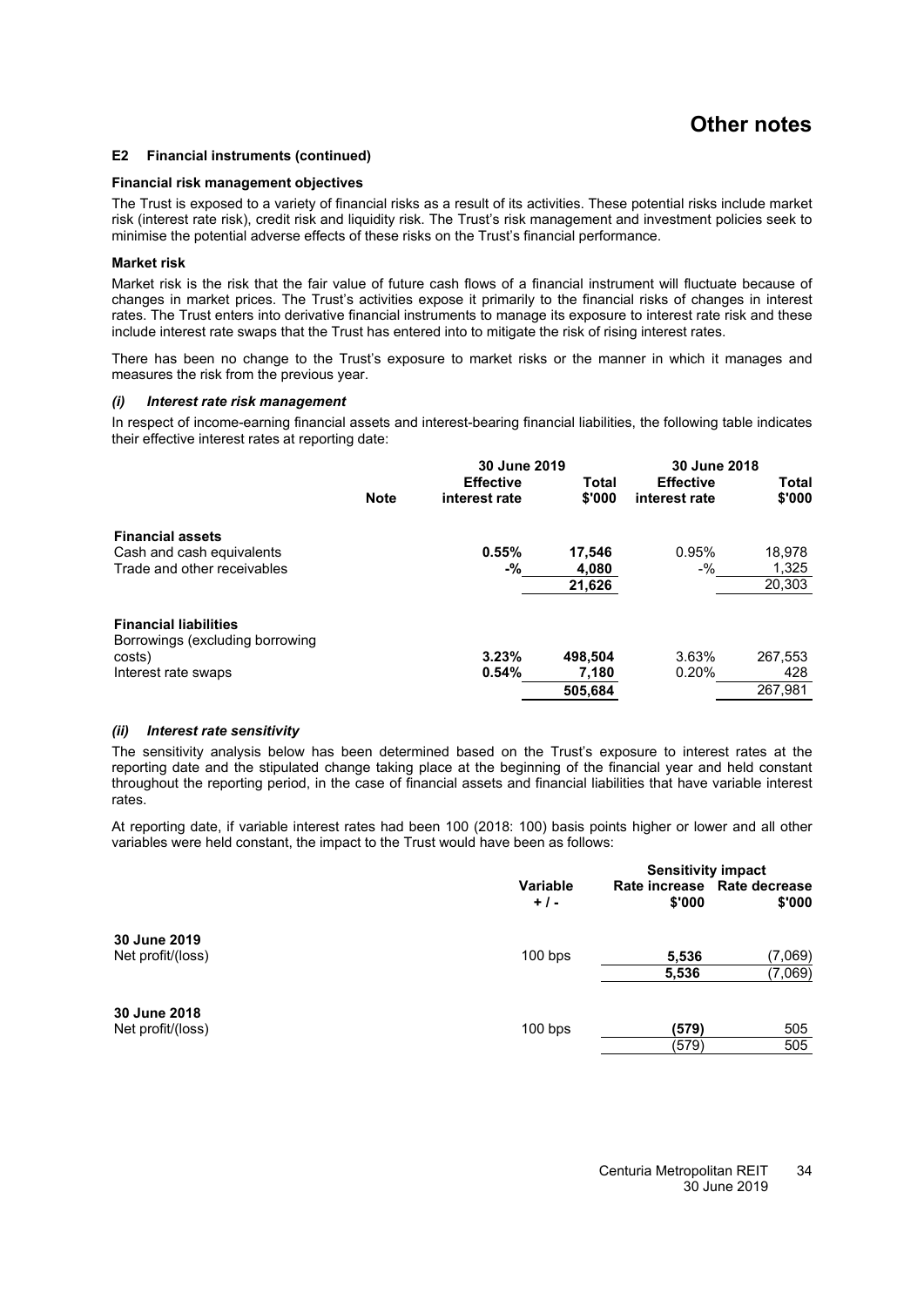# Other notes

### E2 Financial instruments (continued)

**Financial risk management objectives**

The Trust is exposed to a variety of financial risks as a result of its activities. These potential risks include market risk (interest rate risk), credit risk and liquidity risk. The Trust's risk management and investment policies seek to minimise the potential adverse effects of these risks on the Trust's financial performance.

**Market risk**

Market risk is the risk that the fair value of future cash flows of a financial instrument will fluctuate because of changes in market prices. The Trust's activities expose it primarily to the financial risks of changes in interest rates. The Trust enters into derivative financial instruments to manage its exposure to interest rate risk and these include interest rate swaps that the Trust has entered into to mitigate the risk of rising interest rates.

There has been no change to the Trust's exposure to market risks or the manner in which it manages and measures the risk from the previous year.

***(i) Interest rate risk management***

In respect of income-earning financial assets and interest-bearing financial liabilities, the following table indicates their effective interest rates at reporting date:

| | Note | 30 June 2019 Effective interest rate | 30 June 2019 Total $'000 | 30 June 2018 Effective interest rate | 30 June 2018 Total $'000 |
|---|---|---|---|---|---|
| **Financial assets** | | | | | |
| Cash and cash equivalents | | **0.55%** | **17,546** | 0.95% | 18,978 |
| Trade and other receivables | | **-%** | **4,080** | -% | 1,325 |
| | | | **21,626** | | 20,303 |
| **Financial liabilities** | | | | | |
| Borrowings (excluding borrowing costs) | | **3.23%** | **498,504** | 3.63% | 267,553 |
| Interest rate swaps | | **0.54%** | **7,180** | 0.20% | 428 |
| | | | **505,684** | | 267,981 |

***(ii) Interest rate sensitivity***

The sensitivity analysis below has been determined based on the Trust's exposure to interest rates at the reporting date and the stipulated change taking place at the beginning of the financial year and held constant throughout the reporting period, in the case of financial assets and financial liabilities that have variable interest rates.

At reporting date, if variable interest rates had been 100 (2018: 100) basis points higher or lower and all other variables were held constant, the impact to the Trust would have been as follows:

| | Variable + / - | Sensitivity impact Rate increase $'000 | Sensitivity impact Rate decrease $'000 |
|---|---|---|---|
| **30 June 2019** | | | |
| Net profit/(loss) | 100 bps | **5,536** | (7,069) |
| | | **5,536** | (7,069) |
| **30 June 2018** | | | |
| Net profit/(loss) | 100 bps | **(579)** | 505 |
| | | (579) | 505 |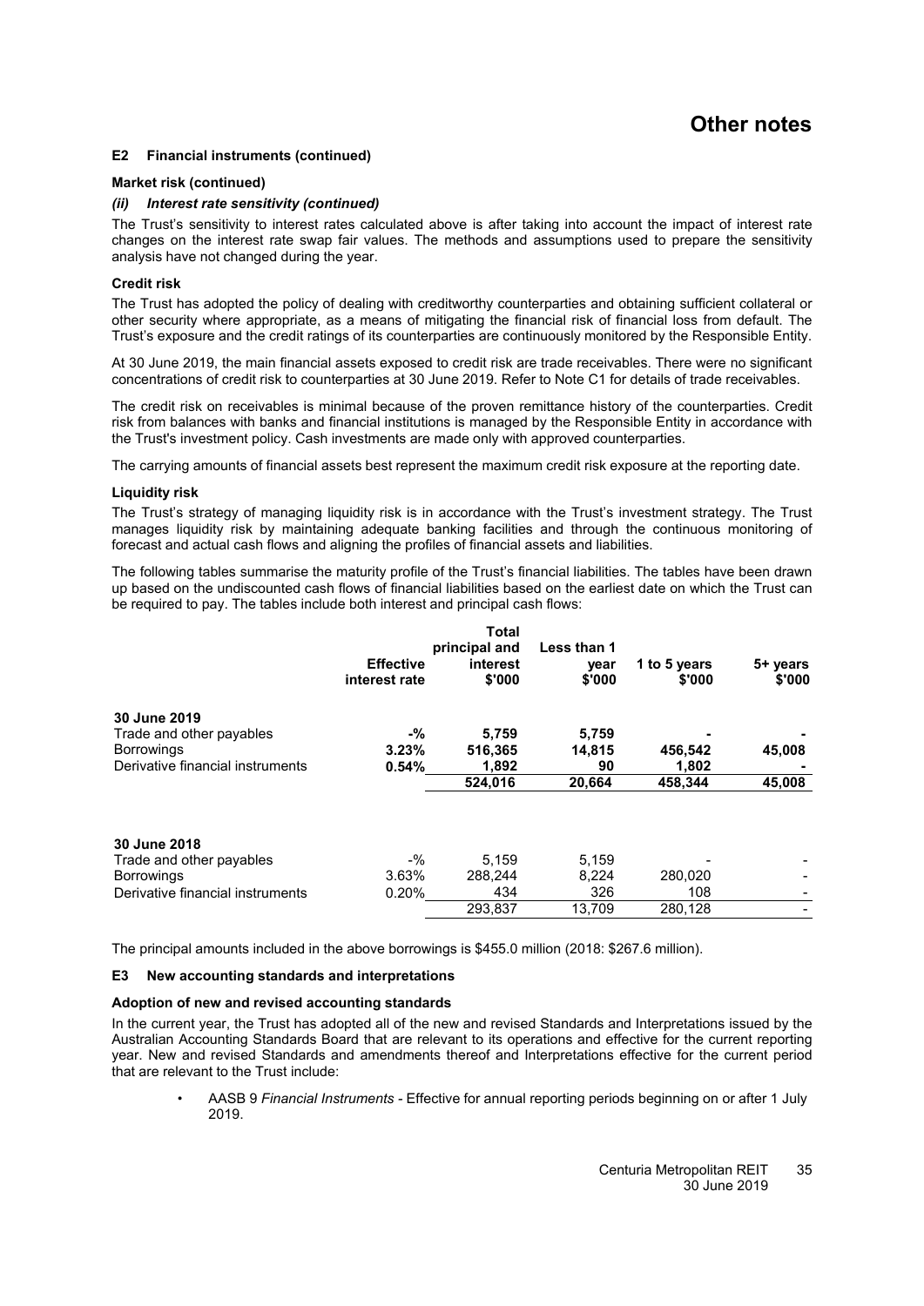# Other notes

### E2 Financial instruments (continued)

**Market risk (continued)**

***(ii) Interest rate sensitivity (continued)***

The Trust's sensitivity to interest rates calculated above is after taking into account the impact of interest rate changes on the interest rate swap fair values. The methods and assumptions used to prepare the sensitivity analysis have not changed during the year.

**Credit risk**

The Trust has adopted the policy of dealing with creditworthy counterparties and obtaining sufficient collateral or other security where appropriate, as a means of mitigating the financial risk of financial loss from default. The Trust's exposure and the credit ratings of its counterparties are continuously monitored by the Responsible Entity.

At 30 June 2019, the main financial assets exposed to credit risk are trade receivables. There were no significant concentrations of credit risk to counterparties at 30 June 2019. Refer to Note C1 for details of trade receivables.

The credit risk on receivables is minimal because of the proven remittance history of the counterparties. Credit risk from balances with banks and financial institutions is managed by the Responsible Entity in accordance with the Trust's investment policy. Cash investments are made only with approved counterparties.

The carrying amounts of financial assets best represent the maximum credit risk exposure at the reporting date.

**Liquidity risk**

The Trust's strategy of managing liquidity risk is in accordance with the Trust's investment strategy. The Trust manages liquidity risk by maintaining adequate banking facilities and through the continuous monitoring of forecast and actual cash flows and aligning the profiles of financial assets and liabilities.

The following tables summarise the maturity profile of the Trust's financial liabilities. The tables have been drawn up based on the undiscounted cash flows of financial liabilities based on the earliest date on which the Trust can be required to pay. The tables include both interest and principal cash flows:

| | Effective interest rate | Total principal and interest $'000 | Less than 1 year $'000 | 1 to 5 years $'000 | 5+ years $'000 |
|---|---|---|---|---|---|
| **30 June 2019** | | | | | |
| Trade and other payables | **-%** | **5,759** | **5,759** | **-** | **-** |
| Borrowings | **3.23%** | **516,365** | **14,815** | **456,542** | **45,008** |
| Derivative financial instruments | **0.54%** | **1,892** | **90** | **1,802** | **-** |
| | | **524,016** | **20,664** | **458,344** | **45,008** |
| **30 June 2018** | | | | | |
| Trade and other payables | -% | 5,159 | 5,159 | - | - |
| Borrowings | 3.63% | 288,244 | 8,224 | 280,020 | - |
| Derivative financial instruments | 0.20% | 434 | 326 | 108 | - |
| | | 293,837 | 13,709 | 280,128 | - |

The principal amounts included in the above borrowings is $455.0 million (2018: $267.6 million).

### E3 New accounting standards and interpretations

**Adoption of new and revised accounting standards**

In the current year, the Trust has adopted all of the new and revised Standards and Interpretations issued by the Australian Accounting Standards Board that are relevant to its operations and effective for the current reporting year. New and revised Standards and amendments thereof and Interpretations effective for the current period that are relevant to the Trust include:

- AASB 9 *Financial Instruments* - Effective for annual reporting periods beginning on or after 1 July 2019.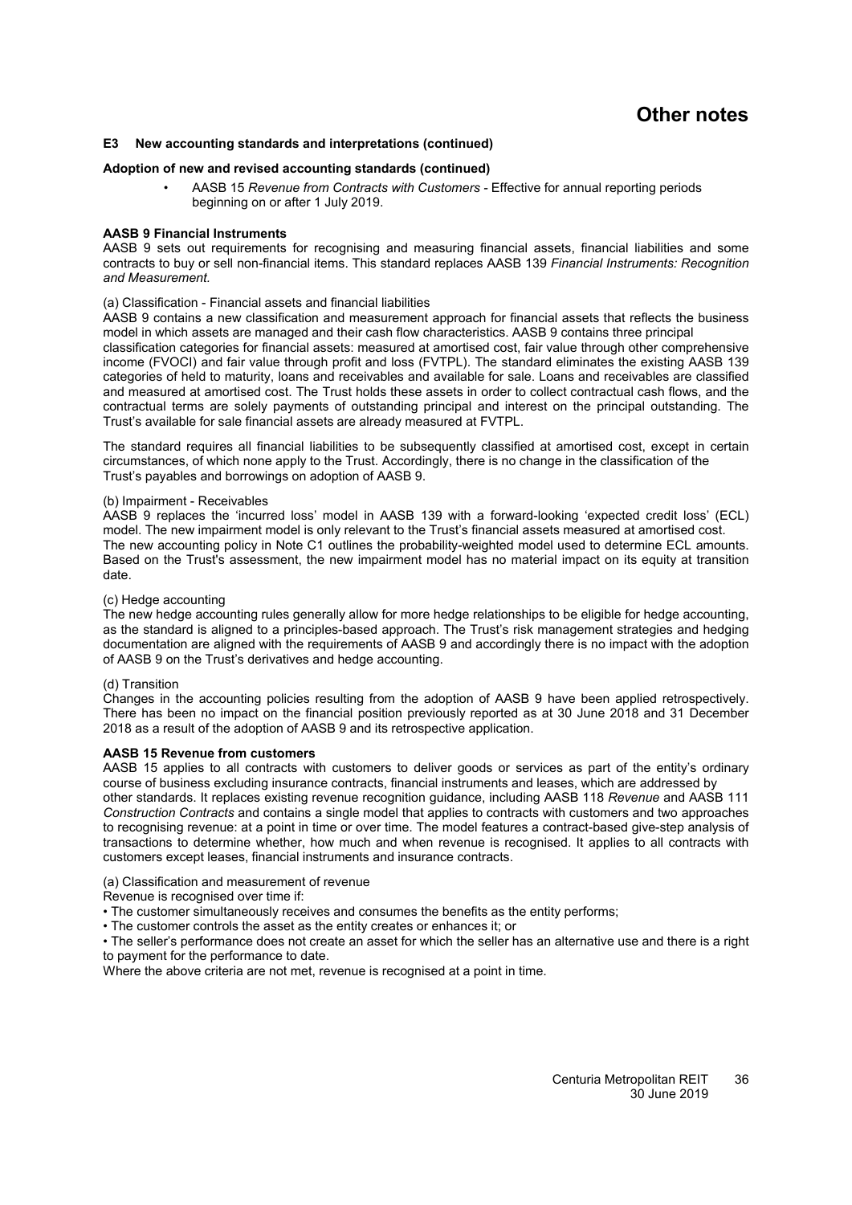# Other notes

## E3 New accounting standards and interpretations (continued)

### Adoption of new and revised accounting standards (continued)

- AASB 15 *Revenue from Contracts with Customers* - Effective for annual reporting periods beginning on or after 1 July 2019.

**AASB 9 Financial Instruments**

AASB 9 sets out requirements for recognising and measuring financial assets, financial liabilities and some contracts to buy or sell non-financial items. This standard replaces AASB 139 *Financial Instruments: Recognition and Measurement.*

(a) Classification - Financial assets and financial liabilities

AASB 9 contains a new classification and measurement approach for financial assets that reflects the business model in which assets are managed and their cash flow characteristics. AASB 9 contains three principal classification categories for financial assets: measured at amortised cost, fair value through other comprehensive income (FVOCI) and fair value through profit and loss (FVTPL). The standard eliminates the existing AASB 139 categories of held to maturity, loans and receivables and available for sale. Loans and receivables are classified and measured at amortised cost. The Trust holds these assets in order to collect contractual cash flows, and the contractual terms are solely payments of outstanding principal and interest on the principal outstanding. The Trust's available for sale financial assets are already measured at FVTPL.

The standard requires all financial liabilities to be subsequently classified at amortised cost, except in certain circumstances, of which none apply to the Trust. Accordingly, there is no change in the classification of the Trust's payables and borrowings on adoption of AASB 9.

(b) Impairment - Receivables

AASB 9 replaces the 'incurred loss' model in AASB 139 with a forward-looking 'expected credit loss' (ECL) model. The new impairment model is only relevant to the Trust's financial assets measured at amortised cost. The new accounting policy in Note C1 outlines the probability-weighted model used to determine ECL amounts. Based on the Trust's assessment, the new impairment model has no material impact on its equity at transition date.

(c) Hedge accounting

The new hedge accounting rules generally allow for more hedge relationships to be eligible for hedge accounting, as the standard is aligned to a principles-based approach. The Trust's risk management strategies and hedging documentation are aligned with the requirements of AASB 9 and accordingly there is no impact with the adoption of AASB 9 on the Trust's derivatives and hedge accounting.

(d) Transition

Changes in the accounting policies resulting from the adoption of AASB 9 have been applied retrospectively. There has been no impact on the financial position previously reported as at 30 June 2018 and 31 December 2018 as a result of the adoption of AASB 9 and its retrospective application.

**AASB 15 Revenue from customers**

AASB 15 applies to all contracts with customers to deliver goods or services as part of the entity's ordinary course of business excluding insurance contracts, financial instruments and leases, which are addressed by other standards. It replaces existing revenue recognition guidance, including AASB 118 *Revenue* and AASB 111 *Construction Contracts* and contains a single model that applies to contracts with customers and two approaches to recognising revenue: at a point in time or over time. The model features a contract-based give-step analysis of transactions to determine whether, how much and when revenue is recognised. It applies to all contracts with customers except leases, financial instruments and insurance contracts.

(a) Classification and measurement of revenue

Revenue is recognised over time if:

- The customer simultaneously receives and consumes the benefits as the entity performs;
- The customer controls the asset as the entity creates or enhances it; or
- The seller's performance does not create an asset for which the seller has an alternative use and there is a right to payment for the performance to date.

Where the above criteria are not met, revenue is recognised at a point in time.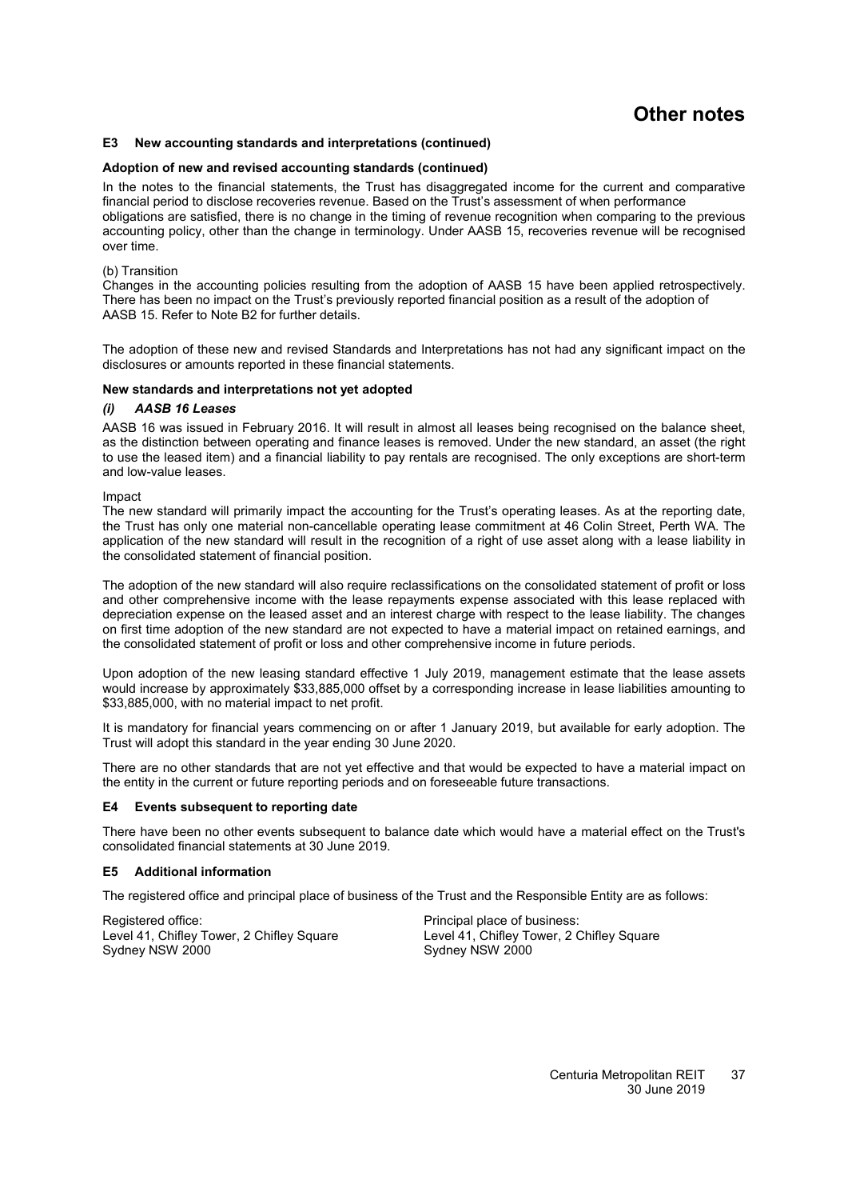# Other notes

### E3 New accounting standards and interpretations (continued)

**Adoption of new and revised accounting standards (continued)**

In the notes to the financial statements, the Trust has disaggregated income for the current and comparative financial period to disclose recoveries revenue. Based on the Trust's assessment of when performance obligations are satisfied, there is no change in the timing of revenue recognition when comparing to the previous accounting policy, other than the change in terminology. Under AASB 15, recoveries revenue will be recognised over time.

(b) Transition

Changes in the accounting policies resulting from the adoption of AASB 15 have been applied retrospectively. There has been no impact on the Trust's previously reported financial position as a result of the adoption of AASB 15. Refer to Note B2 for further details.

The adoption of these new and revised Standards and Interpretations has not had any significant impact on the disclosures or amounts reported in these financial statements.

**New standards and interpretations not yet adopted**

***(i) AASB 16 Leases***

AASB 16 was issued in February 2016. It will result in almost all leases being recognised on the balance sheet, as the distinction between operating and finance leases is removed. Under the new standard, an asset (the right to use the leased item) and a financial liability to pay rentals are recognised. The only exceptions are short-term and low-value leases.

Impact

The new standard will primarily impact the accounting for the Trust's operating leases. As at the reporting date, the Trust has only one material non-cancellable operating lease commitment at 46 Colin Street, Perth WA. The application of the new standard will result in the recognition of a right of use asset along with a lease liability in the consolidated statement of financial position.

The adoption of the new standard will also require reclassifications on the consolidated statement of profit or loss and other comprehensive income with the lease repayments expense associated with this lease replaced with depreciation expense on the leased asset and an interest charge with respect to the lease liability. The changes on first time adoption of the new standard are not expected to have a material impact on retained earnings, and the consolidated statement of profit or loss and other comprehensive income in future periods.

Upon adoption of the new leasing standard effective 1 July 2019, management estimate that the lease assets would increase by approximately $33,885,000 offset by a corresponding increase in lease liabilities amounting to $33,885,000, with no material impact to net profit.

It is mandatory for financial years commencing on or after 1 January 2019, but available for early adoption. The Trust will adopt this standard in the year ending 30 June 2020.

There are no other standards that are not yet effective and that would be expected to have a material impact on the entity in the current or future reporting periods and on foreseeable future transactions.

### E4 Events subsequent to reporting date

There have been no other events subsequent to balance date which would have a material effect on the Trust's consolidated financial statements at 30 June 2019.

### E5 Additional information

The registered office and principal place of business of the Trust and the Responsible Entity are as follows:

Registered office:
Level 41, Chifley Tower, 2 Chifley Square
Sydney NSW 2000

Principal place of business:
Level 41, Chifley Tower, 2 Chifley Square
Sydney NSW 2000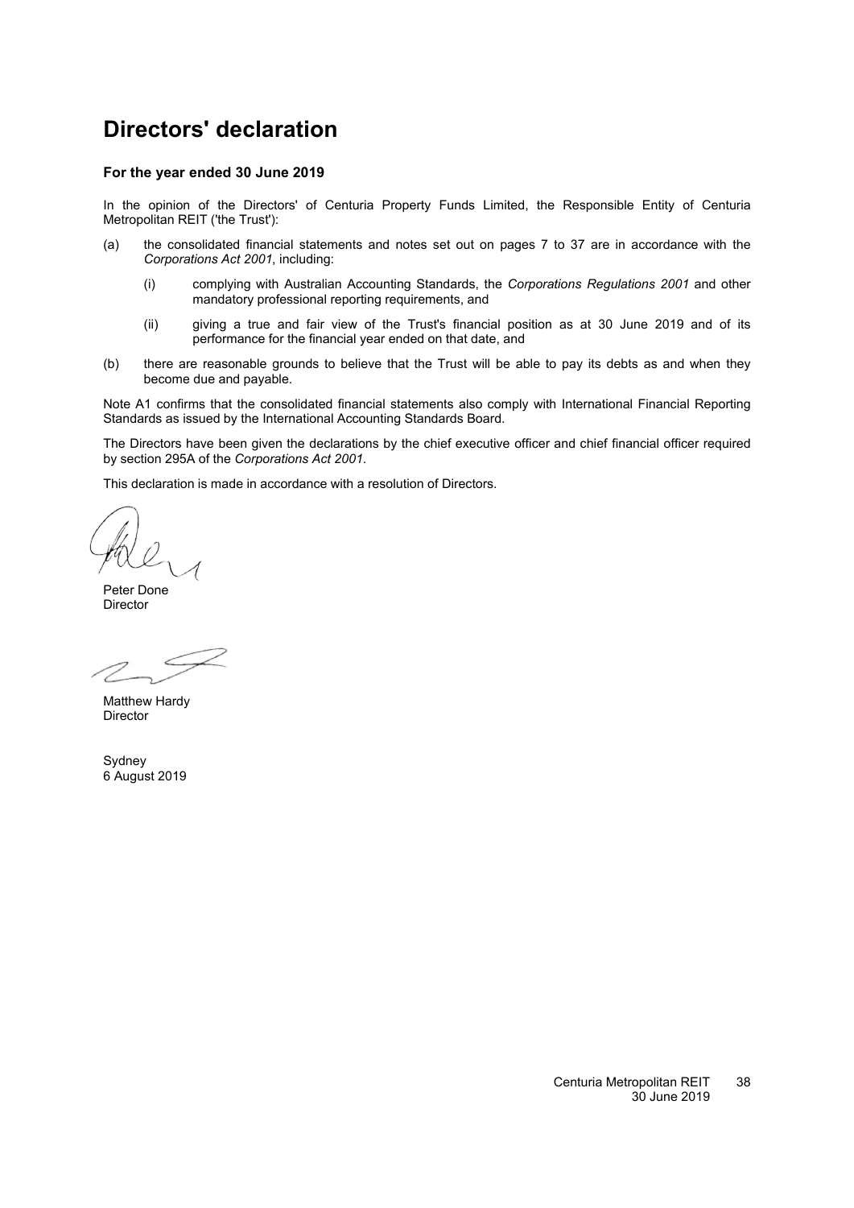# Directors' declaration

**For the year ended 30 June 2019**

In the opinion of the Directors' of Centuria Property Funds Limited, the Responsible Entity of Centuria Metropolitan REIT ('the Trust'):

(a) the consolidated financial statements and notes set out on pages 7 to 37 are in accordance with the *Corporations Act 2001*, including:

(i) complying with Australian Accounting Standards, the *Corporations Regulations 2001* and other mandatory professional reporting requirements, and

(ii) giving a true and fair view of the Trust's financial position as at 30 June 2019 and of its performance for the financial year ended on that date, and

(b) there are reasonable grounds to believe that the Trust will be able to pay its debts as and when they become due and payable.

Note A1 confirms that the consolidated financial statements also comply with International Financial Reporting Standards as issued by the International Accounting Standards Board.

The Directors have been given the declarations by the chief executive officer and chief financial officer required by section 295A of the *Corporations Act 2001*.

This declaration is made in accordance with a resolution of Directors.

Peter Done
Director

Matthew Hardy
Director

Sydney
6 August 2019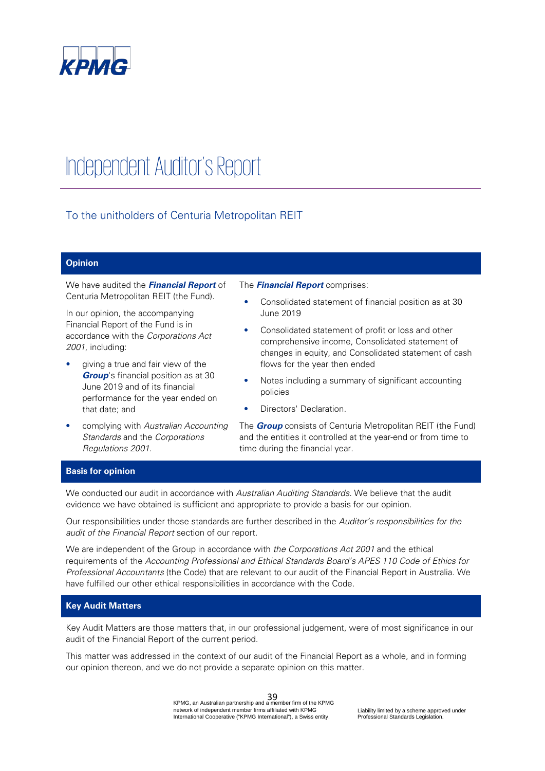# Independent Auditor's Report

## To the unitholders of Centuria Metropolitan REIT

### Opinion

We have audited the ***Financial Report*** of Centuria Metropolitan REIT (the Fund).

In our opinion, the accompanying Financial Report of the Fund is in accordance with the *Corporations Act 2001*, including:

- giving a true and fair view of the ***Group***'s financial position as at 30 June 2019 and of its financial performance for the year ended on that date; and
- complying with *Australian Accounting Standards* and the *Corporations Regulations 2001*.

The ***Financial Report*** comprises:

- Consolidated statement of financial position as at 30 June 2019
- Consolidated statement of profit or loss and other comprehensive income, Consolidated statement of changes in equity, and Consolidated statement of cash flows for the year then ended
- Notes including a summary of significant accounting policies
- Directors' Declaration.

The ***Group*** consists of Centuria Metropolitan REIT (the Fund) and the entities it controlled at the year-end or from time to time during the financial year.

### Basis for opinion

We conducted our audit in accordance with *Australian Auditing Standards*. We believe that the audit evidence we have obtained is sufficient and appropriate to provide a basis for our opinion.

Our responsibilities under those standards are further described in the *Auditor's responsibilities for the audit of the Financial Report* section of our report.

We are independent of the Group in accordance with *the Corporations Act 2001* and the ethical requirements of the *Accounting Professional and Ethical Standards Board's APES 110 Code of Ethics for Professional Accountants* (the Code) that are relevant to our audit of the Financial Report in Australia. We have fulfilled our other ethical responsibilities in accordance with the Code.

### Key Audit Matters

Key Audit Matters are those matters that, in our professional judgement, were of most significance in our audit of the Financial Report of the current period.

This matter was addressed in the context of our audit of the Financial Report as a whole, and in forming our opinion thereon, and we do not provide a separate opinion on this matter.

KPMG, an Australian partnership and a member firm of the KPMG network of independent member firms affiliated with KPMG International Cooperative ("KPMG International"), a Swiss entity.

Liability limited by a scheme approved under Professional Standards Legislation.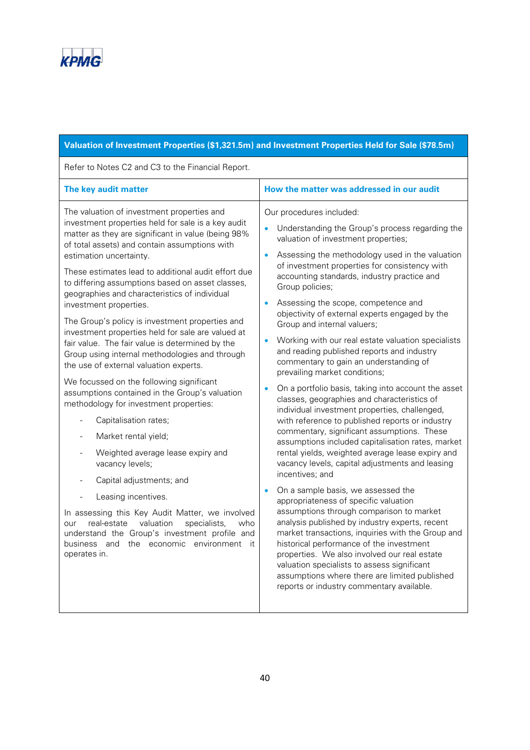## Valuation of Investment Properties ($1,321.5m) and Investment Properties Held for Sale ($78.5m)

Refer to Notes C2 and C3 to the Financial Report.

| The key audit matter | How the matter was addressed in our audit |
|---|---|
| The valuation of investment properties and investment properties held for sale is a key audit matter as they are significant in value (being 98% of total assets) and contain assumptions with estimation uncertainty.<br><br>These estimates lead to additional audit effort due to differing assumptions based on asset classes, geographies and characteristics of individual investment properties.<br><br>The Group's policy is investment properties and investment properties held for sale are valued at fair value. The fair value is determined by the Group using internal methodologies and through the use of external valuation experts.<br><br>We focussed on the following significant assumptions contained in the Group's valuation methodology for investment properties:<br><br>- Capitalisation rates;<br>- Market rental yield;<br>- Weighted average lease expiry and vacancy levels;<br>- Capital adjustments; and<br>- Leasing incentives.<br><br>In assessing this Key Audit Matter, we involved our real-estate valuation specialists, who understand the Group's investment profile and business and the economic environment it operates in. | Our procedures included:<br><br>• Understanding the Group's process regarding the valuation of investment properties;<br>• Assessing the methodology used in the valuation of investment properties for consistency with accounting standards, industry practice and Group policies;<br>• Assessing the scope, competence and objectivity of external experts engaged by the Group and internal valuers;<br>• Working with our real estate valuation specialists and reading published reports and industry commentary to gain an understanding of prevailing market conditions;<br>• On a portfolio basis, taking into account the asset classes, geographies and characteristics of individual investment properties, challenged, with reference to published reports or industry commentary, significant assumptions. These assumptions included capitalisation rates, market rental yields, weighted average lease expiry and vacancy levels, capital adjustments and leasing incentives; and<br>• On a sample basis, we assessed the appropriateness of specific valuation assumptions through comparison to market analysis published by industry experts, recent market transactions, inquiries with the Group and historical performance of the investment properties. We also involved our real estate valuation specialists to assess significant assumptions where there are limited published reports or industry commentary available. |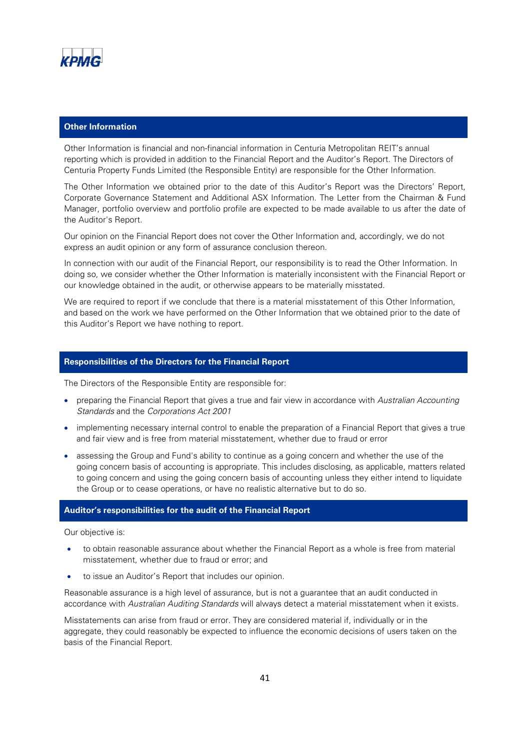## Other Information

Other Information is financial and non-financial information in Centuria Metropolitan REIT's annual reporting which is provided in addition to the Financial Report and the Auditor's Report. The Directors of Centuria Property Funds Limited (the Responsible Entity) are responsible for the Other Information.

The Other Information we obtained prior to the date of this Auditor's Report was the Directors' Report, Corporate Governance Statement and Additional ASX Information. The Letter from the Chairman & Fund Manager, portfolio overview and portfolio profile are expected to be made available to us after the date of the Auditor's Report.

Our opinion on the Financial Report does not cover the Other Information and, accordingly, we do not express an audit opinion or any form of assurance conclusion thereon.

In connection with our audit of the Financial Report, our responsibility is to read the Other Information. In doing so, we consider whether the Other Information is materially inconsistent with the Financial Report or our knowledge obtained in the audit, or otherwise appears to be materially misstated.

We are required to report if we conclude that there is a material misstatement of this Other Information, and based on the work we have performed on the Other Information that we obtained prior to the date of this Auditor's Report we have nothing to report.

## Responsibilities of the Directors for the Financial Report

The Directors of the Responsible Entity are responsible for:

- preparing the Financial Report that gives a true and fair view in accordance with *Australian Accounting Standards* and the *Corporations Act 2001*
- implementing necessary internal control to enable the preparation of a Financial Report that gives a true and fair view and is free from material misstatement, whether due to fraud or error
- assessing the Group and Fund's ability to continue as a going concern and whether the use of the going concern basis of accounting is appropriate. This includes disclosing, as applicable, matters related to going concern and using the going concern basis of accounting unless they either intend to liquidate the Group or to cease operations, or have no realistic alternative but to do so.

## Auditor's responsibilities for the audit of the Financial Report

Our objective is:

- to obtain reasonable assurance about whether the Financial Report as a whole is free from material misstatement, whether due to fraud or error; and
- to issue an Auditor's Report that includes our opinion.

Reasonable assurance is a high level of assurance, but is not a guarantee that an audit conducted in accordance with *Australian Auditing Standards* will always detect a material misstatement when it exists.

Misstatements can arise from fraud or error. They are considered material if, individually or in the aggregate, they could reasonably be expected to influence the economic decisions of users taken on the basis of the Financial Report.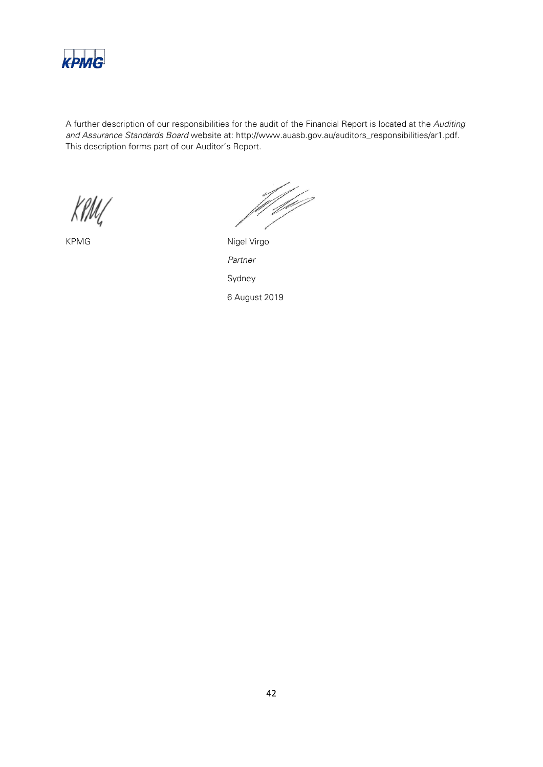A further description of our responsibilities for the audit of the Financial Report is located at the *Auditing and Assurance Standards Board* website at: http://www.auasb.gov.au/auditors_responsibilities/ar1.pdf. This description forms part of our Auditor's Report.

KPMG

Nigel Virgo

*Partner*

Sydney

6 August 2019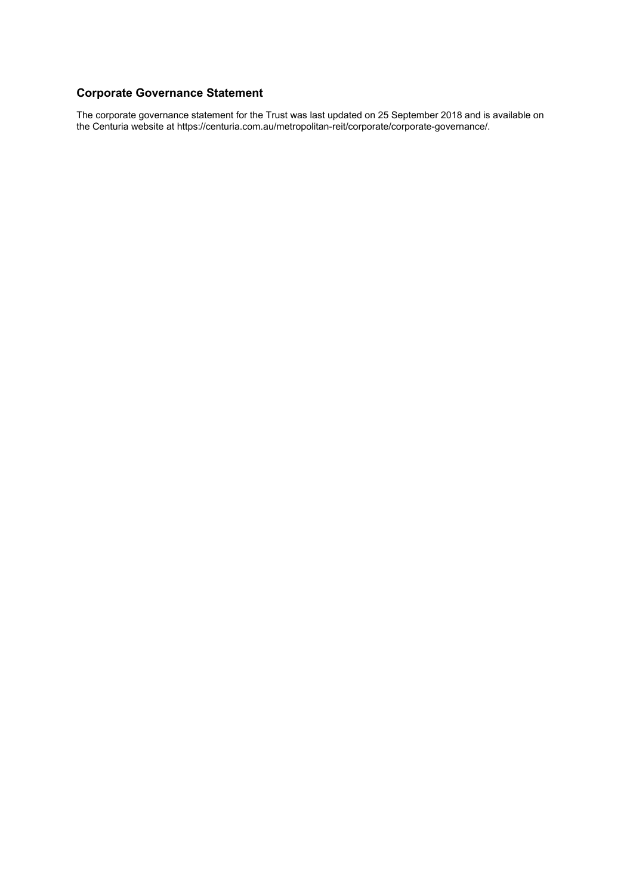## Corporate Governance Statement

The corporate governance statement for the Trust was last updated on 25 September 2018 and is available on the Centuria website at https://centuria.com.au/metropolitan-reit/corporate/corporate-governance/.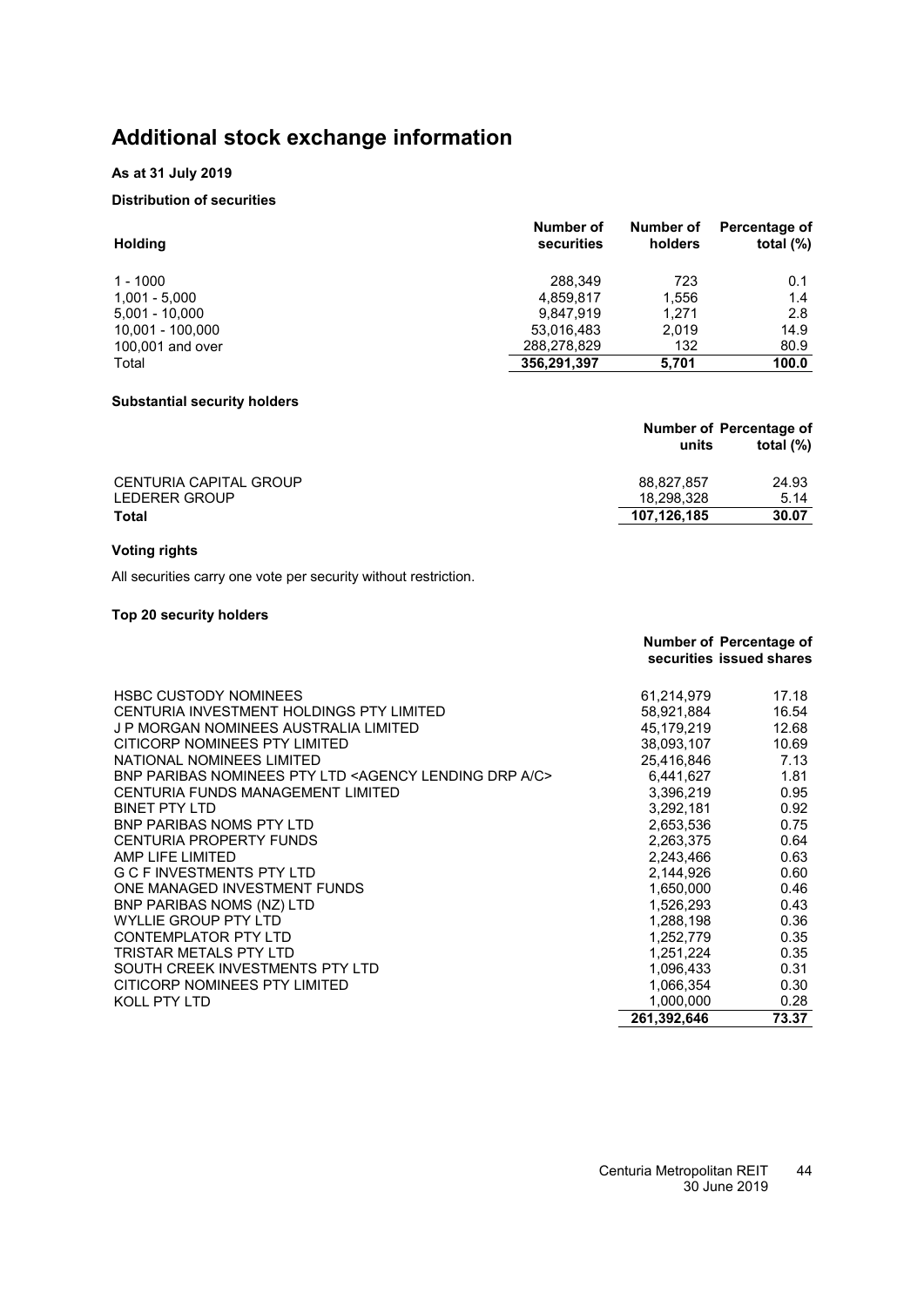# Additional stock exchange information

**As at 31 July 2019**

**Distribution of securities**

| Holding | Number of securities | Number of holders | Percentage of total (%) |
|---|---|---|---|
| 1 - 1000 | 288,349 | 723 | 0.1 |
| 1,001 - 5,000 | 4,859,817 | 1,556 | 1.4 |
| 5,001 - 10,000 | 9,847,919 | 1,271 | 2.8 |
| 10,001 - 100,000 | 53,016,483 | 2,019 | 14.9 |
| 100,001 and over | 288,278,829 | 132 | 80.9 |
| Total | **356,291,397** | **5,701** | **100.0** |

**Substantial security holders**

| | Number of units | Percentage of total (%) |
|---|---|---|
| CENTURIA CAPITAL GROUP | 88,827,857 | 24.93 |
| LEDERER GROUP | 18,298,328 | 5.14 |
| **Total** | **107,126,185** | **30.07** |

**Voting rights**

All securities carry one vote per security without restriction.

**Top 20 security holders**

| | Number of securities | Percentage of issued shares |
|---|---|---|
| HSBC CUSTODY NOMINEES | 61,214,979 | 17.18 |
| CENTURIA INVESTMENT HOLDINGS PTY LIMITED | 58,921,884 | 16.54 |
| J P MORGAN NOMINEES AUSTRALIA LIMITED | 45,179,219 | 12.68 |
| CITICORP NOMINEES PTY LIMITED | 38,093,107 | 10.69 |
| NATIONAL NOMINEES LIMITED | 25,416,846 | 7.13 |
| BNP PARIBAS NOMINEES PTY LTD <AGENCY LENDING DRP A/C> | 6,441,627 | 1.81 |
| CENTURIA FUNDS MANAGEMENT LIMITED | 3,396,219 | 0.95 |
| BINET PTY LTD | 3,292,181 | 0.92 |
| BNP PARIBAS NOMS PTY LTD | 2,653,536 | 0.75 |
| CENTURIA PROPERTY FUNDS | 2,263,375 | 0.64 |
| AMP LIFE LIMITED | 2,243,466 | 0.63 |
| G C F INVESTMENTS PTY LTD | 2,144,926 | 0.60 |
| ONE MANAGED INVESTMENT FUNDS | 1,650,000 | 0.46 |
| BNP PARIBAS NOMS (NZ) LTD | 1,526,293 | 0.43 |
| WYLLIE GROUP PTY LTD | 1,288,198 | 0.36 |
| CONTEMPLATOR PTY LTD | 1,252,779 | 0.35 |
| TRISTAR METALS PTY LTD | 1,251,224 | 0.35 |
| SOUTH CREEK INVESTMENTS PTY LTD | 1,096,433 | 0.31 |
| CITICORP NOMINEES PTY LIMITED | 1,066,354 | 0.30 |
| KOLL PTY LTD | 1,000,000 | 0.28 |
| | **261,392,646** | **73.37** |